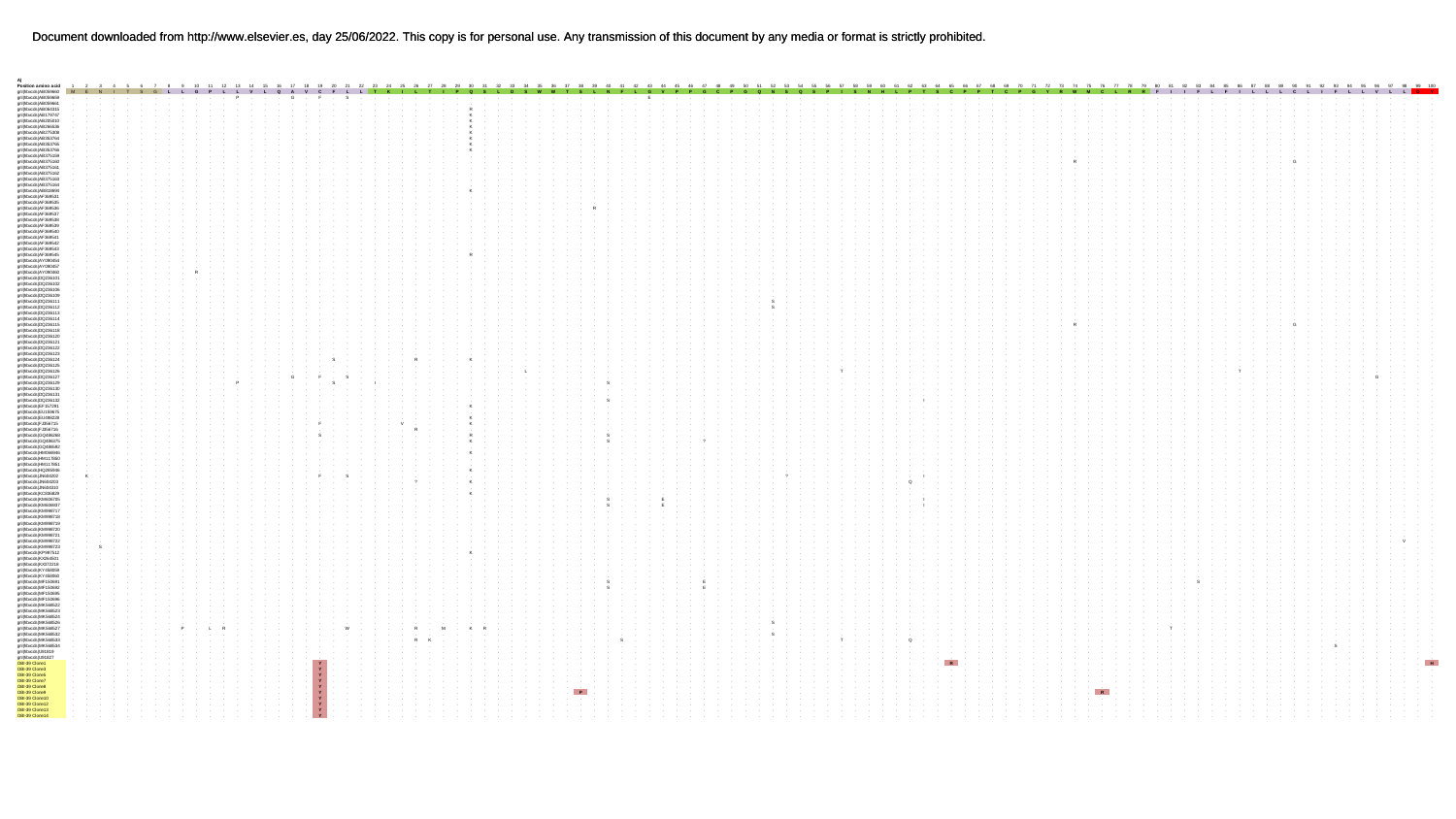A)

Position amino acid: 1–100

Reference sequence (positions 1–100):

M E N I T S G L L G P L L V L Q A V C F L L T K I L T I P Q S L D S W W T S L N F L G V P P G C P G Q N S Q S P I S N H L P T S C P P T C P G Y R W M C L R R F I I F L F I L L L C L I F L L V L L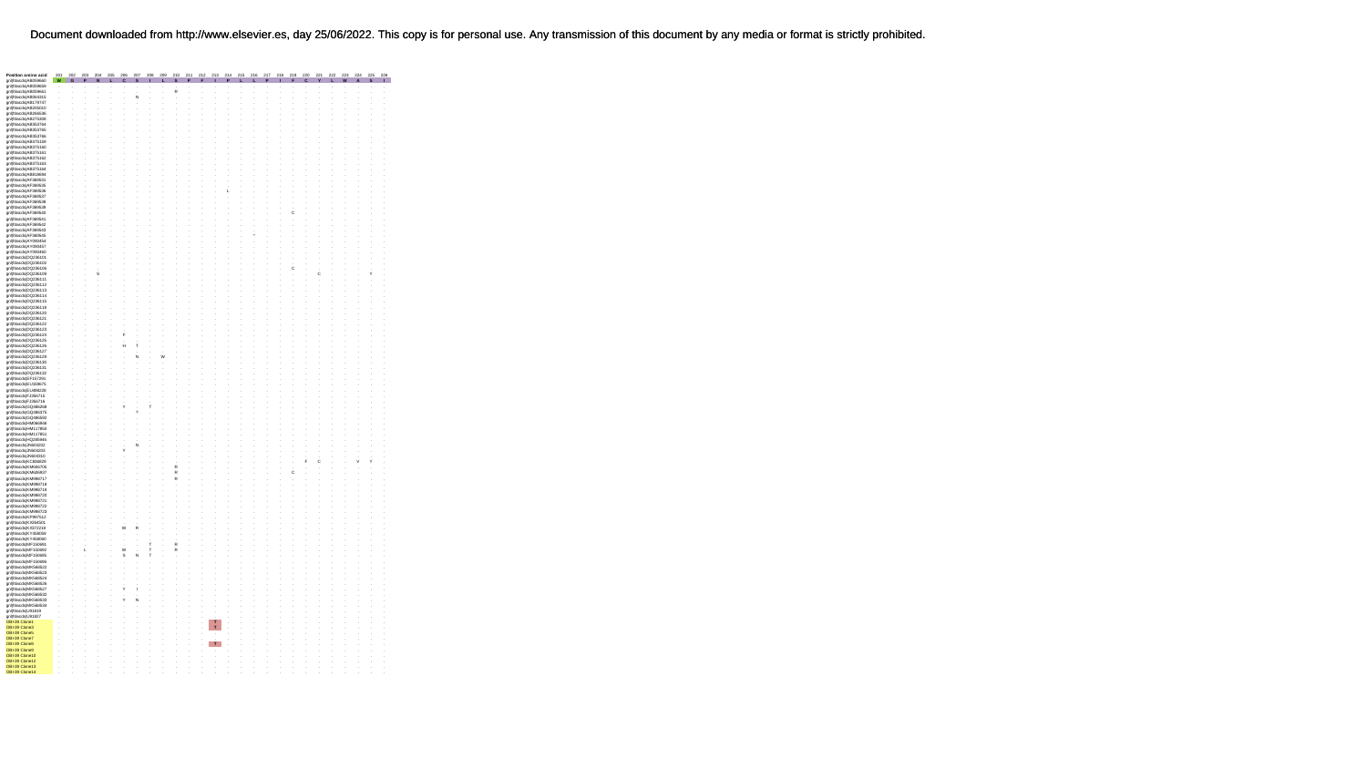| Position amino acid | 201 | 202 | 203 | 204 | 205 | 206 | 207 | 208 | 209 | 210 | 211 | 212 | 213 | 214 | 215 | 216 | 217 | 218 | 219 | 220 | 221 | 222 | 223 | 224 | 225 | 226 |
|---|---|---|---|---|---|---|---|---|---|---|---|---|---|---|---|---|---|---|---|---|---|---|---|---|---|---|
| gi\|hbvdb\|AB059660 | W | S | P | N | L | C | S | I | L | S | P | F | I | P | L | L | P | I | F | C | Y | L | W | R | S | I |
| gi\|hbvdb\|AB059659 | . | . | . | . | . | . | . | . | . | . | . | . | . | . | . | . | . | . | . | . | . | . | . | . | . | . |
| gi\|hbvdb\|AB059661 | . | . | . | . | . | . | . | . | . | R | . | . | . | . | . | . | . | . | . | . | . | . | . | . | . | . |
| gi\|hbvdb\|AB064313 | . | . | . | . | . | . | N | . | . | . | . | . | . | . | . | . | . | . | . | . | . | . | . | . | . | . |
| gi\|hbvdb\|AB178707 | . | . | . | . | . | . | . | . | . | . | . | . | . | . | . | . | . | . | . | . | . | . | . | . | . | . |
| gi\|hbvdb\|AB205010 | . | . | . | . | . | . | . | . | . | . | . | . | . | . | . | . | . | . | . | . | . | . | . | . | . | . |
| gi\|hbvdb\|AB266536 | . | . | . | . | . | . | . | . | . | . | . | . | . | . | . | . | . | . | . | . | . | . | . | . | . | . |
| gi\|hbvdb\|AB275200 | . | . | . | . | . | . | . | . | . | . | . | . | . | . | . | . | . | . | . | . | . | . | . | . | . | . |
| gi\|hbvdb\|AB353764 | . | . | . | . | . | . | . | . | . | . | . | . | . | . | . | . | . | . | . | . | . | . | . | . | . | . |
| gi\|hbvdb\|AB353765 | . | . | . | . | . | . | . | . | . | . | . | . | . | . | . | . | . | . | . | . | . | . | . | . | . | . |
| gi\|hbvdb\|AB353766 | . | . | . | . | . | . | . | . | . | . | . | . | . | . | . | . | . | . | . | . | . | . | . | . | . | . |
| gi\|hbvdb\|AB375159 | . | . | . | . | . | . | . | . | . | . | . | . | . | . | . | . | . | . | . | . | . | . | . | . | . | . |
| gi\|hbvdb\|AB375160 | . | . | . | . | . | . | . | . | . | . | . | . | . | . | . | . | . | . | . | . | . | . | . | . | . | . |
| gi\|hbvdb\|AB375161 | . | . | . | . | . | . | . | . | . | . | . | . | . | . | . | . | . | . | . | . | . | . | . | . | . | . |
| gi\|hbvdb\|AB375162 | . | . | . | . | . | . | . | . | . | . | . | . | . | . | . | . | . | . | . | . | . | . | . | . | . | . |
| gi\|hbvdb\|AB375163 | . | . | . | . | . | . | . | . | . | . | . | . | . | . | . | . | . | . | . | . | . | . | . | . | . | . |
| gi\|hbvdb\|AB375164 | . | . | . | . | . | . | . | . | . | . | . | . | . | . | . | . | . | . | . | . | . | . | . | . | . | . |
| gi\|hbvdb\|AB818694 | . | . | . | . | . | . | . | . | . | . | . | . | . | . | . | . | . | . | . | . | . | . | . | . | . | . |
| gi\|hbvdb\|AF386631 | . | . | . | . | . | . | . | . | . | . | . | . | . | . | . | . | . | . | . | . | . | . | . | . | . | . |
| gi\|hbvdb\|AF386635 | . | . | . | . | . | . | . | . | . | . | . | . | . | . | . | . | . | . | . | . | . | . | . | . | . | . |
| gi\|hbvdb\|AF386636 | . | . | . | . | . | . | . | . | . | . | . | . | . | L | . | . | . | . | . | . | . | . | . | . | . | . |
| gi\|hbvdb\|AF386637 | . | . | . | . | . | . | . | . | . | . | . | . | . | . | . | . | . | . | . | . | . | . | . | . | . | . |
| gi\|hbvdb\|AF386638 | . | . | . | . | . | . | . | . | . | . | . | . | . | . | . | . | . | . | . | . | . | . | . | . | . | . |
| gi\|hbvdb\|AF386639 | . | . | . | . | . | . | . | . | . | . | . | . | . | . | . | . | . | . | . | . | . | . | . | . | . | . |
| gi\|hbvdb\|AF386640 | . | . | . | . | . | . | . | . | . | . | . | . | . | . | . | . | . | . | C | . | . | . | . | . | . | . |
| gi\|hbvdb\|AF386641 | . | . | . | . | . | . | . | . | . | . | . | . | . | . | . | . | . | . | . | . | . | . | . | . | . | . |
| gi\|hbvdb\|AF386642 | . | . | . | . | . | . | . | . | . | . | . | . | . | . | . | . | . | . | . | . | . | . | . | . | . | . |
| gi\|hbvdb\|AF386643 | . | . | . | . | . | . | . | . | . | . | . | . | . | . | . | . | . | . | . | . | . | . | . | . | . | . |
| gi\|hbvdb\|AF386645 | . | . | . | . | . | . | . | . | . | . | . | . | . | . | . | * | . | . | . | . | . | . | . | . | . | . |
| gi\|hbvdb\|AY090454 | . | . | . | . | . | . | . | . | . | . | . | . | . | . | . | . | . | . | . | . | . | . | . | . | . | . |
| gi\|hbvdb\|AY090457 | . | . | . | . | . | . | . | . | . | . | . | . | . | . | . | . | . | . | . | . | . | . | . | . | . | . |
| gi\|hbvdb\|AY090460 | . | . | . | . | . | . | . | . | . | . | . | . | . | . | . | . | . | . | . | . | . | . | . | . | . | . |
| gi\|hbvdb\|DQ236101 | . | . | . | . | . | . | . | . | . | . | . | . | . | . | . | . | . | . | . | . | . | . | . | . | . | . |
| gi\|hbvdb\|DQ236102 | . | . | . | . | . | . | . | . | . | . | . | . | . | . | . | . | . | . | . | . | . | . | . | . | . | . |
| gi\|hbvdb\|DQ236105 | . | . | . | . | . | . | . | . | . | . | . | . | . | . | . | . | . | . | C | . | . | . | . | . | . | . |
| gi\|hbvdb\|DQ236109 | . | . | . | S | . | . | . | . | . | . | . | . | . | . | . | . | . | . | . | . | C | . | . | . | Y | . |
| gi\|hbvdb\|DQ236111 | . | . | . | . | . | . | . | . | . | . | . | . | . | . | . | . | . | . | . | . | . | . | . | . | . | . |
| gi\|hbvdb\|DQ236112 | . | . | . | . | . | . | . | . | . | . | . | . | . | . | . | . | . | . | . | . | . | . | . | . | . | . |
| gi\|hbvdb\|DQ236113 | . | . | . | . | . | . | . | . | . | . | . | . | . | . | . | . | . | . | . | . | . | . | . | . | . | . |
| gi\|hbvdb\|DQ236114 | . | . | . | . | . | . | . | . | . | . | . | . | . | . | . | . | . | . | . | . | . | . | . | . | . | . |
| gi\|hbvdb\|DQ236115 | . | . | . | . | . | . | . | . | . | . | . | . | . | . | . | . | . | . | . | . | . | . | . | . | . | . |
| gi\|hbvdb\|DQ236119 | . | . | . | . | . | . | . | . | . | . | . | . | . | . | . | . | . | . | . | . | . | . | . | . | . | . |
| gi\|hbvdb\|DQ236120 | . | . | . | . | . | . | . | . | . | . | . | . | . | . | . | . | . | . | . | . | . | . | . | . | . | . |
| gi\|hbvdb\|DQ236121 | . | . | . | . | . | . | . | . | . | . | . | . | . | . | . | . | . | . | . | . | . | . | . | . | . | . |
| gi\|hbvdb\|DQ236122 | . | . | . | . | . | . | . | . | . | . | . | . | . | . | . | . | . | . | . | . | . | . | . | . | . | . |
| gi\|hbvdb\|DQ236123 | . | . | . | . | . | . | . | . | . | . | . | . | . | . | . | . | . | . | . | . | . | . | . | . | . | . |
| gi\|hbvdb\|DQ236124 | . | . | . | . | . | F | . | . | . | . | . | . | . | . | . | . | . | . | . | . | . | . | . | . | . | . |
| gi\|hbvdb\|DQ236125 | . | . | . | . | . | . | . | . | . | . | . | . | . | . | . | . | . | . | . | . | . | . | . | . | . | . |
| gi\|hbvdb\|DQ236126 | . | . | . | . | . | H | T | . | . | . | . | . | . | . | . | . | . | . | . | . | . | . | . | . | . | . |
| gi\|hbvdb\|DQ236127 | . | . | . | . | . | . | . | . | . | . | . | . | . | . | . | . | . | . | . | . | . | . | . | . | . | . |
| gi\|hbvdb\|DQ236128 | . | . | . | . | . | . | N | . | W | . | . | . | . | . | . | . | . | . | . | . | . | . | . | . | . | . |
| gi\|hbvdb\|DQ236130 | . | . | . | . | . | . | . | . | . | . | . | . | . | . | . | . | . | . | . | . | . | . | . | . | . | . |
| gi\|hbvdb\|DQ236131 | . | . | . | . | . | . | . | . | . | . | . | . | . | . | . | . | . | . | . | . | . | . | . | . | . | . |
| gi\|hbvdb\|DQ236132 | . | . | . | . | . | . | . | . | . | . | . | . | . | . | . | . | . | . | . | . | . | . | . | . | . | . |
| gi\|hbvdb\|EF157291 | . | . | . | . | . | . | . | . | . | . | . | . | . | . | . | . | . | . | . | . | . | . | . | . | . | . |
| gi\|hbvdb\|EU159675 | . | . | . | . | . | . | . | . | . | . | . | . | . | . | . | . | . | . | . | . | . | . | . | . | . | . |
| gi\|hbvdb\|EU859226 | . | . | . | . | . | . | . | . | . | . | . | . | . | . | . | . | . | . | . | . | . | . | . | . | . | . |
| gi\|hbvdb\|FJ356715 | . | . | . | . | . | . | . | . | . | . | . | . | . | . | . | . | . | . | . | . | . | . | . | . | . | . |
| gi\|hbvdb\|FJ356716 | . | . | . | . | . | . | . | . | . | . | . | . | . | . | . | . | . | . | . | . | . | . | . | . | . | . |
| gi\|hbvdb\|GQ486026 | . | . | . | . | . | Y | . | T | . | . | . | . | . | . | . | . | . | . | . | . | . | . | . | . | . | . |
| gi\|hbvdb\|GQ486375 | . | . | . | . | . | . | Y | . | . | . | . | . | . | . | . | . | . | . | . | . | . | . | . | . | . | . |
| gi\|hbvdb\|GQ486393 | . | . | . | . | . | . | . | . | . | . | . | . | . | . | . | . | . | . | . | . | . | . | . | . | . | . |
| gi\|hbvdb\|HM066946 | . | . | . | . | . | . | . | . | . | . | . | . | . | . | . | . | . | . | . | . | . | . | . | . | . | . |
| gi\|hbvdb\|HM117850 | . | . | . | . | . | . | . | . | . | . | . | . | . | . | . | . | . | . | . | . | . | . | . | . | . | . |
| gi\|hbvdb\|HM117851 | . | . | . | . | . | . | . | . | . | . | . | . | . | . | . | . | . | . | . | . | . | . | . | . | . | . |
| gi\|hbvdb\|HQ700446 | . | . | . | . | . | . | . | . | . | . | . | . | . | . | . | . | . | . | . | . | . | . | . | . | . | . |
| gi\|hbvdb\|JN604292 | . | . | . | . | . | . | N | . | . | . | . | . | . | . | . | . | . | . | . | . | . | . | . | . | . | . |
| gi\|hbvdb\|JN604293 | . | . | . | . | . | Y | . | . | . | . | . | . | . | . | . | . | . | . | . | . | . | . | . | . | . | . |
| gi\|hbvdb\|JN604310 | . | . | . | . | . | . | . | . | . | . | . | . | . | . | . | . | . | . | . | . | . | . | . | . | . | . |
| gi\|hbvdb\|KC336929 | . | . | . | . | . | . | . | . | . | . | . | . | . | . | . | . | . | . | . | F | C | . | . | V | Y | . |
| gi\|hbvdb\|KM085705 | . | . | . | . | . | . | . | . | . | R | . | . | . | . | . | . | . | . | . | . | . | . | . | . | . | . |
| gi\|hbvdb\|KM085707 | . | . | . | . | . | . | . | . | . | R | . | . | . | . | . | . | . | . | C | . | . | . | . | . | . | . |
| gi\|hbvdb\|KM086717 | . | . | . | . | . | . | . | . | . | R | . | . | . | . | . | . | . | . | . | . | . | . | . | . | . | . |
| gi\|hbvdb\|KM086718 | . | . | . | . | . | . | . | . | . | . | . | . | . | . | . | . | . | . | . | . | . | . | . | . | . | . |
| gi\|hbvdb\|KM086719 | . | . | . | . | . | . | . | . | . | . | . | . | . | . | . | . | . | . | . | . | . | . | . | . | . | . |
| gi\|hbvdb\|KM086720 | . | . | . | . | . | . | . | . | . | . | . | . | . | . | . | . | . | . | . | . | . | . | . | . | . | . |
| gi\|hbvdb\|KM086721 | . | . | . | . | . | . | . | . | . | . | . | . | . | . | . | . | . | . | . | . | . | . | . | . | . | . |
| gi\|hbvdb\|KM086722 | . | . | . | . | . | . | . | . | . | . | . | . | . | . | . | . | . | . | . | . | . | . | . | . | . | . |
| gi\|hbvdb\|KM086723 | . | . | . | . | . | . | . | . | . | . | . | . | . | . | . | . | . | . | . | . | . | . | . | . | . | . |
| gi\|hbvdb\|KP087512 | . | . | . | . | . | . | . | . | . | . | . | . | . | . | . | . | . | . | . | . | . | . | . | . | . | . |
| gi\|hbvdb\|KX231505 | . | . | . | . | . | . | . | . | . | . | . | . | . | . | . | . | . | . | . | . | . | . | . | . | . | . |
| gi\|hbvdb\|KX372218 | . | . | . | . | . | M | R | . | . | . | . | . | . | . | . | . | . | . | . | . | . | . | . | . | . | . |
| gi\|hbvdb\|KY458089 | . | . | . | . | . | . | . | . | . | . | . | . | . | . | . | . | . | . | . | . | . | . | . | . | . | . |
| gi\|hbvdb\|KY458090 | . | . | . | . | . | . | . | . | . | . | . | . | . | . | . | . | . | . | . | . | . | . | . | . | . | . |
| gi\|hbvdb\|MF150691 | . | . | . | . | . | . | . | T | . | R | . | . | . | . | . | . | . | . | . | . | . | . | . | . | . | . |
| gi\|hbvdb\|MF150692 | . | . | L | . | . | M | . | T | . | R | . | . | . | . | . | . | . | . | . | . | . | . | . | . | . | . |
| gi\|hbvdb\|MF150695 | . | . | . | . | . | S | N | T | . | . | . | . | . | . | . | . | . | . | . | . | . | . | . | . | . | . |
| gi\|hbvdb\|MF150696 | . | . | . | . | . | . | . | . | . | . | . | . | . | . | . | . | . | . | . | . | . | . | . | . | . | . |
| gi\|hbvdb\|MH540622 | . | . | . | . | . | . | . | . | . | . | . | . | . | . | . | . | . | . | . | . | . | . | . | . | . | . |
| gi\|hbvdb\|MH540623 | . | . | . | . | . | . | . | . | . | . | . | . | . | . | . | . | . | . | . | . | . | . | . | . | . | . |
| gi\|hbvdb\|MH540624 | . | . | . | . | . | . | . | . | . | . | . | . | . | . | . | . | . | . | . | . | . | . | . | . | . | . |
| gi\|hbvdb\|MH540626 | . | . | . | . | . | . | . | . | . | . | . | . | . | . | . | . | . | . | . | . | . | . | . | . | . | . |
| gi\|hbvdb\|MH540627 | . | . | . | . | . | Y | I | . | . | . | . | . | . | . | . | . | . | . | . | . | . | . | . | . | . | . |
| gi\|hbvdb\|MH540632 | . | . | . | . | . | . | . | . | . | . | . | . | . | . | . | . | . | . | . | . | . | . | . | . | . | . |
| gi\|hbvdb\|MH540633 | . | . | . | . | . | Y | N | . | . | . | . | . | . | . | . | . | . | . | . | . | . | . | . | . | . | . |
| gi\|hbvdb\|MH540634 | . | . | . | . | . | . | . | . | . | . | . | . | . | . | . | . | . | . | . | . | . | . | . | . | . | . |
| gi\|hbvdb\|U91819 | . | . | . | . | . | . | . | . | . | . | . | . | . | . | . | . | . | . | . | . | . | . | . | . | . | . |
| gi\|hbvdb\|U91827 | . | . | . | . | . | . | . | . | . | . | . | . | . | . | . | . | . | . | . | . | . | . | . | . | . | . |
| OBI+39 Clone1 | . | . | . | . | . | . | . | . | . | . | . | . | T | . | . | . | . | . | . | . | . | . | . | . | . | . |
| OBI+39 Clone2 | . | . | . | . | . | . | . | . | . | . | . | . | T | . | . | . | . | . | . | . | . | . | . | . | . | . |
| OBI+39 Clone5 | . | . | . | . | . | . | . | . | . | . | . | . | . | . | . | . | . | . | . | . | . | . | . | . | . | . |
| OBI+39 Clone7 | . | . | . | . | . | . | . | . | . | . | . | . | . | . | . | . | . | . | . | . | . | . | . | . | . | . |
| OBI+39 Clone8 | . | . | . | . | . | . | . | . | . | . | . | . | T | . | . | . | . | . | . | . | . | . | . | . | . | . |
| OBI+39 Clone9 | . | . | . | . | . | . | . | . | . | . | . | . | . | . | . | . | . | . | . | . | . | . | . | . | . | . |
| OBI+39 Clone10 | . | . | . | . | . | . | . | . | . | . | . | . | . | . | . | . | . | . | . | . | . | . | . | . | . | . |
| OBI+39 Clone12 | . | . | . | . | . | . | . | . | . | . | . | . | . | . | . | . | . | . | . | . | . | . | . | . | . | . |
| OBI+39 Clone13 | . | . | . | . | . | . | . | . | . | . | . | . | . | . | . | . | . | . | . | . | . | . | . | . | . | . |
| OBI+39 Clone14 | . | . | . | . | . | . | . | . | . | . | . | . | . | . | . | . | . | . | . | . | . | . | . | . | . | . |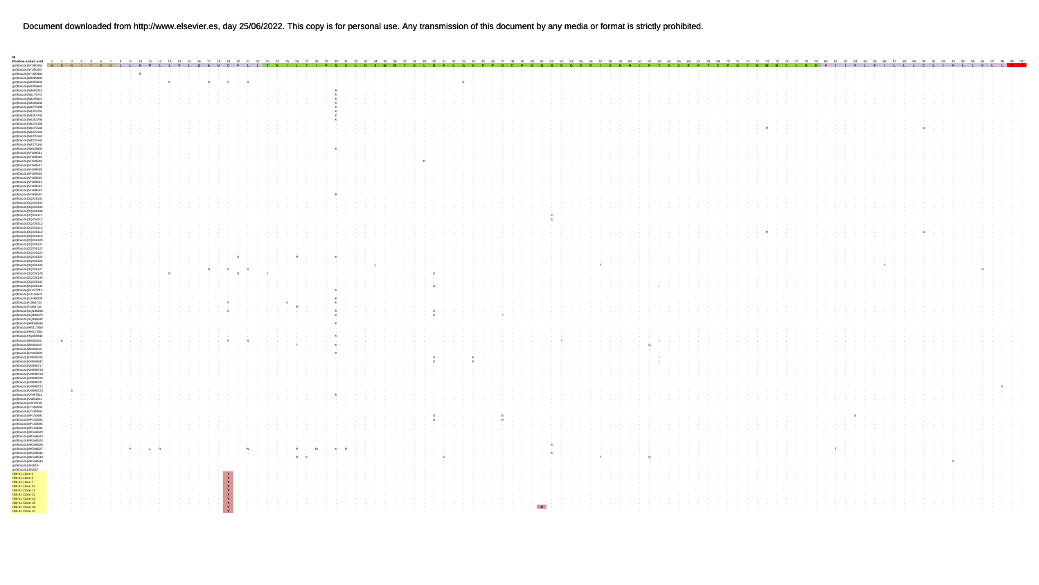B)

Position amino acid 1 2 3 4 5 6 7 8 9 10 11 12 13 14 15 16 17 18 19 20 21 22 23 24 25 26 27 28 29 30 31 32 33 34 35 36 37 38 39 40 41 42 43 44 45 46 47 48 49 50 51 52 53 54 55 56 57 58 59 60 61 62 63 64 65 66 67 68 69 70 71 72 73 74 75 76 77 78 79 80 81 82 83 84 85 86 87 88 89 90 91 92 93 94 95 96 97 98 99 100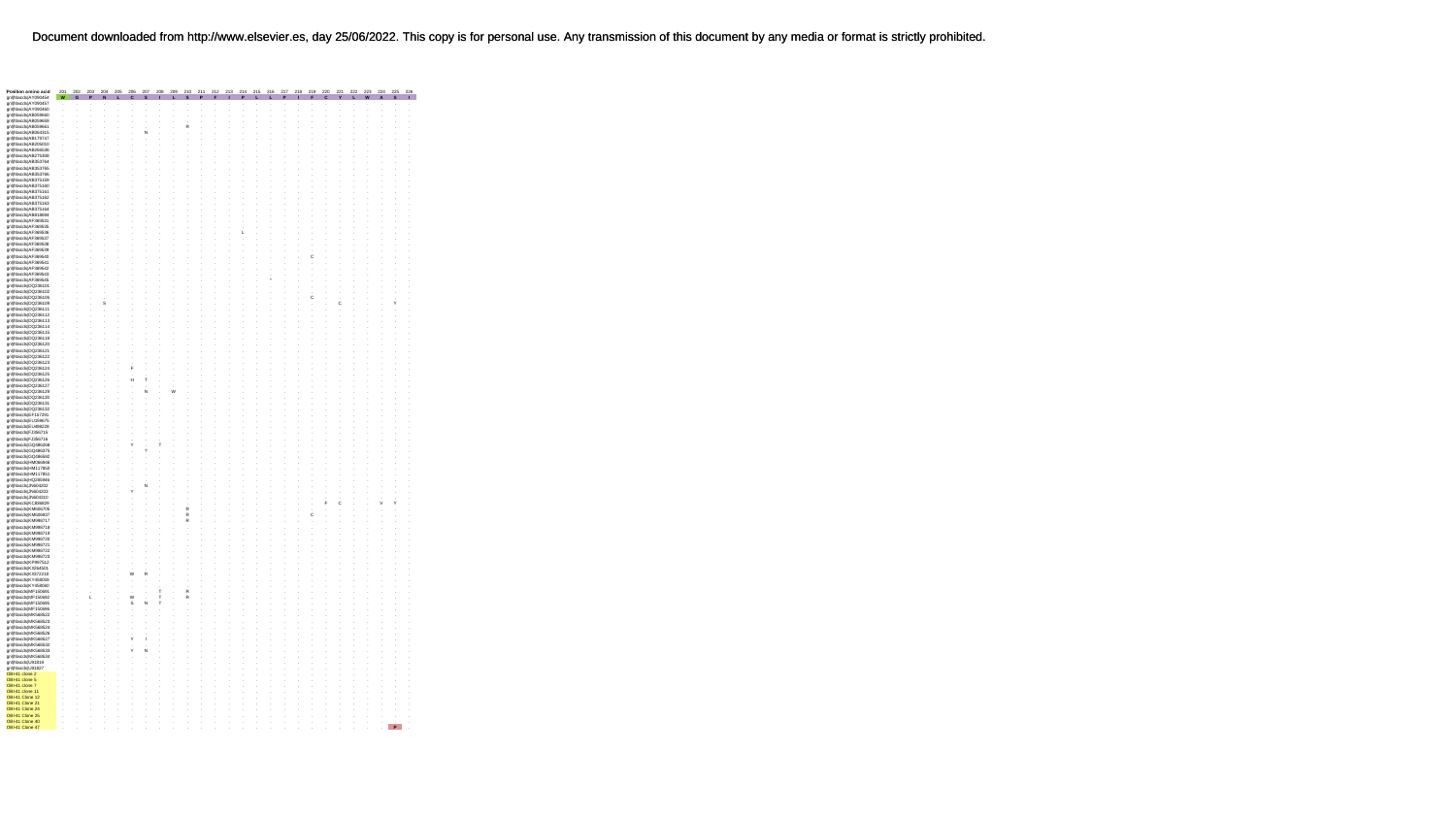| Position amino acid | 201 | 202 | 203 | 204 | 205 | 206 | 207 | 208 | 209 | 210 | 211 | 212 | 213 | 214 | 215 | 216 | 217 | 218 | 219 | 220 | 221 | 222 | 223 | 224 | 225 | 226 |
|---|---|---|---|---|---|---|---|---|---|---|---|---|---|---|---|---|---|---|---|---|---|---|---|---|---|---|
| gi\|0\|gb\|AY090454 | W | G | P | N | L | C | S | I | L | S | P | F | I | P | L | L | P | I | F | C | V | L | W | A | S | I |
| gi\|0\|gb\|AY090457 | . | . | . | . | . | . | . | . | . | . | . | . | . | . | . | . | . | . | . | . | . | . | . | . | . | . |
| gi\|0\|gb\|AY090460 | . | . | . | . | . | . | . | . | . | . | . | . | . | . | . | . | . | . | . | . | . | . | . | . | . | . |
| gi\|0\|gb\|AB059660 | . | . | . | . | . | . | . | . | . | . | . | . | . | . | . | . | . | . | . | . | . | . | . | . | . | . |
| gi\|0\|gb\|AB059659 | . | . | . | . | . | . | . | . | . | . | . | . | . | . | . | . | . | . | . | . | . | . | . | . | . | . |
| gi\|0\|gb\|AB059661 | . | . | . | . | . | . | . | . | . | R | . | . | . | . | . | . | . | . | . | . | . | . | . | . | . | . |
| gi\|0\|gb\|AB064315 | . | . | . | . | . | . | N | . | . | . | . | . | . | . | . | . | . | . | . | . | . | . | . | . | . | . |
| gi\|0\|gb\|AB176747 | . | . | . | . | . | . | . | . | . | . | . | . | . | . | . | . | . | . | . | . | . | . | . | . | . | . |
| gi\|0\|gb\|AB205010 | . | . | . | . | . | . | . | . | . | . | . | . | . | . | . | . | . | . | . | . | . | . | . | . | . | . |
| gi\|0\|gb\|AB266536 | . | . | . | . | . | . | . | . | . | . | . | . | . | . | . | . | . | . | . | . | . | . | . | . | . | . |
| gi\|0\|gb\|AB275308 | . | . | . | . | . | . | . | . | . | . | . | . | . | . | . | . | . | . | . | . | . | . | . | . | . | . |
| gi\|0\|gb\|AB353764 | . | . | . | . | . | . | . | . | . | . | . | . | . | . | . | . | . | . | . | . | . | . | . | . | . | . |
| gi\|0\|gb\|AB353765 | . | . | . | . | . | . | . | . | . | . | . | . | . | . | . | . | . | . | . | . | . | . | . | . | . | . |
| gi\|0\|gb\|AB353766 | . | . | . | . | . | . | . | . | . | . | . | . | . | . | . | . | . | . | . | . | . | . | . | . | . | . |
| gi\|0\|gb\|AB375159 | . | . | . | . | . | . | . | . | . | . | . | . | . | . | . | . | . | . | . | . | . | . | . | . | . | . |
| gi\|0\|gb\|AB375160 | . | . | . | . | . | . | . | . | . | . | . | . | . | . | . | . | . | . | . | . | . | . | . | . | . | . |
| gi\|0\|gb\|AB375161 | . | . | . | . | . | . | . | . | . | . | . | . | . | . | . | . | . | . | . | . | . | . | . | . | . | . |
| gi\|0\|gb\|AB375162 | . | . | . | . | . | . | . | . | . | . | . | . | . | . | . | . | . | . | . | . | . | . | . | . | . | . |
| gi\|0\|gb\|AB375163 | . | . | . | . | . | . | . | . | . | . | . | . | . | . | . | . | . | . | . | . | . | . | . | . | . | . |
| gi\|0\|gb\|AB375164 | . | . | . | . | . | . | . | . | . | . | . | . | . | . | . | . | . | . | . | . | . | . | . | . | . | . |
| gi\|0\|gb\|AB818694 | . | . | . | . | . | . | . | . | . | . | . | . | . | . | . | . | . | . | . | . | . | . | . | . | . | . |
| gi\|0\|gb\|AF389531 | . | . | . | . | . | . | . | . | . | . | . | . | . | . | . | . | . | . | . | . | . | . | . | . | . | . |
| gi\|0\|gb\|AF389535 | . | . | . | . | . | . | . | . | . | . | . | . | . | . | . | . | . | . | . | . | . | . | . | . | . | . |
| gi\|0\|gb\|AF389536 | . | . | . | . | . | . | . | . | . | . | . | . | . | L | . | . | . | . | . | . | . | . | . | . | . | . |
| gi\|0\|gb\|AF389537 | . | . | . | . | . | . | . | . | . | . | . | . | . | . | . | . | . | . | . | . | . | . | . | . | . | . |
| gi\|0\|gb\|AF389538 | . | . | . | . | . | . | . | . | . | . | . | . | . | . | . | . | . | . | . | . | . | . | . | . | . | . |
| gi\|0\|gb\|AF389539 | . | . | . | . | . | . | . | . | . | . | . | . | . | . | . | . | . | . | . | . | . | . | . | . | . | . |
| gi\|0\|gb\|AF389540 | . | . | . | . | . | . | . | . | . | . | . | . | . | . | . | . | . | . | C | . | . | . | . | . | . | . |
| gi\|0\|gb\|AF389541 | . | . | . | . | . | . | . | . | . | . | . | . | . | . | . | . | . | . | . | . | . | . | . | . | . | . |
| gi\|0\|gb\|AF389542 | . | . | . | . | . | . | . | . | . | . | . | . | . | . | . | . | . | . | . | . | . | . | . | . | . | . |
| gi\|0\|gb\|AF389543 | . | . | . | . | . | . | . | . | . | . | . | . | . | . | . | . | . | . | . | . | . | . | . | . | . | . |
| gi\|0\|gb\|AF389545 | . | . | . | . | . | . | . | . | . | . | . | . | . | . | . | * | . | . | . | . | . | . | . | . | . | . |
| gi\|0\|gb\|DQ236101 | . | . | . | . | . | . | . | . | . | . | . | . | . | . | . | . | . | . | . | . | . | . | . | . | . | . |
| gi\|0\|gb\|DQ236102 | . | . | . | . | . | . | . | . | . | . | . | . | . | . | . | . | . | . | . | . | . | . | . | . | . | . |
| gi\|0\|gb\|DQ236107 | . | . | . | . | . | . | . | . | . | . | . | . | . | . | . | . | . | . | C | . | . | . | . | . | . | . |
| gi\|0\|gb\|DQ236109 | . | . | . | S | . | . | . | . | . | . | . | . | . | . | . | . | . | . | . | . | C | . | . | . | Y | . |
| gi\|0\|gb\|DQ236111 | . | . | . | . | . | . | . | . | . | . | . | . | . | . | . | . | . | . | . | . | . | . | . | . | . | . |
| gi\|0\|gb\|DQ236112 | . | . | . | . | . | . | . | . | . | . | . | . | . | . | . | . | . | . | . | . | . | . | . | . | . | . |
| gi\|0\|gb\|DQ236113 | . | . | . | . | . | . | . | . | . | . | . | . | . | . | . | . | . | . | . | . | . | . | . | . | . | . |
| gi\|0\|gb\|DQ236114 | . | . | . | . | . | . | . | . | . | . | . | . | . | . | . | . | . | . | . | . | . | . | . | . | . | . |
| gi\|0\|gb\|DQ236115 | . | . | . | . | . | . | . | . | . | . | . | . | . | . | . | . | . | . | . | . | . | . | . | . | . | . |
| gi\|0\|gb\|DQ236118 | . | . | . | . | . | . | . | . | . | . | . | . | . | . | . | . | . | . | . | . | . | . | . | . | . | . |
| gi\|0\|gb\|DQ236120 | . | . | . | . | . | . | . | . | . | . | . | . | . | . | . | . | . | . | . | . | . | . | . | . | . | . |
| gi\|0\|gb\|DQ236121 | . | . | . | . | . | . | . | . | . | . | . | . | . | . | . | . | . | . | . | . | . | . | . | . | . | . |
| gi\|0\|gb\|DQ236122 | . | . | . | . | . | . | . | . | . | . | . | . | . | . | . | . | . | . | . | . | . | . | . | . | . | . |
| gi\|0\|gb\|DQ236123 | . | . | . | . | . | . | . | . | . | . | . | . | . | . | . | . | . | . | . | . | . | . | . | . | . | . |
| gi\|0\|gb\|DQ236124 | . | . | . | . | . | F | . | . | . | . | . | . | . | . | . | . | . | . | . | . | . | . | . | . | . | . |
| gi\|0\|gb\|DQ236125 | . | . | . | . | . | . | . | . | . | . | . | . | . | . | . | . | . | . | . | . | . | . | . | . | . | . |
| gi\|0\|gb\|DQ236126 | . | . | . | . | . | H | T | . | . | . | . | . | . | . | . | . | . | . | . | . | . | . | . | . | . | . |
| gi\|0\|gb\|DQ236127 | . | . | . | . | . | . | . | . | . | . | . | . | . | . | . | . | . | . | . | . | . | . | . | . | . | . |
| gi\|0\|gb\|DQ236128 | . | . | . | . | . | . | N | . | W | . | . | . | . | . | . | . | . | . | . | . | . | . | . | . | . | . |
| gi\|0\|gb\|DQ236130 | . | . | . | . | . | . | . | . | . | . | . | . | . | . | . | . | . | . | . | . | . | . | . | . | . | . |
| gi\|0\|gb\|DQ236131 | . | . | . | . | . | . | . | . | . | . | . | . | . | . | . | . | . | . | . | . | . | . | . | . | . | . |
| gi\|0\|gb\|DQ236132 | . | . | . | . | . | . | . | . | . | . | . | . | . | . | . | . | . | . | . | . | . | . | . | . | . | . |
| gi\|0\|gb\|EF157291 | . | . | . | . | . | . | . | . | . | . | . | . | . | . | . | . | . | . | . | . | . | . | . | . | . | . |
| gi\|0\|gb\|EU155875 | . | . | . | . | . | . | . | . | . | . | . | . | . | . | . | . | . | . | . | . | . | . | . | . | . | . |
| gi\|0\|gb\|EU498226 | . | . | . | . | . | . | . | . | . | . | . | . | . | . | . | . | . | . | . | . | . | . | . | . | . | . |
| gi\|0\|gb\|FJ386715 | . | . | . | . | . | . | . | . | . | . | . | . | . | . | . | . | . | . | . | . | . | . | . | . | . | . |
| gi\|0\|gb\|FJ386716 | . | . | . | . | . | . | . | . | . | . | . | . | . | . | . | . | . | . | . | . | . | . | . | . | . | . |
| gi\|0\|gb\|GQ486258 | . | . | . | . | . | Y | . | T | . | . | . | . | . | . | . | . | . | . | . | . | . | . | . | . | . | . |
| gi\|0\|gb\|GQ486376 | . | . | . | . | . | . | Y | . | . | . | . | . | . | . | . | . | . | . | . | . | . | . | . | . | . | . |
| gi\|0\|gb\|GQ486660 | . | . | . | . | . | . | . | . | . | . | . | . | . | . | . | . | . | . | . | . | . | . | . | . | . | . |
| gi\|0\|gb\|HM366848 | . | . | . | . | . | . | . | . | . | . | . | . | . | . | . | . | . | . | . | . | . | . | . | . | . | . |
| gi\|0\|gb\|HM117850 | . | . | . | . | . | . | . | . | . | . | . | . | . | . | . | . | . | . | . | . | . | . | . | . | . | . |
| gi\|0\|gb\|HM117851 | . | . | . | . | . | . | . | . | . | . | . | . | . | . | . | . | . | . | . | . | . | . | . | . | . | . |
| gi\|0\|gb\|HQ285946 | . | . | . | . | . | . | . | . | . | . | . | . | . | . | . | . | . | . | . | . | . | . | . | . | . | . |
| gi\|0\|gb\|JN604202 | . | . | . | . | . | . | N | . | . | . | . | . | . | . | . | . | . | . | . | . | . | . | . | . | . | . |
| gi\|0\|gb\|JN604203 | . | . | . | . | . | Y | . | . | . | . | . | . | . | . | . | . | . | . | . | . | . | . | . | . | . | . |
| gi\|0\|gb\|JN604310 | . | . | . | . | . | . | . | . | . | . | . | . | . | . | . | . | . | . | . | . | . | . | . | . | . | . |
| gi\|0\|gb\|KC836829 | . | . | . | . | . | . | . | . | . | . | . | . | . | . | . | . | . | . | . | F | C | . | . | V | Y | . |
| gi\|0\|gb\|KM065705 | . | . | . | . | . | . | . | . | . | R | . | . | . | . | . | . | . | . | . | . | . | . | . | . | . | . |
| gi\|0\|gb\|KM065837 | . | . | . | . | . | . | . | . | . | R | . | . | . | . | . | . | . | . | C | . | . | . | . | . | . | . |
| gi\|0\|gb\|KM066717 | . | . | . | . | . | . | . | . | . | R | . | . | . | . | . | . | . | . | . | . | . | . | . | . | . | . |
| gi\|0\|gb\|KM066718 | . | . | . | . | . | . | . | . | . | . | . | . | . | . | . | . | . | . | . | . | . | . | . | . | . | . |
| gi\|0\|gb\|KM066719 | . | . | . | . | . | . | . | . | . | . | . | . | . | . | . | . | . | . | . | . | . | . | . | . | . | . |
| gi\|0\|gb\|KM066721 | . | . | . | . | . | . | . | . | . | . | . | . | . | . | . | . | . | . | . | . | . | . | . | . | . | . |
| gi\|0\|gb\|KM066722 | . | . | . | . | . | . | . | . | . | . | . | . | . | . | . | . | . | . | . | . | . | . | . | . | . | . |
| gi\|0\|gb\|KM066723 | . | . | . | . | . | . | . | . | . | . | . | . | . | . | . | . | . | . | . | . | . | . | . | . | . | . |
| gi\|0\|gb\|KP997512 | . | . | . | . | . | . | . | . | . | . | . | . | . | . | . | . | . | . | . | . | . | . | . | . | . | . |
| gi\|0\|gb\|KX264501 | . | . | . | . | . | . | . | . | . | . | . | . | . | . | . | . | . | . | . | . | . | . | . | . | . | . |
| gi\|0\|gb\|KX072218 | . | . | . | . | . | W | R | . | . | . | . | . | . | . | . | . | . | . | . | . | . | . | . | . | . | . |
| gi\|0\|gb\|KY458059 | . | . | . | . | . | . | . | . | . | . | . | . | . | . | . | . | . | . | . | . | . | . | . | . | . | . |
| gi\|0\|gb\|KY458060 | . | . | . | . | . | . | . | . | . | . | . | . | . | . | . | . | . | . | . | . | . | . | . | . | . | . |
| gi\|0\|gb\|MF150681 | . | . | . | . | . | . | . | T | . | R | . | . | . | . | . | . | . | . | . | . | . | . | . | . | . | . |
| gi\|0\|gb\|MF150682 | . | . | L | . | . | W | . | T | . | R | . | . | . | . | . | . | . | . | . | . | . | . | . | . | . | . |
| gi\|0\|gb\|MF150685 | . | . | . | . | . | S | N | T | . | . | . | . | . | . | . | . | . | . | . | . | . | . | . | . | . | . |
| gi\|0\|gb\|MF150686 | . | . | . | . | . | . | . | . | . | . | . | . | . | . | . | . | . | . | . | . | . | . | . | . | . | . |
| gi\|0\|gb\|MK566522 | . | . | . | . | . | . | . | . | . | . | . | . | . | . | . | . | . | . | . | . | . | . | . | . | . | . |
| gi\|0\|gb\|MK566523 | . | . | . | . | . | . | . | . | . | . | . | . | . | . | . | . | . | . | . | . | . | . | . | . | . | . |
| gi\|0\|gb\|MK566524 | . | . | . | . | . | . | . | . | . | . | . | . | . | . | . | . | . | . | . | . | . | . | . | . | . | . |
| gi\|0\|gb\|MK566526 | . | . | . | . | . | . | . | . | . | . | . | . | . | . | . | . | . | . | . | . | . | . | . | . | . | . |
| gi\|0\|gb\|MK566527 | . | . | . | . | . | Y | I | . | . | . | . | . | . | . | . | . | . | . | . | . | . | . | . | . | . | . |
| gi\|0\|gb\|MK566532 | . | . | . | . | . | . | . | . | . | . | . | . | . | . | . | . | . | . | . | . | . | . | . | . | . | . |
| gi\|0\|gb\|MK566533 | . | . | . | . | . | Y | N | . | . | . | . | . | . | . | . | . | . | . | . | . | . | . | . | . | . | . |
| gi\|0\|gb\|MK566534 | . | . | . | . | . | . | . | . | . | . | . | . | . | . | . | . | . | . | . | . | . | . | . | . | . | . |
| gi\|0\|gb\|JX1819 | . | . | . | . | . | . | . | . | . | . | . | . | . | . | . | . | . | . | . | . | . | . | . | . | . | . |
| gi\|0\|gb\|JX1827 | . | . | . | . | . | . | . | . | . | . | . | . | . | . | . | . | . | . | . | . | . | . | . | . | . | . |
| OBI+61 clone 2 | . | . | . | . | . | . | . | . | . | . | . | . | . | . | . | . | . | . | . | . | . | . | . | . | . | . |
| OBI+61 clone 5 | . | . | . | . | . | . | . | . | . | . | . | . | . | . | . | . | . | . | . | . | . | . | . | . | . | . |
| OBI+61 clone 7 | . | . | . | . | . | . | . | . | . | . | . | . | . | . | . | . | . | . | . | . | . | . | . | . | . | . |
| OBI+61 clone 11 | . | . | . | . | . | . | . | . | . | . | . | . | . | . | . | . | . | . | . | . | . | . | . | . | . | . |
| OBI+61 Clone 12 | . | . | . | . | . | . | . | . | . | . | . | . | . | . | . | . | . | . | . | . | . | . | . | . | . | . |
| OBI+61 Clone 21 | . | . | . | . | . | . | . | . | . | . | . | . | . | . | . | . | . | . | . | . | . | . | . | . | . | . |
| OBI+61 Clone 24 | . | . | . | . | . | . | . | . | . | . | . | . | . | . | . | . | . | . | . | . | . | . | . | . | . | . |
| OBI+61 Clone 25 | . | . | . | . | . | . | . | . | . | . | . | . | . | . | . | . | . | . | . | . | . | . | . | . | . | . |
| OBI+61 Clone 40 | . | . | . | . | . | . | . | . | . | . | . | . | . | . | . | . | . | . | . | . | . | . | . | . | . | . |
| OBI+61 Clone 47 | . | . | . | . | . | . | . | . | . | . | . | . | . | . | . | . | . | . | . | . | . | . | . | . | F | . |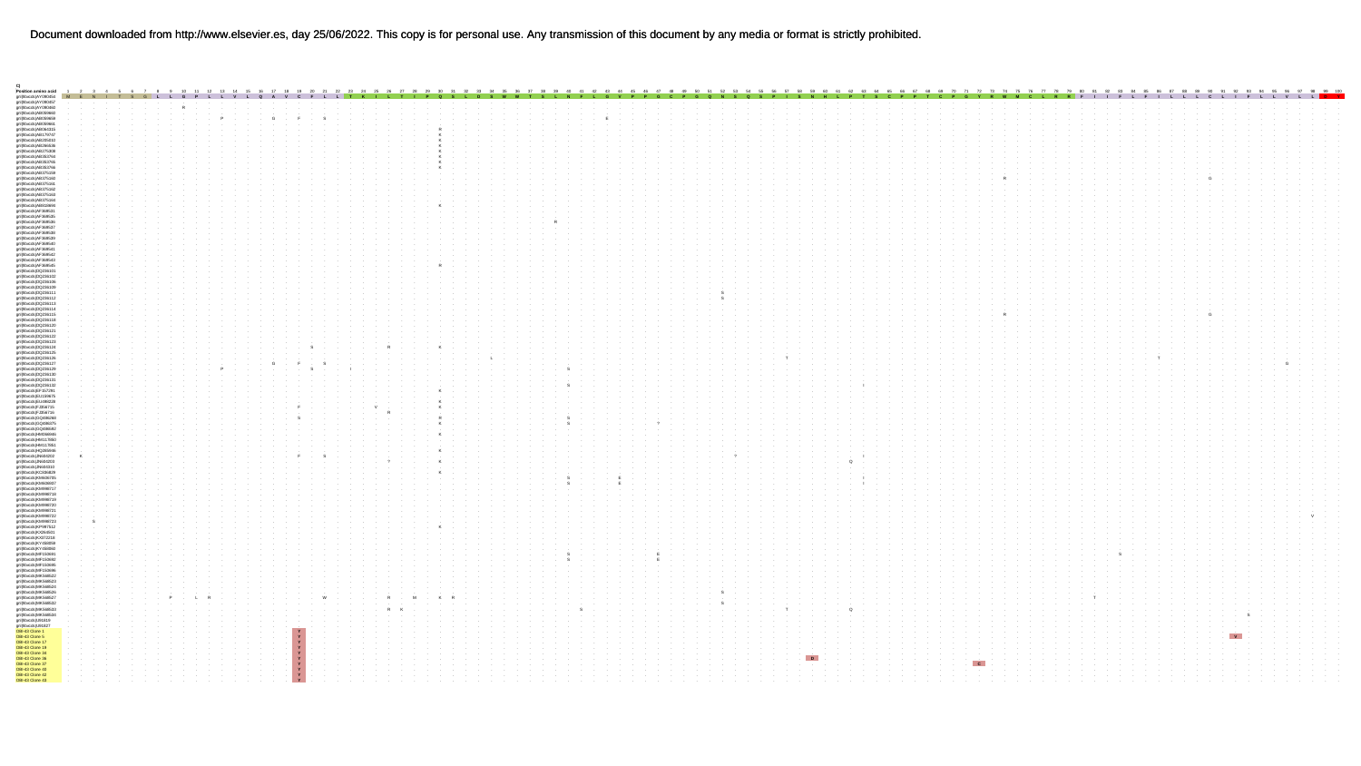C)

Position amino acid 1 2 3 4 5 6 7 8 9 10 11 12 13 14 15 16 17 18 19 20 21 22 23 24 25 26 27 28 29 30 31 32 33 34 35 36 37 38 39 40 41 42 43 44 45 46 47 48 49 50 51 52 53 54 55 56 57 58 59 60 61 62 63 64 65 66 67 68 69 70 71 72 73 74 75 76 77 78 79 80 81 82 83 84 85 86 87 88 89 90 91 92 93 94 95 96 97 98 99 100

OBI-43 Clone 1
OBI-43 Clone 6
OBI-43 Clone 17
OBI-43 Clone 19
OBI-43 Clone 34
OBI-43 Clone 36
OBI-43 Clone 37
OBI-43 Clone 40
OBI-43 Clone 42
OBI-43 Clone 43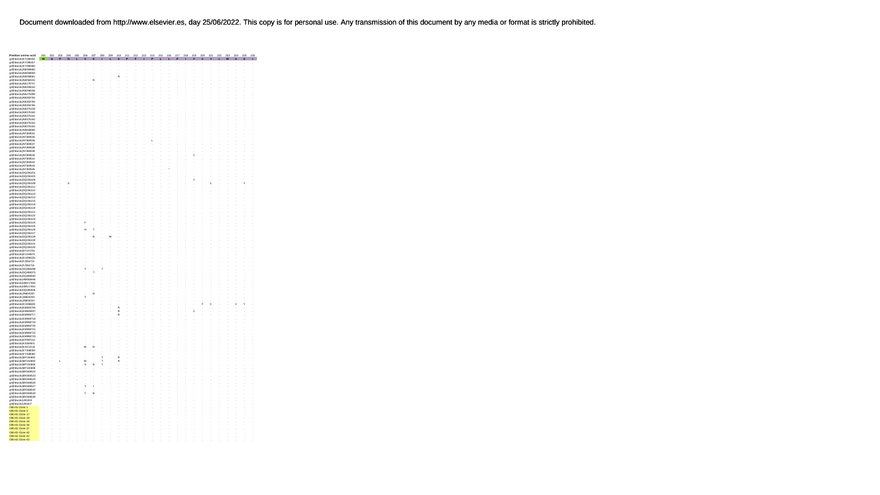| Position amino acid | 201 | 202 | 203 | 204 | 205 | 206 | 207 | 208 | 209 | 210 | 211 | 212 | 213 | 214 | 215 | 216 | 217 | 218 | 219 | 220 | 221 | 222 | 223 | 224 | 225 | 226 |
|---|---|---|---|---|---|---|---|---|---|---|---|---|---|---|---|---|---|---|---|---|---|---|---|---|---|---|
| gi\|HBV\|AY090454 | M | G | P | N | L | C | S | I | L | S | P | F | I | P | L | L | P | I | F | C | F | L | W | A | S | I |
| gi\|HBV\|AY090457 | . | . | . | . | . | . | . | . | . | . | . | . | . | . | . | . | . | . | . | . | . | . | . | . | . | . |
| gi\|HBV\|AY090460 | . | . | . | . | . | . | . | . | . | . | . | . | . | . | . | . | . | . | . | . | . | . | . | . | . | . |
| gi\|HBV\|AB059660 | . | . | . | . | . | . | . | . | . | . | . | . | . | . | . | . | . | . | . | . | . | . | . | . | . | . |
| gi\|HBV\|AB059659 | . | . | . | . | . | . | . | . | . | . | . | . | . | . | . | . | . | . | . | . | . | . | . | . | . | . |
| gi\|HBV\|AB059661 | . | . | . | . | . | . | . | . | . | R | . | . | . | . | . | . | . | . | . | . | . | . | . | . | . | . |
| gi\|HBV\|AB064315 | . | . | . | . | . | . | N | . | . | . | . | . | . | . | . | . | . | . | . | . | . | . | . | . | . | . |
| gi\|HBV\|AB179747 | . | . | . | . | . | . | . | . | . | . | . | . | . | . | . | . | . | . | . | . | . | . | . | . | . | . |
| gi\|HBV\|AB205010 | . | . | . | . | . | . | . | . | . | . | . | . | . | . | . | . | . | . | . | . | . | . | . | . | . | . |
| gi\|HBV\|AB298505 | . | . | . | . | . | . | . | . | . | . | . | . | . | . | . | . | . | . | . | . | . | . | . | . | . | . |
| gi\|HBV\|AB375158 | . | . | . | . | . | . | . | . | . | . | . | . | . | . | . | . | . | . | . | . | . | . | . | . | . | . |
| gi\|HBV\|AB352764 | . | . | . | . | . | . | . | . | . | . | . | . | . | . | . | . | . | . | . | . | . | . | . | . | . | . |
| gi\|HBV\|AB352765 | . | . | . | . | . | . | . | . | . | . | . | . | . | . | . | . | . | . | . | . | . | . | . | . | . | . |
| gi\|HBV\|AB352766 | . | . | . | . | . | . | . | . | . | . | . | . | . | . | . | . | . | . | . | . | . | . | . | . | . | . |
| gi\|HBV\|AB375159 | . | . | . | . | . | . | . | . | . | . | . | . | . | . | . | . | . | . | . | . | . | . | . | . | . | . |
| gi\|HBV\|AB375160 | . | . | . | . | . | . | . | . | . | . | . | . | . | . | . | . | . | . | . | . | . | . | . | . | . | . |
| gi\|HBV\|AB375161 | . | . | . | . | . | . | . | . | . | . | . | . | . | . | . | . | . | . | . | . | . | . | . | . | . | . |
| gi\|HBV\|AB375162 | . | . | . | . | . | . | . | . | . | . | . | . | . | . | . | . | . | . | . | . | . | . | . | . | . | . |
| gi\|HBV\|AB375163 | . | . | . | . | . | . | . | . | . | . | . | . | . | . | . | . | . | . | . | . | . | . | . | . | . | . |
| gi\|HBV\|AB375164 | . | . | . | . | . | . | . | . | . | . | . | . | . | . | . | . | . | . | . | . | . | . | . | . | . | . |
| gi\|HBV\|AB818694 | . | . | . | . | . | . | . | . | . | . | . | . | . | . | . | . | . | . | . | . | . | . | . | . | . | . |
| gi\|HBV\|AF369531 | . | . | . | . | . | . | . | . | . | . | . | . | . | . | . | . | . | . | . | . | . | . | . | . | . | . |
| gi\|HBV\|AF369535 | . | . | . | . | . | . | . | . | . | . | . | . | . | . | . | . | . | . | . | . | . | . | . | . | . | . |
| gi\|HBV\|AF369536 | . | . | . | . | . | . | . | . | . | . | . | . | . | L | . | . | . | . | . | . | . | . | . | . | . | . |
| gi\|HBV\|AF369537 | . | . | . | . | . | . | . | . | . | . | . | . | . | . | . | . | . | . | . | . | . | . | . | . | . | . |
| gi\|HBV\|AF369538 | . | . | . | . | . | . | . | . | . | . | . | . | . | . | . | . | . | . | . | . | . | . | . | . | . | . |
| gi\|HBV\|AF369539 | . | . | . | . | . | . | . | . | . | . | . | . | . | . | . | . | . | . | . | . | . | . | . | . | . | . |
| gi\|HBV\|AF369540 | . | . | . | . | . | . | . | . | . | . | . | . | . | . | . | . | . | . | C | . | . | . | . | . | . | . |
| gi\|HBV\|AF369541 | . | . | . | . | . | . | . | . | . | . | . | . | . | . | . | . | . | . | . | . | . | . | . | . | . | . |
| gi\|HBV\|AF369542 | . | . | . | . | . | . | . | . | . | . | . | . | . | . | . | . | . | . | . | . | . | . | . | . | . | . |
| gi\|HBV\|AF369543 | . | . | . | . | . | . | . | . | . | . | . | . | . | . | . | * | . | . | . | . | . | . | . | . | . | . |
| gi\|HBV\|AF369545 | . | . | . | . | . | . | . | . | . | . | . | . | . | . | . | . | . | . | . | . | . | . | . | . | . | . |
| gi\|HBV\|DQ236101 | . | . | . | . | . | . | . | . | . | . | . | . | . | . | . | . | . | . | . | . | . | . | . | . | . | . |
| gi\|HBV\|DQ236102 | . | . | . | . | . | . | . | . | . | . | . | . | . | . | . | . | . | . | . | . | . | . | . | . | . | . |
| gi\|HBV\|DQ236106 | . | . | . | . | . | . | . | . | . | . | . | . | . | . | . | . | . | . | C | . | . | . | . | . | . | . |
| gi\|HBV\|DQ236109 | . | . | . | S | . | . | . | . | . | . | . | . | . | . | . | . | . | . | . | . | C | . | . | . | Y | . |
| gi\|HBV\|DQ236111 | . | . | . | . | . | . | . | . | . | . | . | . | . | . | . | . | . | . | . | . | . | . | . | . | . | . |
| gi\|HBV\|DQ236112 | . | . | . | . | . | . | . | . | . | . | . | . | . | . | . | . | . | . | . | . | . | . | . | . | . | . |
| gi\|HBV\|DQ236113 | . | . | . | . | . | . | . | . | . | . | . | . | . | . | . | . | . | . | . | . | . | . | . | . | . | . |
| gi\|HBV\|DQ236114 | . | . | . | . | . | . | . | . | . | . | . | . | . | . | . | . | . | . | . | . | . | . | . | . | . | . |
| gi\|HBV\|DQ236115 | . | . | . | . | . | . | . | . | . | . | . | . | . | . | . | . | . | . | . | . | . | . | . | . | . | . |
| gi\|HBV\|DQ236118 | . | . | . | . | . | . | . | . | . | . | . | . | . | . | . | . | . | . | . | . | . | . | . | . | . | . |
| gi\|HBV\|DQ236120 | . | . | . | . | . | . | . | . | . | . | . | . | . | . | . | . | . | . | . | . | . | . | . | . | . | . |
| gi\|HBV\|DQ236121 | . | . | . | . | . | . | . | . | . | . | . | . | . | . | . | . | . | . | . | . | . | . | . | . | . | . |
| gi\|HBV\|DQ236122 | . | . | . | . | . | . | . | . | . | . | . | . | . | . | . | . | . | . | . | . | . | . | . | . | . | . |
| gi\|HBV\|DQ236123 | . | . | . | . | . | . | . | . | . | . | . | . | . | . | . | . | . | . | . | . | . | . | . | . | . | . |
| gi\|HBV\|DQ236124 | . | . | . | . | . | F | . | . | . | . | . | . | . | . | . | . | . | . | . | . | . | . | . | . | . | . |
| gi\|HBV\|DQ236125 | . | . | . | . | . | . | . | . | . | . | . | . | . | . | . | . | . | . | . | . | . | . | . | . | . | . |
| gi\|HBV\|DQ236126 | . | . | . | . | . | H | T | . | . | . | . | . | . | . | . | . | . | . | . | . | . | . | . | . | . | . |
| gi\|HBV\|DQ236127 | . | . | . | . | . | . | . | . | . | . | . | . | . | . | . | . | . | . | . | . | . | . | . | . | . | . |
| gi\|HBV\|DQ236129 | . | . | . | . | . | . | N | . | W | . | . | . | . | . | . | . | . | . | . | . | . | . | . | . | . | . |
| gi\|HBV\|DQ236130 | . | . | . | . | . | . | . | . | . | . | . | . | . | . | . | . | . | . | . | . | . | . | . | . | . | . |
| gi\|HBV\|DQ236131 | . | . | . | . | . | . | . | . | . | . | . | . | . | . | . | . | . | . | . | . | . | . | . | . | . | . |
| gi\|HBV\|DQ236132 | . | . | . | . | . | . | . | . | . | . | . | . | . | . | . | . | . | . | . | . | . | . | . | . | . | . |
| gi\|HBV\|EF157291 | . | . | . | . | . | . | . | . | . | . | . | . | . | . | . | . | . | . | . | . | . | . | . | . | . | . |
| gi\|HBV\|EU155575 | . | . | . | . | . | . | . | . | . | . | . | . | . | . | . | . | . | . | . | . | . | . | . | . | . | . |
| gi\|HBV\|EU496229 | . | . | . | . | . | . | . | . | . | . | . | . | . | . | . | . | . | . | . | . | . | . | . | . | . | . |
| gi\|HBV\|FJ356715 | . | . | . | . | . | . | . | . | . | . | . | . | . | . | . | . | . | . | . | . | . | . | . | . | . | . |
| gi\|HBV\|FJ356716 | . | . | . | . | . | . | . | . | . | . | . | . | . | . | . | . | . | . | . | . | . | . | . | . | . | . |
| gi\|HBV\|GQ486298 | . | . | . | . | . | Y | . | T | . | . | . | . | . | . | . | . | . | . | . | . | . | . | . | . | . | . |
| gi\|HBV\|GQ486375 | . | . | . | . | . | . | ? | . | . | . | . | . | . | . | . | . | . | . | . | . | . | . | . | . | . | . |
| gi\|HBV\|GQ486592 | . | . | . | . | . | . | . | . | . | . | . | . | . | . | . | . | . | . | . | . | . | . | . | . | . | . |
| gi\|HBV\|HM066946 | . | . | . | . | . | . | . | . | . | . | . | . | . | . | . | . | . | . | . | . | . | . | . | . | . | . |
| gi\|HBV\|HM117850 | . | . | . | . | . | . | . | . | . | . | . | . | . | . | . | . | . | . | . | . | . | . | . | . | . | . |
| gi\|HBV\|HM117851 | . | . | . | . | . | . | . | . | . | . | . | . | . | . | . | . | . | . | . | . | . | . | . | . | . | . |
| gi\|HBV\|HQ285806 | . | . | . | . | . | . | . | . | . | . | . | . | . | . | . | . | . | . | . | . | . | . | . | . | . | . |
| gi\|HBV\|JN604202 | . | . | . | . | . | . | N | . | . | . | . | . | . | . | . | . | . | . | . | . | . | . | . | . | . | . |
| gi\|HBV\|JN604203 | . | . | . | . | . | Y | . | . | . | . | . | . | . | . | . | . | . | . | . | . | . | . | . | . | . | . |
| gi\|HBV\|JN604210 | . | . | . | . | . | . | . | . | . | . | . | . | . | . | . | . | . | . | . | . | . | . | . | . | . | . |
| gi\|HBV\|KC336929 | . | . | . | . | . | . | . | . | . | . | . | . | . | . | . | . | . | . | . | F | C | . | . | V | Y | . |
| gi\|HBV\|KM606705 | . | . | . | . | . | . | . | . | . | R | . | . | . | . | . | . | . | . | . | . | . | . | . | . | . | . |
| gi\|HBV\|KM606697 | . | . | . | . | . | . | . | . | . | R | . | . | . | . | . | . | . | . | C | . | . | . | . | . | . | . |
| gi\|HBV\|KM998717 | . | . | . | . | . | . | . | . | . | R | . | . | . | . | . | . | . | . | . | . | . | . | . | . | . | . |
| gi\|HBV\|KM998718 | . | . | . | . | . | . | . | . | . | . | . | . | . | . | . | . | . | . | . | . | . | . | . | . | . | . |
| gi\|HBV\|KM998719 | . | . | . | . | . | . | . | . | . | . | . | . | . | . | . | . | . | . | . | . | . | . | . | . | . | . |
| gi\|HBV\|KM998720 | . | . | . | . | . | . | . | . | . | . | . | . | . | . | . | . | . | . | . | . | . | . | . | . | . | . |
| gi\|HBV\|KM998721 | . | . | . | . | . | . | . | . | . | . | . | . | . | . | . | . | . | . | . | . | . | . | . | . | . | . |
| gi\|HBV\|KM998722 | . | . | . | . | . | . | . | . | . | . | . | . | . | . | . | . | . | . | . | . | . | . | . | . | . | . |
| gi\|HBV\|KM998723 | . | . | . | . | . | . | . | . | . | . | . | . | . | . | . | . | . | . | . | . | . | . | . | . | . | . |
| gi\|HBV\|KP097512 | . | . | . | . | . | . | . | . | . | . | . | . | . | . | . | . | . | . | . | . | . | . | . | . | . | . |
| gi\|HBV\|KX264501 | . | . | . | . | . | . | . | . | . | . | . | . | . | . | . | . | . | . | . | . | . | . | . | . | . | . |
| gi\|HBV\|KX072218 | . | . | . | . | . | W | R | . | . | . | . | . | . | . | . | . | . | . | . | . | . | . | . | . | . | . |
| gi\|HBV\|KY458059 | . | . | . | . | . | . | . | . | . | . | . | . | . | . | . | . | . | . | . | . | . | . | . | . | . | . |
| gi\|HBV\|KY458060 | . | . | . | . | . | . | . | . | . | . | . | . | . | . | . | . | . | . | . | . | . | . | . | . | . | . |
| gi\|HBV\|MF150691 | . | . | . | . | . | . | . | T | . | R | . | . | . | . | . | . | . | . | . | . | . | . | . | . | . | . |
| gi\|HBV\|MF150692 | . | . | L | . | . | W | . | T | . | R | . | . | . | . | . | . | . | . | . | . | . | . | . | . | . | . |
| gi\|HBV\|MF150695 | . | . | . | . | . | S | N | T | . | . | . | . | . | . | . | . | . | . | . | . | . | . | . | . | . | . |
| gi\|HBV\|MF150696 | . | . | . | . | . | . | . | . | . | . | . | . | . | . | . | . | . | . | . | . | . | . | . | . | . | . |
| gi\|HBV\|MG568522 | . | . | . | . | . | . | . | . | . | . | . | . | . | . | . | . | . | . | . | . | . | . | . | . | . | . |
| gi\|HBV\|MG568523 | . | . | . | . | . | . | . | . | . | . | . | . | . | . | . | . | . | . | . | . | . | . | . | . | . | . |
| gi\|HBV\|MG568524 | . | . | . | . | . | . | . | . | . | . | . | . | . | . | . | . | . | . | . | . | . | . | . | . | . | . |
| gi\|HBV\|MG568526 | . | . | . | . | . | . | . | . | . | . | . | . | . | . | . | . | . | . | . | . | . | . | . | . | . | . |
| gi\|HBV\|MG568527 | . | . | . | . | . | Y | I | . | . | . | . | . | . | . | . | . | . | . | . | . | . | . | . | . | . | . |
| gi\|HBV\|MG568532 | . | . | . | . | . | . | . | . | . | . | . | . | . | . | . | . | . | . | . | . | . | . | . | . | . | . |
| gi\|HBV\|MG568533 | . | . | . | . | . | Y | N | . | . | . | . | . | . | . | . | . | . | . | . | . | . | . | . | . | . | . |
| gi\|HBV\|MG568534 | . | . | . | . | . | . | . | . | . | . | . | . | . | . | . | . | . | . | . | . | . | . | . | . | . | . |
| gi\|HBV\|U81819 | . | . | . | . | . | . | . | . | . | . | . | . | . | . | . | . | . | . | . | . | . | . | . | . | . | . |
| gi\|HBV\|U81827 | . | . | . | . | . | . | . | . | . | . | . | . | . | . | . | . | . | . | . | . | . | . | . | . | . | . |
| OEI-13 Clone 1 | . | . | . | . | . | . | . | . | . | . | . | . | . | . | . | . | . | . | . | . | . | . | . | . | . | . |
| OEI-13 Clone 5 | . | . | . | . | . | . | . | . | . | . | . | . | . | . | . | . | . | . | . | . | . | . | . | . | . | . |
| OEI-13 Clone 17 | . | . | . | . | . | . | . | . | . | . | . | . | . | . | . | . | . | . | . | . | . | . | . | . | . | . |
| OEI-13 Clone 19 | . | . | . | . | . | . | . | . | . | . | . | . | . | . | . | . | . | . | . | . | . | . | . | . | . | . |
| OEI-13 Clone 34 | . | . | . | . | . | . | . | . | . | . | . | . | . | . | . | . | . | . | . | . | . | . | . | . | . | . |
| OEI-13 Clone 36 | . | . | . | . | . | . | . | . | . | . | . | . | . | . | . | . | . | . | . | . | . | . | . | . | . | . |
| OEI-13 Clone 37 | . | . | . | . | . | . | . | . | . | . | . | . | . | . | . | . | . | . | . | . | . | . | . | . | . | . |
| OEI-13 Clone 40 | . | . | . | . | . | . | . | . | . | . | . | . | . | . | . | . | . | . | . | . | . | . | . | . | . | . |
| OEI-13 Clone 42 | . | . | . | . | . | . | . | . | . | . | . | . | . | . | . | . | . | . | . | . | . | . | . | . | . | . |
| OEI-13 Clone 43 | . | . | . | . | . | . | . | . | . | . | . | . | . | . | . | . | . | . | . | . | . | . | . | . | . | . |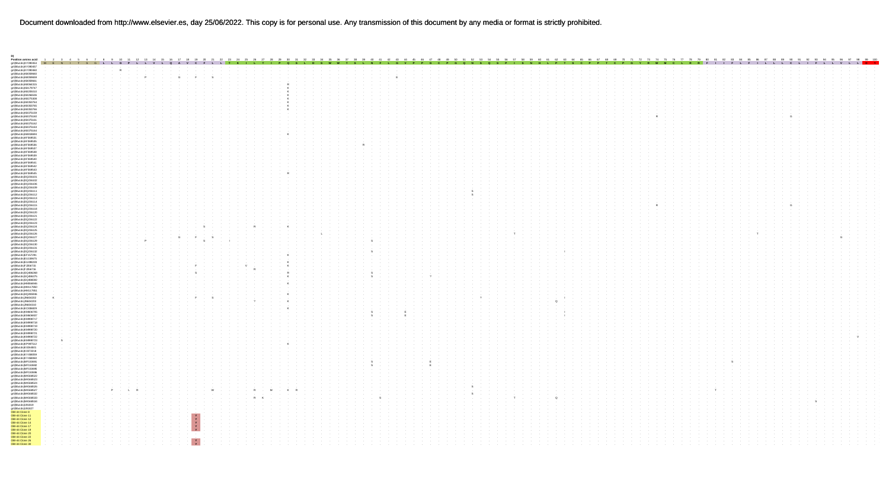D)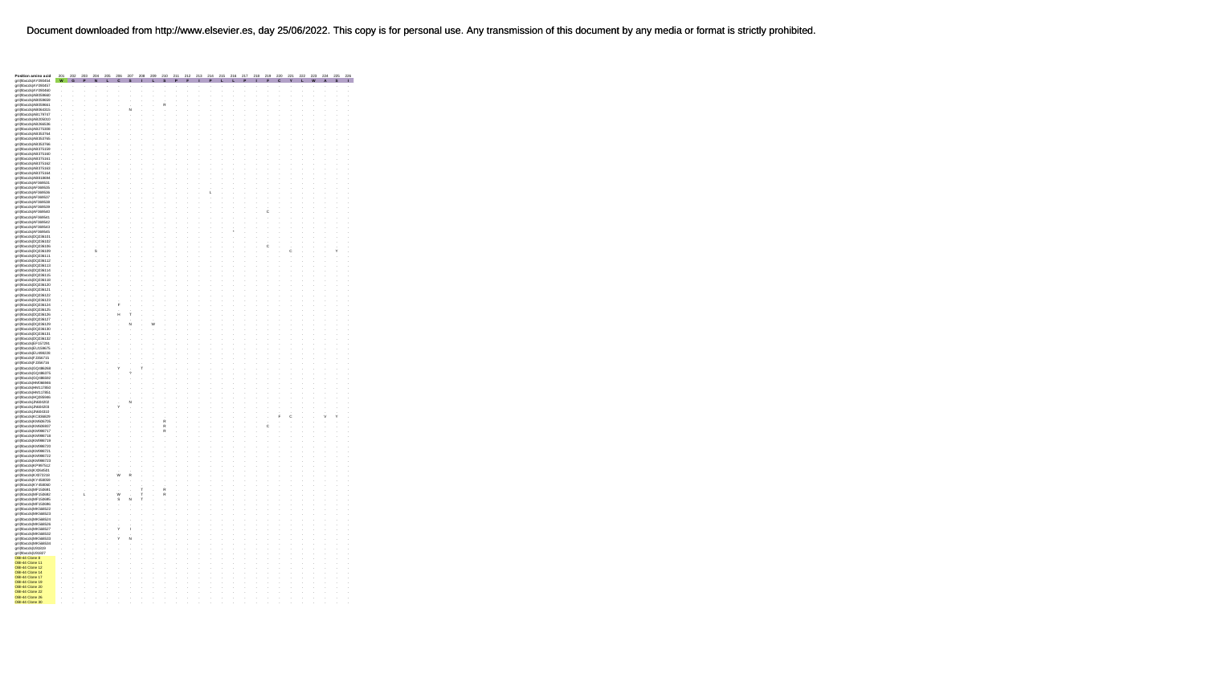| Position amino acid | 201 | 202 | 203 | 204 | 205 | 206 | 207 | 208 | 209 | 210 | 211 | 212 | 213 | 214 | 215 | 216 | 217 | 218 | 219 | 220 | 221 | 222 | 223 | 224 | 225 | 226 |
|---|---|---|---|---|---|---|---|---|---|---|---|---|---|---|---|---|---|---|---|---|---|---|---|---|---|---|
| gi\|Blastx\|AY090454 | W | G | F | N | L | C | S | I | L | S | P | F | I | P | L | L | P | I | F | C | Y | L | W | A | S | I |
| gi\|Blastx\|AY090457 | . | . | . | . | . | . | . | . | . | . | . | . | . | . | . | . | . | . | . | . | . | . | . | . | . | . |
| gi\|Blastx\|AY090460 | . | . | . | . | . | . | . | . | . | . | . | . | . | . | . | . | . | . | . | . | . | . | . | . | . | . |
| gi\|Blastx\|AB059659 | . | . | . | . | . | . | . | . | . | . | . | . | . | . | . | . | . | . | . | . | . | . | . | . | . | . |
| gi\|Blastx\|AB059660 | . | . | . | . | . | . | . | . | . | . | . | . | . | . | . | . | . | . | . | . | . | . | . | . | . | . |
| gi\|Blastx\|AB059661 | . | . | . | . | . | . | . | . | . | R | . | . | . | . | . | . | . | . | . | . | . | . | . | . | . | . |
| gi\|Blastx\|AB064315 | . | . | . | . | . | . | N | . | . | . | . | . | . | . | . | . | . | . | . | . | . | . | . | . | . | . |
| gi\|Blastx\|AB170747 | . | . | . | . | . | . | . | . | . | . | . | . | . | . | . | . | . | . | . | . | . | . | . | . | . | . |
| gi\|Blastx\|AB205010 | . | . | . | . | . | . | . | . | . | . | . | . | . | . | . | . | . | . | . | . | . | . | . | . | . | . |
| gi\|Blastx\|AB266536 | . | . | . | . | . | . | . | . | . | . | . | . | . | . | . | . | . | . | . | . | . | . | . | . | . | . |
| gi\|Blastx\|AB275308 | . | . | . | . | . | . | . | . | . | . | . | . | . | . | . | . | . | . | . | . | . | . | . | . | . | . |
| gi\|Blastx\|AB353764 | . | . | . | . | . | . | . | . | . | . | . | . | . | . | . | . | . | . | . | . | . | . | . | . | . | . |
| gi\|Blastx\|AB353765 | . | . | . | . | . | . | . | . | . | . | . | . | . | . | . | . | . | . | . | . | . | . | . | . | . | . |
| gi\|Blastx\|AB353766 | . | . | . | . | . | . | . | . | . | . | . | . | . | . | . | . | . | . | . | . | . | . | . | . | . | . |
| gi\|Blastx\|AB375159 | . | . | . | . | . | . | . | . | . | . | . | . | . | . | . | . | . | . | . | . | . | . | . | . | . | . |
| gi\|Blastx\|AB375160 | . | . | . | . | . | . | . | . | . | . | . | . | . | . | . | . | . | . | . | . | . | . | . | . | . | . |
| gi\|Blastx\|AB375161 | . | . | . | . | . | . | . | . | . | . | . | . | . | . | . | . | . | . | . | . | . | . | . | . | . | . |
| gi\|Blastx\|AB375162 | . | . | . | . | . | . | . | . | . | . | . | . | . | . | . | . | . | . | . | . | . | . | . | . | . | . |
| gi\|Blastx\|AB375163 | . | . | . | . | . | . | . | . | . | . | . | . | . | . | . | . | . | . | . | . | . | . | . | . | . | . |
| gi\|Blastx\|AB375164 | . | . | . | . | . | . | . | . | . | . | . | . | . | . | . | . | . | . | . | . | . | . | . | . | . | . |
| gi\|Blastx\|AB810684 | . | . | . | . | . | . | . | . | . | . | . | . | . | . | . | . | . | . | . | . | . | . | . | . | . | . |
| gi\|Blastx\|AF090531 | . | . | . | . | . | . | . | . | . | . | . | . | . | . | . | . | . | . | . | . | . | . | . | . | . | . |
| gi\|Blastx\|AF090535 | . | . | . | . | . | . | . | . | . | . | . | . | . | . | . | . | . | . | . | . | . | . | . | . | . | . |
| gi\|Blastx\|AF090536 | . | . | . | . | . | . | . | . | . | . | . | . | . | L | . | . | . | . | . | . | . | . | . | . | . | . |
| gi\|Blastx\|AF090537 | . | . | . | . | . | . | . | . | . | . | . | . | . | . | . | . | . | . | . | . | . | . | . | . | . | . |
| gi\|Blastx\|AF090538 | . | . | . | . | . | . | . | . | . | . | . | . | . | . | . | . | . | . | . | . | . | . | . | . | . | . |
| gi\|Blastx\|AF090539 | . | . | . | . | . | . | . | . | . | . | . | . | . | . | . | . | . | . | . | . | . | . | . | . | . | . |
| gi\|Blastx\|AF090540 | . | . | . | . | . | . | . | . | . | . | . | . | . | . | . | . | . | . | C | . | . | . | . | . | . | . |
| gi\|Blastx\|AF090541 | . | . | . | . | . | . | . | . | . | . | . | . | . | . | . | . | . | . | . | . | . | . | . | . | . | . |
| gi\|Blastx\|AF090542 | . | . | . | . | . | . | . | . | . | . | . | . | . | . | . | . | . | . | . | . | . | . | . | . | . | . |
| gi\|Blastx\|AF090543 | . | . | . | . | . | . | . | . | . | . | . | . | . | . | . | . | . | . | . | . | . | . | . | . | . | . |
| gi\|Blastx\|AF090545 | . | . | . | . | . | . | . | . | . | . | . | . | . | . | . | * | . | . | . | . | . | . | . | . | . | . |
| gi\|Blastx\|DQ236101 | . | . | . | . | . | . | . | . | . | . | . | . | . | . | . | . | . | . | . | . | . | . | . | . | . | . |
| gi\|Blastx\|DQ236102 | . | . | . | . | . | . | . | . | . | . | . | . | . | . | . | . | . | . | . | . | . | . | . | . | . | . |
| gi\|Blastx\|DQ236105 | . | . | . | . | . | . | . | . | . | . | . | . | . | . | . | . | . | . | C | . | . | . | . | . | . | . |
| gi\|Blastx\|DQ236109 | . | . | . | S | . | . | . | . | . | . | . | . | . | . | . | . | . | . | . | . | C | . | . | . | Y | . |
| gi\|Blastx\|DQ236111 | . | . | . | . | . | . | . | . | . | . | . | . | . | . | . | . | . | . | . | . | . | . | . | . | . | . |
| gi\|Blastx\|DQ236112 | . | . | . | . | . | . | . | . | . | . | . | . | . | . | . | . | . | . | . | . | . | . | . | . | . | . |
| gi\|Blastx\|DQ236113 | . | . | . | . | . | . | . | . | . | . | . | . | . | . | . | . | . | . | . | . | . | . | . | . | . | . |
| gi\|Blastx\|DQ236114 | . | . | . | . | . | . | . | . | . | . | . | . | . | . | . | . | . | . | . | . | . | . | . | . | . | . |
| gi\|Blastx\|DQ236115 | . | . | . | . | . | . | . | . | . | . | . | . | . | . | . | . | . | . | . | . | . | . | . | . | . | . |
| gi\|Blastx\|DQ236118 | . | . | . | . | . | . | . | . | . | . | . | . | . | . | . | . | . | . | . | . | . | . | . | . | . | . |
| gi\|Blastx\|DQ236120 | . | . | . | . | . | . | . | . | . | . | . | . | . | . | . | . | . | . | . | . | . | . | . | . | . | . |
| gi\|Blastx\|DQ236121 | . | . | . | . | . | . | . | . | . | . | . | . | . | . | . | . | . | . | . | . | . | . | . | . | . | . |
| gi\|Blastx\|DQ236122 | . | . | . | . | . | . | . | . | . | . | . | . | . | . | . | . | . | . | . | . | . | . | . | . | . | . |
| gi\|Blastx\|DQ236123 | . | . | . | . | . | . | . | . | . | . | . | . | . | . | . | . | . | . | . | . | . | . | . | . | . | . |
| gi\|Blastx\|DQ236124 | . | . | . | . | . | F | . | . | . | . | . | . | . | . | . | . | . | . | . | . | . | . | . | . | . | . |
| gi\|Blastx\|DQ236125 | . | . | . | . | . | . | . | . | . | . | . | . | . | . | . | . | . | . | . | . | . | . | . | . | . | . |
| gi\|Blastx\|DQ236126 | . | . | . | . | . | H | T | . | . | . | . | . | . | . | . | . | . | . | . | . | . | . | . | . | . | . |
| gi\|Blastx\|DQ236127 | . | . | . | . | . | . | . | . | . | . | . | . | . | . | . | . | . | . | . | . | . | . | . | . | . | . |
| gi\|Blastx\|DQ236129 | . | . | . | . | . | . | N | . | W | . | . | . | . | . | . | . | . | . | . | . | . | . | . | . | . | . |
| gi\|Blastx\|DQ236130 | . | . | . | . | . | . | . | . | . | . | . | . | . | . | . | . | . | . | . | . | . | . | . | . | . | . |
| gi\|Blastx\|DQ236131 | . | . | . | . | . | . | . | . | . | . | . | . | . | . | . | . | . | . | . | . | . | . | . | . | . | . |
| gi\|Blastx\|DQ236132 | . | . | . | . | . | . | . | . | . | . | . | . | . | . | . | . | . | . | . | . | . | . | . | . | . | . |
| gi\|Blastx\|EF157291 | . | . | . | . | . | . | . | . | . | . | . | . | . | . | . | . | . | . | . | . | . | . | . | . | . | . |
| gi\|Blastx\|EU439675 | . | . | . | . | . | . | . | . | . | . | . | . | . | . | . | . | . | . | . | . | . | . | . | . | . | . |
| gi\|Blastx\|EU859228 | . | . | . | . | . | . | . | . | . | . | . | . | . | . | . | . | . | . | . | . | . | . | . | . | . | . |
| gi\|Blastx\|FJ356715 | . | . | . | . | . | . | . | . | . | . | . | . | . | . | . | . | . | . | . | . | . | . | . | . | . | . |
| gi\|Blastx\|FJ356716 | . | . | . | . | . | . | . | . | . | . | . | . | . | . | . | . | . | . | . | . | . | . | . | . | . | . |
| gi\|Blastx\|GQ486268 | . | . | . | . | . | Y | . | T | . | . | . | . | . | . | . | . | . | . | . | . | . | . | . | . | . | . |
| gi\|Blastx\|GQ486375 | . | . | . | . | . | . | Y | . | . | . | . | . | . | . | . | . | . | . | . | . | . | . | . | . | . | . |
| gi\|Blastx\|GQ486560 | . | . | . | . | . | . | . | . | . | . | . | . | . | . | . | . | . | . | . | . | . | . | . | . | . | . |
| gi\|Blastx\|HM590484 | . | . | . | . | . | . | . | . | . | . | . | . | . | . | . | . | . | . | . | . | . | . | . | . | . | . |
| gi\|Blastx\|HM117850 | . | . | . | . | . | . | . | . | . | . | . | . | . | . | . | . | . | . | . | . | . | . | . | . | . | . |
| gi\|Blastx\|HM117851 | . | . | . | . | . | . | . | . | . | . | . | . | . | . | . | . | . | . | . | . | . | . | . | . | . | . |
| gi\|Blastx\|HQ259946 | . | . | . | . | . | . | . | . | . | . | . | . | . | . | . | . | . | . | . | . | . | . | . | . | . | . |
| gi\|Blastx\|JN664202 | . | . | . | . | . | . | N | . | . | . | . | . | . | . | . | . | . | . | . | . | . | . | . | . | . | . |
| gi\|Blastx\|JN664203 | . | . | . | . | . | Y | . | . | . | . | . | . | . | . | . | . | . | . | . | . | . | . | . | . | . | . |
| gi\|Blastx\|JN664310 | . | . | . | . | . | . | . | . | . | . | . | . | . | . | . | . | . | . | . | . | . | . | . | . | . | . |
| gi\|Blastx\|KC836697 | . | . | . | . | . | . | . | . | . | . | . | . | . | . | . | . | . | . | . | F | C | . | . | V | Y | . |
| gi\|Blastx\|KM606729 | . | . | . | . | . | . | . | . | . | R | . | . | . | . | . | . | . | . | . | . | . | . | . | . | . | . |
| gi\|Blastx\|KM606807 | . | . | . | . | . | . | . | . | . | R | . | . | . | . | . | . | . | . | . | . | C | . | . | . | . | . |
| gi\|Blastx\|KM998717 | . | . | . | . | . | . | . | . | . | R | . | . | . | . | . | . | . | . | . | . | . | . | . | . | . | . |
| gi\|Blastx\|KM998718 | . | . | . | . | . | . | . | . | . | . | . | . | . | . | . | . | . | . | . | . | . | . | . | . | . | . |
| gi\|Blastx\|KM998719 | . | . | . | . | . | . | . | . | . | . | . | . | . | . | . | . | . | . | . | . | . | . | . | . | . | . |
| gi\|Blastx\|KM998720 | . | . | . | . | . | . | . | . | . | . | . | . | . | . | . | . | . | . | . | . | . | . | . | . | . | . |
| gi\|Blastx\|KM998721 | . | . | . | . | . | . | . | . | . | . | . | . | . | . | . | . | . | . | . | . | . | . | . | . | . | . |
| gi\|Blastx\|KM998722 | . | . | . | . | . | . | . | . | . | . | . | . | . | . | . | . | . | . | . | . | . | . | . | . | . | . |
| gi\|Blastx\|KM998723 | . | . | . | . | . | . | . | . | . | . | . | . | . | . | . | . | . | . | . | . | . | . | . | . | . | . |
| gi\|Blastx\|KP997512 | . | . | . | . | . | . | . | . | . | . | . | . | . | . | . | . | . | . | . | . | . | . | . | . | . | . |
| gi\|Blastx\|KX354581 | . | . | . | . | . | . | . | . | . | . | . | . | . | . | . | . | . | . | . | . | . | . | . | . | . | . |
| gi\|Blastx\|KX872210 | . | . | . | . | . | W | R | . | . | . | . | . | . | . | . | . | . | . | . | . | . | . | . | . | . | . |
| gi\|Blastx\|KY458059 | . | . | . | . | . | . | . | . | . | . | . | . | . | . | . | . | . | . | . | . | . | . | . | . | . | . |
| gi\|Blastx\|KY458060 | . | . | . | . | . | . | . | . | . | . | . | . | . | . | . | . | . | . | . | . | . | . | . | . | . | . |
| gi\|Blastx\|MF150681 | . | . | . | . | . | . | . | T | . | R | . | . | . | . | . | . | . | . | . | . | . | . | . | . | . | . |
| gi\|Blastx\|MF150682 | . | . | L | . | . | W | . | T | . | R | . | . | . | . | . | . | . | . | . | . | . | . | . | . | . | . |
| gi\|Blastx\|MF150685 | . | . | . | . | . | S | N | T | . | . | . | . | . | . | . | . | . | . | . | . | . | . | . | . | . | . |
| gi\|Blastx\|MF150686 | . | . | . | . | . | . | . | . | . | . | . | . | . | . | . | . | . | . | . | . | . | . | . | . | . | . |
| gi\|Blastx\|MK568522 | . | . | . | . | . | . | . | . | . | . | . | . | . | . | . | . | . | . | . | . | . | . | . | . | . | . |
| gi\|Blastx\|MK568523 | . | . | . | . | . | . | . | . | . | . | . | . | . | . | . | . | . | . | . | . | . | . | . | . | . | . |
| gi\|Blastx\|MK568524 | . | . | . | . | . | . | . | . | . | . | . | . | . | . | . | . | . | . | . | . | . | . | . | . | . | . |
| gi\|Blastx\|MK568526 | . | . | . | . | . | . | . | . | . | . | . | . | . | . | . | . | . | . | . | . | . | . | . | . | . | . |
| gi\|Blastx\|MK568527 | . | . | . | . | . | Y | I | . | . | . | . | . | . | . | . | . | . | . | . | . | . | . | . | . | . | . |
| gi\|Blastx\|MK568532 | . | . | . | . | . | . | . | . | . | . | . | . | . | . | . | . | . | . | . | . | . | . | . | . | . | . |
| gi\|Blastx\|MK568533 | . | . | . | . | . | Y | N | . | . | . | . | . | . | . | . | . | . | . | . | . | . | . | . | . | . | . |
| gi\|Blastx\|MK568534 | . | . | . | . | . | . | . | . | . | . | . | . | . | . | . | . | . | . | . | . | . | . | . | . | . | . |
| gi\|Blastx\|U91829 | . | . | . | . | . | . | . | . | . | . | . | . | . | . | . | . | . | . | . | . | . | . | . | . | . | . |
| gi\|Blastx\|U91827 | . | . | . | . | . | . | . | . | . | . | . | . | . | . | . | . | . | . | . | . | . | . | . | . | . | . |
| DM-44 Clone 8 | . | . | . | . | . | . | . | . | . | . | . | . | . | . | . | . | . | . | . | . | . | . | . | . | . | . |
| DM-44 Clone 11 | . | . | . | . | . | . | . | . | . | . | . | . | . | . | . | . | . | . | . | . | . | . | . | . | . | . |
| DM-44 Clone 12 | . | . | . | . | . | . | . | . | . | . | . | . | . | . | . | . | . | . | . | . | . | . | . | . | . | . |
| DM-44 Clone 14 | . | . | . | . | . | . | . | . | . | . | . | . | . | . | . | . | . | . | . | . | . | . | . | . | . | . |
| DM-44 Clone 17 | . | . | . | . | . | . | . | . | . | . | . | . | . | . | . | . | . | . | . | . | . | . | . | . | . | . |
| DM-44 Clone 19 | . | . | . | . | . | . | . | . | . | . | . | . | . | . | . | . | . | . | . | . | . | . | . | . | . | . |
| DM-44 Clone 20 | . | . | . | . | . | . | . | . | . | . | . | . | . | . | . | . | . | . | . | . | . | . | . | . | . | . |
| DM-44 Clone 22 | . | . | . | . | . | . | . | . | . | . | . | . | . | . | . | . | . | . | . | . | . | . | . | . | . | . |
| DM-44 Clone 26 | . | . | . | . | . | . | . | . | . | . | . | . | . | . | . | . | . | . | . | . | . | . | . | . | . | . |
| DM-44 Clone 30 | . | . | . | . | . | . | . | . | . | . | . | . | . | . | . | . | . | . | . | . | . | . | . | . | . | . |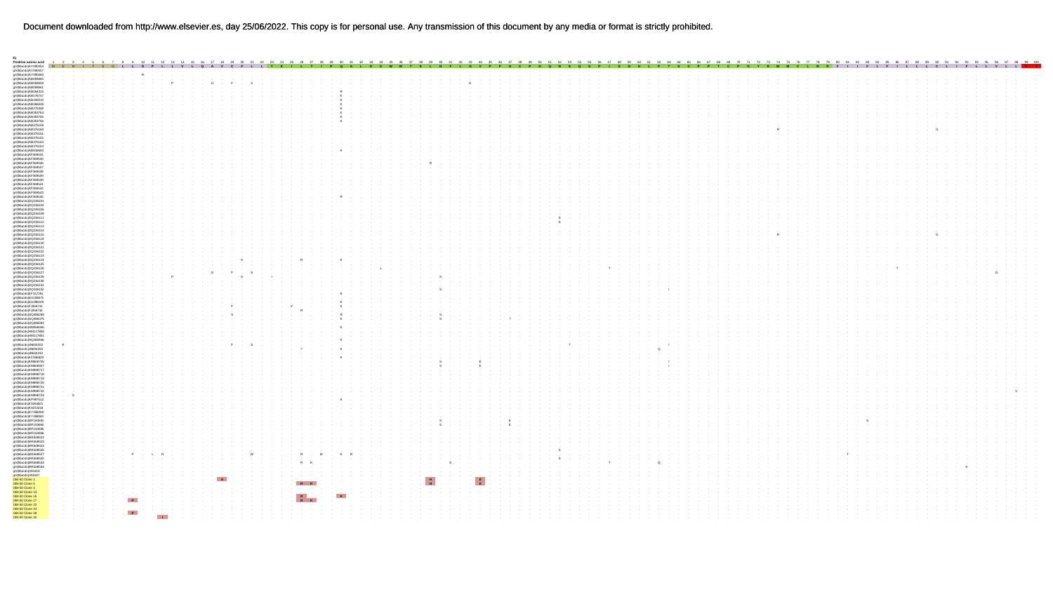B)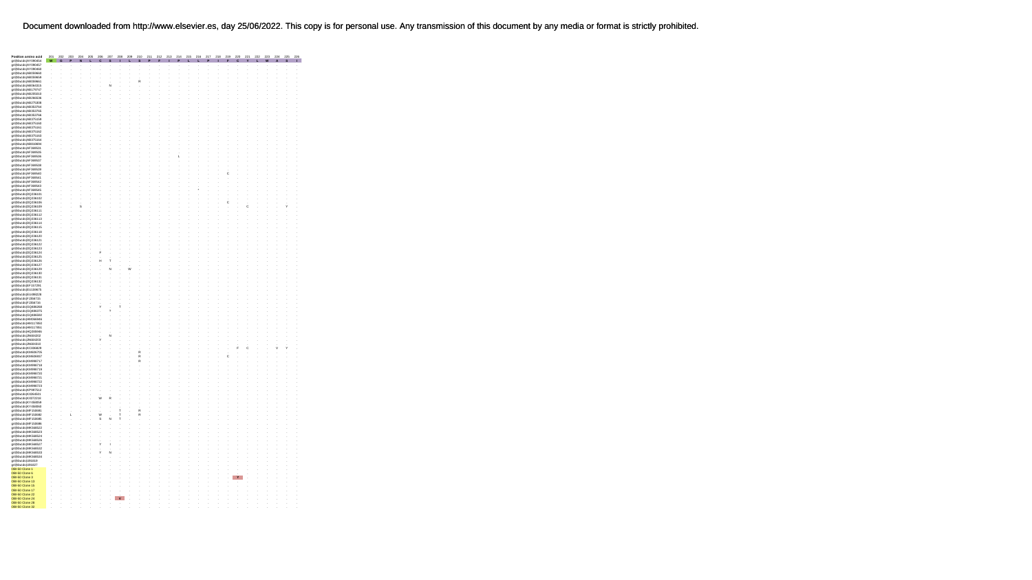| Position amino acid | 201 | 202 | 203 | 204 | 205 | 206 | 207 | 208 | 209 | 210 | 211 | 212 | 213 | 214 | 215 | 216 | 217 | 218 | 219 | 220 | 221 | 222 | 223 | 224 | 225 | 226 |
|---|---|---|---|---|---|---|---|---|---|---|---|---|---|---|---|---|---|---|---|---|---|---|---|---|---|---|
| gi\|fbx\|db\|AY090454 | W | G | P | N | L | C | S | I | L | S | P | F | I | P | L | L | P | I | F | C | Y | L | W | A | S | I |
| gi\|fbx\|db\|AY090457 | . | . | . | . | . | . | . | . | . | . | . | . | . | . | . | . | . | . | . | . | . | . | . | . | . | . |
| gi\|fbx\|db\|AY090460 | . | . | . | . | . | . | . | . | . | . | . | . | . | . | . | . | . | . | . | . | . | . | . | . | . | . |
| gi\|fbx\|db\|AB059660 | . | . | . | . | . | . | . | . | . | . | . | . | . | . | . | . | . | . | . | . | . | . | . | . | . | . |
| gi\|fbx\|db\|AB059658 | . | . | . | . | . | . | . | . | . | . | . | . | . | . | . | . | . | . | . | . | . | . | . | . | . | . |
| gi\|fbx\|db\|AB059661 | . | . | . | . | . | . | . | . | . | R | . | . | . | . | . | . | . | . | . | . | . | . | . | . | . | . |
| gi\|fbx\|db\|AB064315 | . | . | . | . | . | . | N | . | . | . | . | . | . | . | . | . | . | . | . | . | . | . | . | . | . | . |
| gi\|fbx\|db\|AB179747 | . | . | . | . | . | . | . | . | . | . | . | . | . | . | . | . | . | . | . | . | . | . | . | . | . | . |
| gi\|fbx\|db\|AB205010 | . | . | . | . | . | . | . | . | . | . | . | . | . | . | . | . | . | . | . | . | . | . | . | . | . | . |
| gi\|fbx\|db\|AB265536 | . | . | . | . | . | . | . | . | . | . | . | . | . | . | . | . | . | . | . | . | . | . | . | . | . | . |
| gi\|fbx\|db\|AB275308 | . | . | . | . | . | . | . | . | . | . | . | . | . | . | . | . | . | . | . | . | . | . | . | . | . | . |
| gi\|fbx\|db\|AB353764 | . | . | . | . | . | . | . | . | . | . | . | . | . | . | . | . | . | . | . | . | . | . | . | . | . | . |
| gi\|fbx\|db\|AB353765 | . | . | . | . | . | . | . | . | . | . | . | . | . | . | . | . | . | . | . | . | . | . | . | . | . | . |
| gi\|fbx\|db\|AB353766 | . | . | . | . | . | . | . | . | . | . | . | . | . | . | . | . | . | . | . | . | . | . | . | . | . | . |
| gi\|fbx\|db\|AB375158 | . | . | . | . | . | . | . | . | . | . | . | . | . | . | . | . | . | . | . | . | . | . | . | . | . | . |
| gi\|fbx\|db\|AB375160 | . | . | . | . | . | . | . | . | . | . | . | . | . | . | . | . | . | . | . | . | . | . | . | . | . | . |
| gi\|fbx\|db\|AB375161 | . | . | . | . | . | . | . | . | . | . | . | . | . | . | . | . | . | . | . | . | . | . | . | . | . | . |
| gi\|fbx\|db\|AB375162 | . | . | . | . | . | . | . | . | . | . | . | . | . | . | . | . | . | . | . | . | . | . | . | . | . | . |
| gi\|fbx\|db\|AB375163 | . | . | . | . | . | . | . | . | . | . | . | . | . | . | . | . | . | . | . | . | . | . | . | . | . | . |
| gi\|fbx\|db\|AB375164 | . | . | . | . | . | . | . | . | . | . | . | . | . | . | . | . | . | . | . | . | . | . | . | . | . | . |
| gi\|fbx\|db\|AB493894 | . | . | . | . | . | . | . | . | . | . | . | . | . | . | . | . | . | . | . | . | . | . | . | . | . | . |
| gi\|fbx\|db\|AF389531 | . | . | . | . | . | . | . | . | . | . | . | . | . | . | . | . | . | . | . | . | . | . | . | . | . | . |
| gi\|fbx\|db\|AF389535 | . | . | . | . | . | . | . | . | . | . | . | . | . | . | . | . | . | . | . | . | . | . | . | . | . | . |
| gi\|fbx\|db\|AF389536 | . | . | . | . | . | . | . | . | . | . | . | . | . | L | . | . | . | . | . | . | . | . | . | . | . | . |
| gi\|fbx\|db\|AF389537 | . | . | . | . | . | . | . | . | . | . | . | . | . | . | . | . | . | . | . | . | . | . | . | . | . | . |
| gi\|fbx\|db\|AF389538 | . | . | . | . | . | . | . | . | . | . | . | . | . | . | . | . | . | . | . | . | . | . | . | . | . | . |
| gi\|fbx\|db\|AF389539 | . | . | . | . | . | . | . | . | . | . | . | . | . | . | . | . | . | . | . | . | . | . | . | . | . | . |
| gi\|fbx\|db\|AF389540 | . | . | . | . | . | . | . | . | . | . | . | . | . | . | . | . | . | . | C | . | . | . | . | . | . | . |
| gi\|fbx\|db\|AF389541 | . | . | . | . | . | . | . | . | . | . | . | . | . | . | . | . | . | . | . | . | . | . | . | . | . | . |
| gi\|fbx\|db\|AF389542 | . | . | . | . | . | . | . | . | . | . | . | . | . | . | . | . | . | . | . | . | . | . | . | . | . | . |
| gi\|fbx\|db\|AF389543 | . | . | . | . | . | . | . | . | . | . | . | . | . | . | . | * | . | . | . | . | . | . | . | . | . | . |
| gi\|fbx\|db\|AF389545 | . | . | . | . | . | . | . | . | . | . | . | . | . | . | . | . | . | . | . | . | . | . | . | . | . | . |
| gi\|fbx\|db\|DQ236101 | . | . | . | . | . | . | . | . | . | . | . | . | . | . | . | . | . | . | . | . | . | . | . | . | . | . |
| gi\|fbx\|db\|DQ236102 | . | . | . | . | . | . | . | . | . | . | . | . | . | . | . | . | . | . | . | . | . | . | . | . | . | . |
| gi\|fbx\|db\|DQ236106 | . | . | . | . | . | . | . | . | . | . | . | . | . | . | . | . | . | . | C | . | . | . | . | . | . | . |
| gi\|fbx\|db\|DQ236109 | . | . | . | S | . | . | . | . | . | . | . | . | . | . | . | . | . | . | . | . | C | . | . | . | Y | . |
| gi\|fbx\|db\|DQ236111 | . | . | . | . | . | . | . | . | . | . | . | . | . | . | . | . | . | . | . | . | . | . | . | . | . | . |
| gi\|fbx\|db\|DQ236112 | . | . | . | . | . | . | . | . | . | . | . | . | . | . | . | . | . | . | . | . | . | . | . | . | . | . |
| gi\|fbx\|db\|DQ236113 | . | . | . | . | . | . | . | . | . | . | . | . | . | . | . | . | . | . | . | . | . | . | . | . | . | . |
| gi\|fbx\|db\|DQ236114 | . | . | . | . | . | . | . | . | . | . | . | . | . | . | . | . | . | . | . | . | . | . | . | . | . | . |
| gi\|fbx\|db\|DQ236115 | . | . | . | . | . | . | . | . | . | . | . | . | . | . | . | . | . | . | . | . | . | . | . | . | . | . |
| gi\|fbx\|db\|DQ236116 | . | . | . | . | . | . | . | . | . | . | . | . | . | . | . | . | . | . | . | . | . | . | . | . | . | . |
| gi\|fbx\|db\|DQ236118 | . | . | . | . | . | . | . | . | . | . | . | . | . | . | . | . | . | . | . | . | . | . | . | . | . | . |
| gi\|fbx\|db\|DQ236120 | . | . | . | . | . | . | . | . | . | . | . | . | . | . | . | . | . | . | . | . | . | . | . | . | . | . |
| gi\|fbx\|db\|DQ236121 | . | . | . | . | . | . | . | . | . | . | . | . | . | . | . | . | . | . | . | . | . | . | . | . | . | . |
| gi\|fbx\|db\|DQ236122 | . | . | . | . | . | . | . | . | . | . | . | . | . | . | . | . | . | . | . | . | . | . | . | . | . | . |
| gi\|fbx\|db\|DQ236123 | . | . | . | . | . | . | . | . | . | . | . | . | . | . | . | . | . | . | . | . | . | . | . | . | . | . |
| gi\|fbx\|db\|DQ236124 | . | . | . | . | . | F | . | . | . | . | . | . | . | . | . | . | . | . | . | . | . | . | . | . | . | . |
| gi\|fbx\|db\|DQ236125 | . | . | . | . | . | . | . | . | . | . | . | . | . | . | . | . | . | . | . | . | . | . | . | . | . | . |
| gi\|fbx\|db\|DQ236126 | . | . | . | . | . | H | T | . | . | . | . | . | . | . | . | . | . | . | . | . | . | . | . | . | . | . |
| gi\|fbx\|db\|DQ236127 | . | . | . | . | . | . | . | . | . | . | . | . | . | . | . | . | . | . | . | . | . | . | . | . | . | . |
| gi\|fbx\|db\|DQ236129 | . | . | . | . | . | . | N | . | W | . | . | . | . | . | . | . | . | . | . | . | . | . | . | . | . | . |
| gi\|fbx\|db\|DQ236130 | . | . | . | . | . | . | . | . | . | . | . | . | . | . | . | . | . | . | . | . | . | . | . | . | . | . |
| gi\|fbx\|db\|DQ236131 | . | . | . | . | . | . | . | . | . | . | . | . | . | . | . | . | . | . | . | . | . | . | . | . | . | . |
| gi\|fbx\|db\|DQ236132 | . | . | . | . | . | . | . | . | . | . | . | . | . | . | . | . | . | . | . | . | . | . | . | . | . | . |
| gi\|fbx\|db\|EF157291 | . | . | . | . | . | . | . | . | . | . | . | . | . | . | . | . | . | . | . | . | . | . | . | . | . | . |
| gi\|fbx\|db\|EU159675 | . | . | . | . | . | . | . | . | . | . | . | . | . | . | . | . | . | . | . | . | . | . | . | . | . | . |
| gi\|fbx\|db\|EU368228 | . | . | . | . | . | . | . | . | . | . | . | . | . | . | . | . | . | . | . | . | . | . | . | . | . | . |
| gi\|fbx\|db\|FJ356715 | . | . | . | . | . | . | . | . | . | . | . | . | . | . | . | . | . | . | . | . | . | . | . | . | . | . |
| gi\|fbx\|db\|FJ356716 | . | . | . | . | . | . | . | . | . | . | . | . | . | . | . | . | . | . | . | . | . | . | . | . | . | . |
| gi\|fbx\|db\|GQ468268 | . | . | . | . | . | Y | . | T | . | . | . | . | . | . | . | . | . | . | . | . | . | . | . | . | . | . |
| gi\|fbx\|db\|GQ486375 | . | . | . | . | . | . | Y | . | . | . | . | . | . | . | . | . | . | . | . | . | . | . | . | . | . | . |
| gi\|fbx\|db\|GQ486592 | . | . | . | . | . | . | . | . | . | . | . | . | . | . | . | . | . | . | . | . | . | . | . | . | . | . |
| gi\|fbx\|db\|HM066946 | . | . | . | . | . | . | . | . | . | . | . | . | . | . | . | . | . | . | . | . | . | . | . | . | . | . |
| gi\|fbx\|db\|HM117850 | . | . | . | . | . | . | . | . | . | . | . | . | . | . | . | . | . | . | . | . | . | . | . | . | . | . |
| gi\|fbx\|db\|HM117851 | . | . | . | . | . | . | . | . | . | . | . | . | . | . | . | . | . | . | . | . | . | . | . | . | . | . |
| gi\|fbx\|db\|HQ259595 | . | . | . | . | . | . | . | . | . | . | . | . | . | . | . | . | . | . | . | . | . | . | . | . | . | . |
| gi\|fbx\|db\|JN664202 | . | . | . | . | . | . | N | . | . | . | . | . | . | . | . | . | . | . | . | . | . | . | . | . | . | . |
| gi\|fbx\|db\|JN664203 | . | . | . | . | . | Y | . | . | . | . | . | . | . | . | . | . | . | . | . | . | . | . | . | . | . | . |
| gi\|fbx\|db\|JN664210 | . | . | . | . | . | . | . | . | . | . | . | . | . | . | . | . | . | . | . | . | . | . | . | . | . | . |
| gi\|fbx\|db\|KC208629 | . | . | . | . | . | . | . | . | . | . | . | . | . | . | . | . | . | . | . | F | C | . | . | V | Y | . |
| gi\|fbx\|db\|KM606755 | . | . | . | . | . | . | . | . | . | R | . | . | . | . | . | . | . | . | . | . | . | . | . | . | . | . |
| gi\|fbx\|db\|KM606807 | . | . | . | . | . | . | . | . | . | R | . | . | . | . | . | . | . | . | C | . | . | . | . | . | . | . |
| gi\|fbx\|db\|KM098717 | . | . | . | . | . | . | . | . | . | R | . | . | . | . | . | . | . | . | . | . | . | . | . | . | . | . |
| gi\|fbx\|db\|KM098718 | . | . | . | . | . | . | . | . | . | . | . | . | . | . | . | . | . | . | . | . | . | . | . | . | . | . |
| gi\|fbx\|db\|KM098719 | . | . | . | . | . | . | . | . | . | . | . | . | . | . | . | . | . | . | . | . | . | . | . | . | . | . |
| gi\|fbx\|db\|KM098720 | . | . | . | . | . | . | . | . | . | . | . | . | . | . | . | . | . | . | . | . | . | . | . | . | . | . |
| gi\|fbx\|db\|KM098721 | . | . | . | . | . | . | . | . | . | . | . | . | . | . | . | . | . | . | . | . | . | . | . | . | . | . |
| gi\|fbx\|db\|KM098722 | . | . | . | . | . | . | . | . | . | . | . | . | . | . | . | . | . | . | . | . | . | . | . | . | . | . |
| gi\|fbx\|db\|KM098723 | . | . | . | . | . | . | . | . | . | . | . | . | . | . | . | . | . | . | . | . | . | . | . | . | . | . |
| gi\|fbx\|db\|KP087512 | . | . | . | . | . | . | . | . | . | . | . | . | . | . | . | . | . | . | . | . | . | . | . | . | . | . |
| gi\|fbx\|db\|KR264511 | . | . | . | . | . | . | . | . | . | . | . | . | . | . | . | . | . | . | . | . | . | . | . | . | . | . |
| gi\|fbx\|db\|KX072210 | . | . | . | . | . | W | R | . | . | . | . | . | . | . | . | . | . | . | . | . | . | . | . | . | . | . |
| gi\|fbx\|db\|KY458458 | . | . | . | . | . | . | . | . | . | . | . | . | . | . | . | . | . | . | . | . | . | . | . | . | . | . |
| gi\|fbx\|db\|KY458460 | . | . | . | . | . | . | . | . | . | . | . | . | . | . | . | . | . | . | . | . | . | . | . | . | . | . |
| gi\|fbx\|db\|MF158581 | . | . | . | . | . | . | . | T | . | R | . | . | . | . | . | . | . | . | . | . | . | . | . | . | . | . |
| gi\|fbx\|db\|MF158582 | . | . | L | . | . | W | . | T | . | R | . | . | . | . | . | . | . | . | . | . | . | . | . | . | . | . |
| gi\|fbx\|db\|MF158585 | . | . | . | . | . | S | N | T | . | . | . | . | . | . | . | . | . | . | . | . | . | . | . | . | . | . |
| gi\|fbx\|db\|MF158586 | . | . | . | . | . | . | . | . | . | . | . | . | . | . | . | . | . | . | . | . | . | . | . | . | . | . |
| gi\|fbx\|db\|MK568522 | . | . | . | . | . | . | . | . | . | . | . | . | . | . | . | . | . | . | . | . | . | . | . | . | . | . |
| gi\|fbx\|db\|MK568523 | . | . | . | . | . | . | . | . | . | . | . | . | . | . | . | . | . | . | . | . | . | . | . | . | . | . |
| gi\|fbx\|db\|MK568524 | . | . | . | . | . | . | . | . | . | . | . | . | . | . | . | . | . | . | . | . | . | . | . | . | . | . |
| gi\|fbx\|db\|MK568526 | . | . | . | . | . | . | . | . | . | . | . | . | . | . | . | . | . | . | . | . | . | . | . | . | . | . |
| gi\|fbx\|db\|MK568527 | . | . | . | . | . | Y | I | . | . | . | . | . | . | . | . | . | . | . | . | . | . | . | . | . | . | . |
| gi\|fbx\|db\|MK568530 | . | . | . | . | . | . | . | . | . | . | . | . | . | . | . | . | . | . | . | . | . | . | . | . | . | . |
| gi\|fbx\|db\|MK568533 | . | . | . | . | . | Y | N | . | . | . | . | . | . | . | . | . | . | . | . | . | . | . | . | . | . | . |
| gi\|fbx\|db\|MK568534 | . | . | . | . | . | . | . | . | . | . | . | . | . | . | . | . | . | . | . | . | . | . | . | . | . | . |
| gi\|fbx\|db\|U95619 | . | . | . | . | . | . | . | . | . | . | . | . | . | . | . | . | . | . | . | . | . | . | . | . | . | . |
| gi\|fbx\|db\|U95627 | . | . | . | . | . | . | . | . | . | . | . | . | . | . | . | . | . | . | . | . | . | . | . | . | . | . |
| OBI-SO Clone 1 | . | . | . | . | . | . | . | . | . | . | . | . | . | . | . | . | . | . | . | . | . | . | . | . | . | . |
| OBI-SO Clone 6 | . | . | . | . | . | . | . | . | . | . | . | . | . | . | . | . | . | . | . | . | . | . | . | . | . | . |
| OBI-SO Clone 3 | . | . | . | . | . | . | . | . | . | . | . | . | . | . | . | . | . | . | . | Y | . | . | . | . | . | . |
| OBI-SO Clone 4 | . | . | . | . | . | . | . | . | . | . | . | . | . | . | . | . | . | . | . | . | . | . | . | . | . | . |
| OBI-SO Clone 15 | . | . | . | . | . | . | . | . | . | . | . | . | . | . | . | . | . | . | . | . | . | . | . | . | . | . |
| OBI-SO Clone 17 | . | . | . | . | . | . | . | . | . | . | . | . | . | . | . | . | . | . | . | . | . | . | . | . | . | . |
| OBI-SO Clone 22 | . | . | . | . | . | . | . | . | . | . | . | . | . | . | . | . | . | . | . | . | . | . | . | . | . | . |
| OBI-SO Clone 24 | . | . | . | . | . | . | . | V | . | . | . | . | . | . | . | . | . | . | . | . | . | . | . | . | . | . |
| OBI-SO Clone 28 | . | . | . | . | . | . | . | . | . | . | . | . | . | . | . | . | . | . | . | . | . | . | . | . | . | . |
| OBI-SO Clone 32 | . | . | . | . | . | . | . | . | . | . | . | . | . | . | . | . | . | . | . | . | . | . | . | . | . | . |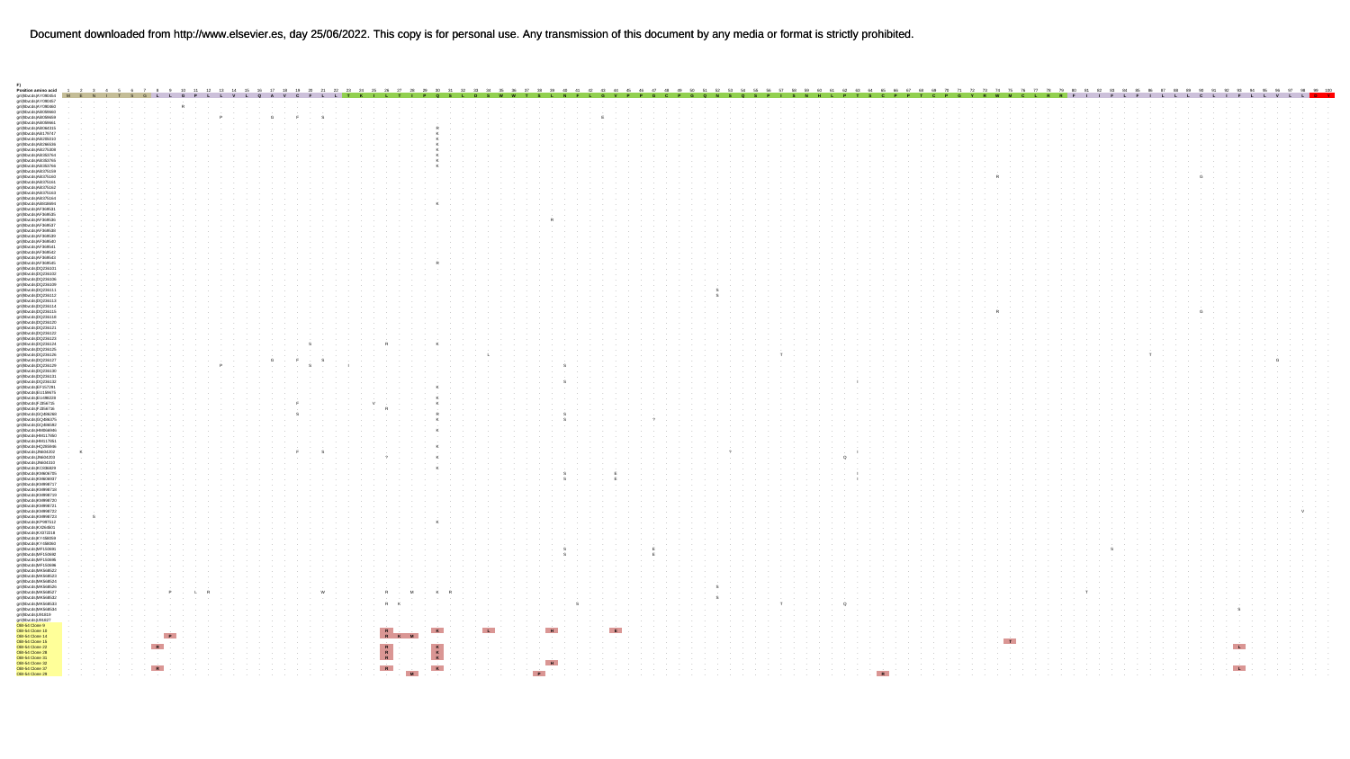Document downloaded from http://www.elsevier.es, day 25/06/2022. This copy is for personal use. Any transmission of this document by any media or format is strictly prohibited.

B)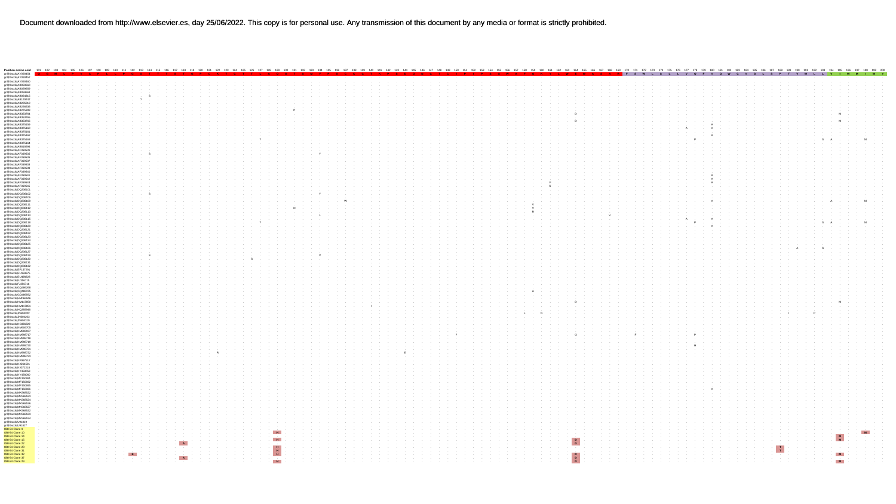Document downloaded from http://www.elsevier.es, day 25/06/2022. This copy is for personal use. Any transmission of this document by any media or format is strictly prohibited.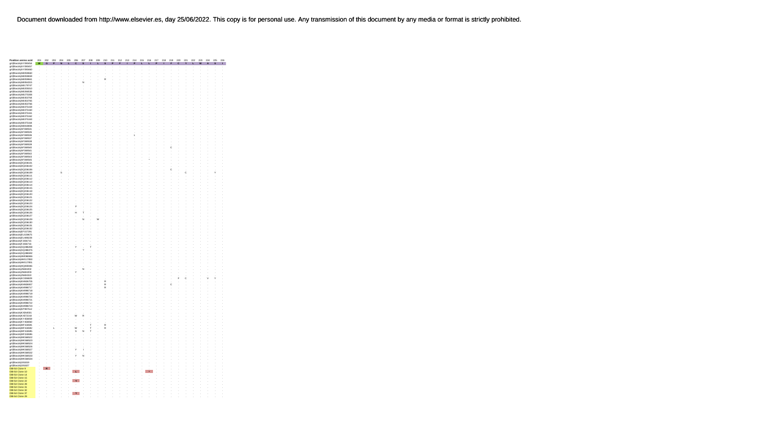| Position amino acid | 201 | 202 | 203 | 204 | 205 | 206 | 207 | 208 | 209 | 210 | 211 | 212 | 213 | 214 | 215 | 216 | 217 | 218 | 219 | 220 | 221 | 222 | 223 | 224 | 225 | 226 |
|---|---|---|---|---|---|---|---|---|---|---|---|---|---|---|---|---|---|---|---|---|---|---|---|---|---|---|
| gi\|Btaxids\|AY090454 | W | G | P | N | L | C | S | I | L | S | P | F | I | P | L | L | P | I | F | C | Y | L | W | A | S | I |
| gi\|Btaxids\|AY090457 | . | . | . | . | . | . | . | . | . | . | . | . | . | . | . | . | . | . | . | . | . | . | . | . | . | . |
| gi\|Btaxids\|AY090460 | . | . | . | . | . | . | . | . | . | . | . | . | . | . | . | . | . | . | . | . | . | . | . | . | . | . |
| gi\|Btaxids\|AB059660 | . | . | . | . | . | . | . | . | . | . | . | . | . | . | . | . | . | . | . | . | . | . | . | . | . | . |
| gi\|Btaxids\|AB059659 | . | . | . | . | . | . | . | . | . | . | . | . | . | . | . | . | . | . | . | . | . | . | . | . | . | . |
| gi\|Btaxids\|AB059661 | . | . | . | . | . | . | . | . | . | R | . | . | . | . | . | . | . | . | . | . | . | . | . | . | . | . |
| gi\|Btaxids\|AB064315 | . | . | . | . | . | . | N | . | . | . | . | . | . | . | . | . | . | . | . | . | . | . | . | . | . | . |
| gi\|Btaxids\|AB170747 | . | . | . | . | . | . | . | . | . | . | . | . | . | . | . | . | . | . | . | . | . | . | . | . | . | . |
| gi\|Btaxids\|AB205010 | . | . | . | . | . | . | . | . | . | . | . | . | . | . | . | . | . | . | . | . | . | . | . | . | . | . |
| gi\|Btaxids\|AB266536 | . | . | . | . | . | . | . | . | . | . | . | . | . | . | . | . | . | . | . | . | . | . | . | . | . | . |
| gi\|Btaxids\|AB275308 | . | . | . | . | . | . | . | . | . | . | . | . | . | . | . | . | . | . | . | . | . | . | . | . | . | . |
| gi\|Btaxids\|AB353764 | . | . | . | . | . | . | . | . | . | . | . | . | . | . | . | . | . | . | . | . | . | . | . | . | . | . |
| gi\|Btaxids\|AB353765 | . | . | . | . | . | . | . | . | . | . | . | . | . | . | . | . | . | . | . | . | . | . | . | . | . | . |
| gi\|Btaxids\|AB353766 | . | . | . | . | . | . | . | . | . | . | . | . | . | . | . | . | . | . | . | . | . | . | . | . | . | . |
| gi\|Btaxids\|AB375159 | . | . | . | . | . | . | . | . | . | . | . | . | . | . | . | . | . | . | . | . | . | . | . | . | . | . |
| gi\|Btaxids\|AB375160 | . | . | . | . | . | . | . | . | . | . | . | . | . | . | . | . | . | . | . | . | . | . | . | . | . | . |
| gi\|Btaxids\|AB375161 | . | . | . | . | . | . | . | . | . | . | . | . | . | . | . | . | . | . | . | . | . | . | . | . | . | . |
| gi\|Btaxids\|AB375162 | . | . | . | . | . | . | . | . | . | . | . | . | . | . | . | . | . | . | . | . | . | . | . | . | . | . |
| gi\|Btaxids\|AB375163 | . | . | . | . | . | . | . | . | . | . | . | . | . | . | . | . | . | . | . | . | . | . | . | . | . | . |
| gi\|Btaxids\|AB375164 | . | . | . | . | . | . | . | . | . | . | . | . | . | . | . | . | . | . | . | . | . | . | . | . | . | . |
| gi\|Btaxids\|AB610696 | . | . | . | . | . | . | . | . | . | . | . | . | . | . | . | . | . | . | . | . | . | . | . | . | . | . |
| gi\|Btaxids\|AF389531 | . | . | . | . | . | . | . | . | . | . | . | . | . | . | . | . | . | . | . | . | . | . | . | . | . | . |
| gi\|Btaxids\|AF389535 | . | . | . | . | . | . | . | . | . | . | . | . | . | . | . | . | . | . | . | . | . | . | . | . | . | . |
| gi\|Btaxids\|AF389536 | . | . | . | . | . | . | . | . | . | . | . | . | . | L | . | . | . | . | . | . | . | . | . | . | . | . |
| gi\|Btaxids\|AF389537 | . | . | . | . | . | . | . | . | . | . | . | . | . | . | . | . | . | . | . | . | . | . | . | . | . | . |
| gi\|Btaxids\|AF389538 | . | . | . | . | . | . | . | . | . | . | . | . | . | . | . | . | . | . | . | . | . | . | . | . | . | . |
| gi\|Btaxids\|AF389539 | . | . | . | . | . | . | . | . | . | . | . | . | . | . | . | . | . | . | . | . | . | . | . | . | . | . |
| gi\|Btaxids\|AF389540 | . | . | . | . | . | . | . | . | . | . | . | . | . | . | . | . | . | . | C | . | . | . | . | . | . | . |
| gi\|Btaxids\|AF389541 | . | . | . | . | . | . | . | . | . | . | . | . | . | . | . | . | . | . | . | . | . | . | . | . | . | . |
| gi\|Btaxids\|AF389542 | . | . | . | . | . | . | . | . | . | . | . | . | . | . | . | . | . | . | . | . | . | . | . | . | . | . |
| gi\|Btaxids\|AF389543 | . | . | . | . | . | . | . | . | . | . | . | . | . | . | . | . | . | . | . | . | . | . | . | . | . | . |
| gi\|Btaxids\|AF389545 | . | . | . | . | . | . | . | . | . | . | . | . | . | . | . | * | . | . | . | . | . | . | . | . | . | . |
| gi\|Btaxids\|DQ236101 | . | . | . | . | . | . | . | . | . | . | . | . | . | . | . | . | . | . | . | . | . | . | . | . | . | . |
| gi\|Btaxids\|DQ236102 | . | . | . | . | . | . | . | . | . | . | . | . | . | . | . | . | . | . | . | . | . | . | . | . | . | . |
| gi\|Btaxids\|DQ236105 | . | . | . | . | . | . | . | . | . | . | . | . | . | . | . | . | . | . | C | . | . | . | . | . | . | . |
| gi\|Btaxids\|DQ236109 | . | . | . | S | . | . | . | . | . | . | . | . | . | . | . | . | . | . | . | . | C | . | . | . | Y | . |
| gi\|Btaxids\|DQ236111 | . | . | . | . | . | . | . | . | . | . | . | . | . | . | . | . | . | . | . | . | . | . | . | . | . | . |
| gi\|Btaxids\|DQ236112 | . | . | . | . | . | . | . | . | . | . | . | . | . | . | . | . | . | . | . | . | . | . | . | . | . | . |
| gi\|Btaxids\|DQ236113 | . | . | . | . | . | . | . | . | . | . | . | . | . | . | . | . | . | . | . | . | . | . | . | . | . | . |
| gi\|Btaxids\|DQ236114 | . | . | . | . | . | . | . | . | . | . | . | . | . | . | . | . | . | . | . | . | . | . | . | . | . | . |
| gi\|Btaxids\|DQ236115 | . | . | . | . | . | . | . | . | . | . | . | . | . | . | . | . | . | . | . | . | . | . | . | . | . | . |
| gi\|Btaxids\|DQ236116 | . | . | . | . | . | . | . | . | . | . | . | . | . | . | . | . | . | . | . | . | . | . | . | . | . | . |
| gi\|Btaxids\|DQ236120 | . | . | . | . | . | . | . | . | . | . | . | . | . | . | . | . | . | . | . | . | . | . | . | . | . | . |
| gi\|Btaxids\|DQ236121 | . | . | . | . | . | . | . | . | . | . | . | . | . | . | . | . | . | . | . | . | . | . | . | . | . | . |
| gi\|Btaxids\|DQ236122 | . | . | . | . | . | . | . | . | . | . | . | . | . | . | . | . | . | . | . | . | . | . | . | . | . | . |
| gi\|Btaxids\|DQ236123 | . | . | . | . | . | . | . | . | . | . | . | . | . | . | . | . | . | . | . | . | . | . | . | . | . | . |
| gi\|Btaxids\|DQ236124 | . | . | . | . | . | F | . | . | . | . | . | . | . | . | . | . | . | . | . | . | . | . | . | . | . | . |
| gi\|Btaxids\|DQ236125 | . | . | . | . | . | . | . | . | . | . | . | . | . | . | . | . | . | . | . | . | . | . | . | . | . | . |
| gi\|Btaxids\|DQ236126 | . | . | . | . | . | H | T | . | . | . | . | . | . | . | . | . | . | . | . | . | . | . | . | . | . | . |
| gi\|Btaxids\|DQ236127 | . | . | . | . | . | . | . | . | . | . | . | . | . | . | . | . | . | . | . | . | . | . | . | . | . | . |
| gi\|Btaxids\|DQ236129 | . | . | . | . | . | . | N | . | W | . | . | . | . | . | . | . | . | . | . | . | . | . | . | . | . | . |
| gi\|Btaxids\|DQ236130 | . | . | . | . | . | . | . | . | . | . | . | . | . | . | . | . | . | . | . | . | . | . | . | . | . | . |
| gi\|Btaxids\|DQ236131 | . | . | . | . | . | . | . | . | . | . | . | . | . | . | . | . | . | . | . | . | . | . | . | . | . | . |
| gi\|Btaxids\|DQ236132 | . | . | . | . | . | . | . | . | . | . | . | . | . | . | . | . | . | . | . | . | . | . | . | . | . | . |
| gi\|Btaxids\|EF157291 | . | . | . | . | . | . | . | . | . | . | . | . | . | . | . | . | . | . | . | . | . | . | . | . | . | . |
| gi\|Btaxids\|EU159675 | . | . | . | . | . | . | . | . | . | . | . | . | . | . | . | . | . | . | . | . | . | . | . | . | . | . |
| gi\|Btaxids\|EU498228 | . | . | . | . | . | . | . | . | . | . | . | . | . | . | . | . | . | . | . | . | . | . | . | . | . | . |
| gi\|Btaxids\|FJ356715 | . | . | . | . | . | . | . | . | . | . | . | . | . | . | . | . | . | . | . | . | . | . | . | . | . | . |
| gi\|Btaxids\|FJ356716 | . | . | . | . | . | . | . | . | . | . | . | . | . | . | . | . | . | . | . | . | . | . | . | . | . | . |
| gi\|Btaxids\|GQ086268 | . | . | . | . | . | Y | . | T | . | . | . | . | . | . | . | . | . | . | . | . | . | . | . | . | . | . |
| gi\|Btaxids\|GQ486375 | . | . | . | . | . | . | Y | . | . | . | . | . | . | . | . | . | . | . | . | . | . | . | . | . | . | . |
| gi\|Btaxids\|GQ486509 | . | . | . | . | . | . | . | . | . | . | . | . | . | . | . | . | . | . | . | . | . | . | . | . | . | . |
| gi\|Btaxids\|HM066946 | . | . | . | . | . | . | . | . | . | . | . | . | . | . | . | . | . | . | . | . | . | . | . | . | . | . |
| gi\|Btaxids\|HM117850 | . | . | . | . | . | . | . | . | . | . | . | . | . | . | . | . | . | . | . | . | . | . | . | . | . | . |
| gi\|Btaxids\|HM117851 | . | . | . | . | . | . | . | . | . | . | . | . | . | . | . | . | . | . | . | . | . | . | . | . | . | . |
| gi\|Btaxids\|HQ259595 | . | . | . | . | . | . | . | . | . | . | . | . | . | . | . | . | . | . | . | . | . | . | . | . | . | . |
| gi\|Btaxids\|JN664302 | . | . | . | . | . | . | N | . | . | . | . | . | . | . | . | . | . | . | . | . | . | . | . | . | . | . |
| gi\|Btaxids\|JN664303 | . | . | . | . | . | Y | . | . | . | . | . | . | . | . | . | . | . | . | . | . | . | . | . | . | . | . |
| gi\|Btaxids\|JN664310 | . | . | . | . | . | . | . | . | . | . | . | . | . | . | . | . | . | . | . | . | . | . | . | . | . | . |
| gi\|Btaxids\|KC836829 | . | . | . | . | . | . | . | . | . | . | . | . | . | . | . | . | . | . | . | F | C | . | . | V | Y | . |
| gi\|Btaxids\|KM606705 | . | . | . | . | . | . | . | . | . | R | . | . | . | . | . | . | . | . | . | . | . | . | . | . | . | . |
| gi\|Btaxids\|KM606807 | . | . | . | . | . | . | . | . | . | R | . | . | . | . | . | . | . | . | C | . | . | . | . | . | . | . |
| gi\|Btaxids\|KM986717 | . | . | . | . | . | . | . | . | . | R | . | . | . | . | . | . | . | . | . | . | . | . | . | . | . | . |
| gi\|Btaxids\|KM986718 | . | . | . | . | . | . | . | . | . | . | . | . | . | . | . | . | . | . | . | . | . | . | . | . | . | . |
| gi\|Btaxids\|KM986719 | . | . | . | . | . | . | . | . | . | . | . | . | . | . | . | . | . | . | . | . | . | . | . | . | . | . |
| gi\|Btaxids\|KM986720 | . | . | . | . | . | . | . | . | . | . | . | . | . | . | . | . | . | . | . | . | . | . | . | . | . | . |
| gi\|Btaxids\|KM986721 | . | . | . | . | . | . | . | . | . | . | . | . | . | . | . | . | . | . | . | . | . | . | . | . | . | . |
| gi\|Btaxids\|KM986722 | . | . | . | . | . | . | . | . | . | . | . | . | . | . | . | . | . | . | . | . | . | . | . | . | . | . |
| gi\|Btaxids\|KM986723 | . | . | . | . | . | . | . | . | . | . | . | . | . | . | . | . | . | . | . | . | . | . | . | . | . | . |
| gi\|Btaxids\|KP997512 | . | . | . | . | . | . | . | . | . | . | . | . | . | . | . | . | . | . | . | . | . | . | . | . | . | . |
| gi\|Btaxids\|KX354501 | . | . | . | . | . | . | . | . | . | . | . | . | . | . | . | . | . | . | . | . | . | . | . | . | . | . |
| gi\|Btaxids\|KX872216 | . | . | . | . | . | W | R | . | . | . | . | . | . | . | . | . | . | . | . | . | . | . | . | . | . | . |
| gi\|Btaxids\|KY458059 | . | . | . | . | . | . | . | . | . | . | . | . | . | . | . | . | . | . | . | . | . | . | . | . | . | . |
| gi\|Btaxids\|KY458060 | . | . | . | . | . | . | . | . | . | . | . | . | . | . | . | . | . | . | . | . | . | . | . | . | . | . |
| gi\|Btaxids\|MF150681 | . | . | . | . | . | . | . | T | . | R | . | . | . | . | . | . | . | . | . | . | . | . | . | . | . | . |
| gi\|Btaxids\|MF150682 | . | . | L | . | . | W | . | T | . | R | . | . | . | . | . | . | . | . | . | . | . | . | . | . | . | . |
| gi\|Btaxids\|MF150685 | . | . | . | . | . | S | N | T | . | . | . | . | . | . | . | . | . | . | . | . | . | . | . | . | . | . |
| gi\|Btaxids\|MF150686 | . | . | . | . | . | . | . | . | . | . | . | . | . | . | . | . | . | . | . | . | . | . | . | . | . | . |
| gi\|Btaxids\|MF150687 | . | . | . | . | . | . | . | . | . | . | . | . | . | . | . | . | . | . | . | . | . | . | . | . | . | . |
| gi\|Btaxids\|MK568522 | . | . | . | . | . | . | . | . | . | . | . | . | . | . | . | . | . | . | . | . | . | . | . | . | . | . |
| gi\|Btaxids\|MK568523 | . | . | . | . | . | . | . | . | . | . | . | . | . | . | . | . | . | . | . | . | . | . | . | . | . | . |
| gi\|Btaxids\|MK568524 | . | . | . | . | . | . | . | . | . | . | . | . | . | . | . | . | . | . | . | . | . | . | . | . | . | . |
| gi\|Btaxids\|MK568526 | . | . | . | . | . | . | . | . | . | . | . | . | . | . | . | . | . | . | . | . | . | . | . | . | . | . |
| gi\|Btaxids\|MK568527 | . | . | . | . | . | Y | I | . | . | . | . | . | . | . | . | . | . | . | . | . | . | . | . | . | . | . |
| gi\|Btaxids\|MK568532 | . | . | . | . | . | . | . | . | . | . | . | . | . | . | . | . | . | . | . | . | . | . | . | . | . | . |
| gi\|Btaxids\|MK568533 | . | . | . | . | . | Y | N | . | . | . | . | . | . | . | . | . | . | . | . | . | . | . | . | . | . | . |
| gi\|Btaxids\|MK568534 | . | . | . | . | . | . | . | . | . | . | . | . | . | . | . | . | . | . | . | . | . | . | . | . | . | . |
| gi\|Btaxids\|U93929 | . | . | . | . | . | . | . | . | . | . | . | . | . | . | . | . | . | . | . | . | . | . | . | . | . | . |
| gi\|Btaxids\|U93927 | . | . | . | . | . | . | . | . | . | . | . | . | . | . | . | . | . | . | . | . | . | . | . | . | . | . |
| OBI-b6 Clone 9 | . | R | . | . | . | . | . | . | . | . | . | . | . | . | . | . | . | . | . | . | . | . | . | . | . | . |
| OBI-b6 Clone 10 | . | . | . | . | . | L | . | . | . | . | . | . | . | . | . | * | . | . | . | . | . | . | . | . | . | . |
| OBI-b6 Clone 14 | . | . | . | . | . | . | . | . | . | . | . | . | . | . | . | . | . | . | . | . | . | . | . | . | . | . |
| OBI-b6 Clone 15 | . | . | . | . | . | . | . | . | . | . | . | . | . | . | . | . | . | . | . | . | . | . | . | . | . | . |
| OBI-b6 Clone 22 | . | . | . | . | . | Y | . | . | . | . | . | . | . | . | . | . | . | . | . | . | . | . | . | . | . | . |
| OBI-b6 Clone 28 | . | . | . | . | . | . | . | . | . | . | . | . | . | . | . | . | . | . | . | . | . | . | . | . | . | . |
| OBI-b6 Clone 31 | . | . | . | . | . | . | . | . | . | . | . | . | . | . | . | . | . | . | . | . | . | . | . | . | . | . |
| OBI-b6 Clone 32 | . | . | . | . | . | . | . | . | . | . | . | . | . | . | . | . | . | . | . | . | . | . | . | . | . | . |
| OBI-b6 Clone 37 | . | . | . | . | . | Y | . | . | . | . | . | . | . | . | . | . | . | . | . | . | . | . | . | . | . | . |
| OBI-b6 Clone 39 | . | . | . | . | . | . | . | . | . | . | . | . | . | . | . | . | . | . | . | . | . | . | . | . | . | . |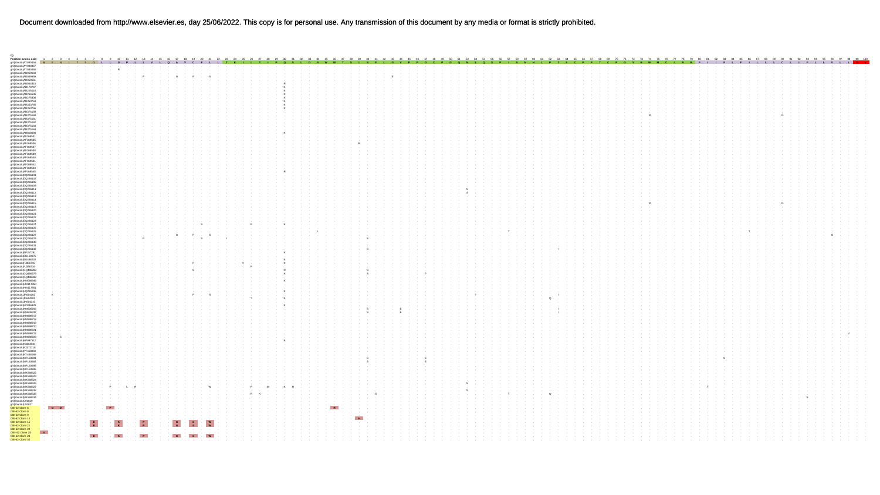B)

Position amino acid 1 2 3 4 5 6 7 8 9 10 11 12 13 14 15 16 17 18 19 20 21 22 23 24 25 26 27 28 29 30 31 32 33 34 35 36 37 38 39 40 41 42 43 44 45 46 47 48 49 50 51 52 53 54 55 56 57 58 59 60 61 62 63 64 65 66 67 68 69 70 71 72 73 74 75 76 77 78 79 80 81 82 83 84 85 86 87 88 89 90 91 92 93 94 95 96 97 98 99 100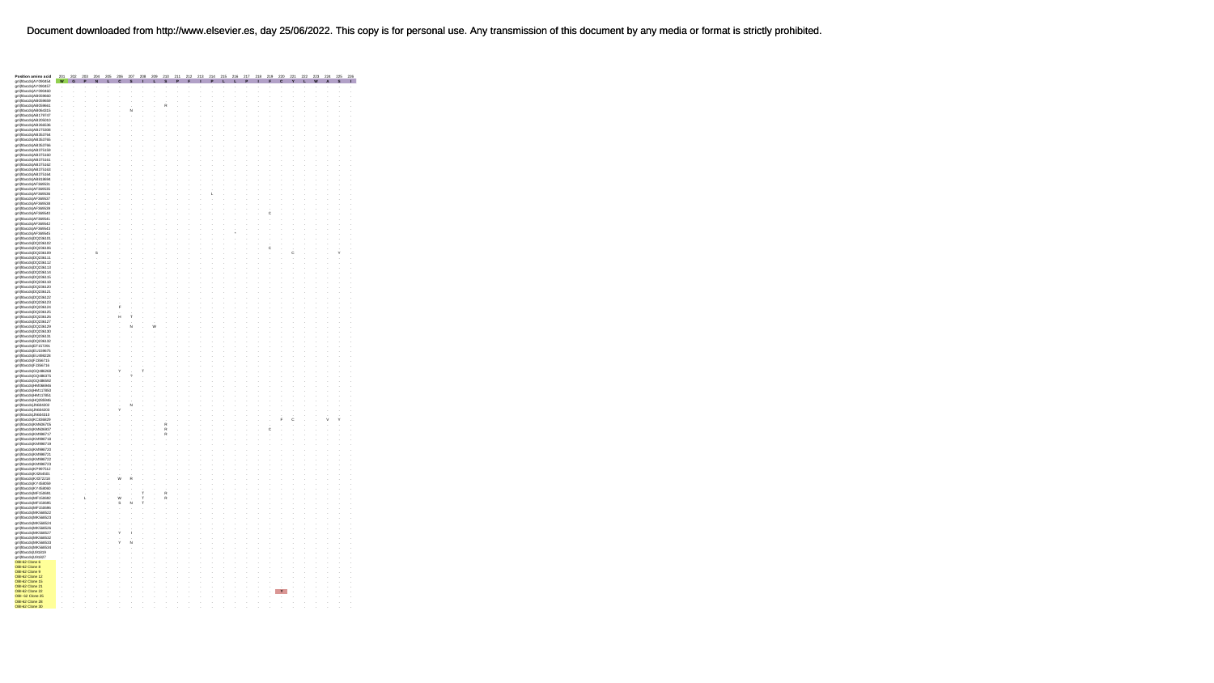| Position amino acid | 201 | 202 | 203 | 204 | 205 | 206 | 207 | 208 | 209 | 210 | 211 | 212 | 213 | 214 | 215 | 216 | 217 | 218 | 219 | 220 | 221 | 222 | 223 | 224 | 225 | 226 |
|---|---|---|---|---|---|---|---|---|---|---|---|---|---|---|---|---|---|---|---|---|---|---|---|---|---|---|
| gnl\|Btaxids\|AY090454 | W | G | F | N | L | C | S | I | L | S | P | F | I | P | L | L | P | I | F | C | V | L | W | A | S | I |
| gnl\|Btaxids\|AY090457 | . | . | . | . | . | . | . | . | . | . | . | . | . | . | . | . | . | . | . | . | . | . | . | . | . | . |
| gnl\|Btaxids\|AY090460 | . | . | . | . | . | . | . | . | . | . | . | . | . | . | . | . | . | . | . | . | . | . | . | . | . | . |
| gnl\|Btaxids\|AB059660 | . | . | . | . | . | . | . | . | . | . | . | . | . | . | . | . | . | . | . | . | . | . | . | . | . | . |
| gnl\|Btaxids\|AB059659 | . | . | . | . | . | . | . | . | . | . | . | . | . | . | . | . | . | . | . | . | . | . | . | . | . | . |
| gnl\|Btaxids\|AB059661 | . | . | . | . | . | . | . | . | . | R | . | . | . | . | . | . | . | . | . | . | . | . | . | . | . | . |
| gnl\|Btaxids\|AB064315 | . | . | . | . | . | . | N | . | . | . | . | . | . | . | . | . | . | . | . | . | . | . | . | . | . | . |
| gnl\|Btaxids\|AB179747 | . | . | . | . | . | . | . | . | . | . | . | . | . | . | . | . | . | . | . | . | . | . | . | . | . | . |
| gnl\|Btaxids\|AB205010 | . | . | . | . | . | . | . | . | . | . | . | . | . | . | . | . | . | . | . | . | . | . | . | . | . | . |
| gnl\|Btaxids\|AB266536 | . | . | . | . | . | . | . | . | . | . | . | . | . | . | . | . | . | . | . | . | . | . | . | . | . | . |
| gnl\|Btaxids\|AB275308 | . | . | . | . | . | . | . | . | . | . | . | . | . | . | . | . | . | . | . | . | . | . | . | . | . | . |
| gnl\|Btaxids\|AB353764 | . | . | . | . | . | . | . | . | . | . | . | . | . | . | . | . | . | . | . | . | . | . | . | . | . | . |
| gnl\|Btaxids\|AB353765 | . | . | . | . | . | . | . | . | . | . | . | . | . | . | . | . | . | . | . | . | . | . | . | . | . | . |
| gnl\|Btaxids\|AB353766 | . | . | . | . | . | . | . | . | . | . | . | . | . | . | . | . | . | . | . | . | . | . | . | . | . | . |
| gnl\|Btaxids\|AB375158 | . | . | . | . | . | . | . | . | . | . | . | . | . | . | . | . | . | . | . | . | . | . | . | . | . | . |
| gnl\|Btaxids\|AB375160 | . | . | . | . | . | . | . | . | . | . | . | . | . | . | . | . | . | . | . | . | . | . | . | . | . | . |
| gnl\|Btaxids\|AB375161 | . | . | . | . | . | . | . | . | . | . | . | . | . | . | . | . | . | . | . | . | . | . | . | . | . | . |
| gnl\|Btaxids\|AB375162 | . | . | . | . | . | . | . | . | . | . | . | . | . | . | . | . | . | . | . | . | . | . | . | . | . | . |
| gnl\|Btaxids\|AB375163 | . | . | . | . | . | . | . | . | . | . | . | . | . | . | . | . | . | . | . | . | . | . | . | . | . | . |
| gnl\|Btaxids\|AB375164 | . | . | . | . | . | . | . | . | . | . | . | . | . | . | . | . | . | . | . | . | . | . | . | . | . | . |
| gnl\|Btaxids\|AB810694 | . | . | . | . | . | . | . | . | . | . | . | . | . | . | . | . | . | . | . | . | . | . | . | . | . | . |
| gnl\|Btaxids\|AF090531 | . | . | . | . | . | . | . | . | . | . | . | . | . | . | . | . | . | . | . | . | . | . | . | . | . | . |
| gnl\|Btaxids\|AF396535 | . | . | . | . | . | . | . | . | . | . | . | . | . | . | . | . | . | . | . | . | . | . | . | . | . | . |
| gnl\|Btaxids\|AF396536 | . | . | . | . | . | . | . | . | . | . | . | . | . | L | . | . | . | . | . | . | . | . | . | . | . | . |
| gnl\|Btaxids\|AF396537 | . | . | . | . | . | . | . | . | . | . | . | . | . | . | . | . | . | . | . | . | . | . | . | . | . | . |
| gnl\|Btaxids\|AF396538 | . | . | . | . | . | . | . | . | . | . | . | . | . | . | . | . | . | . | . | . | . | . | . | . | . | . |
| gnl\|Btaxids\|AF396539 | . | . | . | . | . | . | . | . | . | . | . | . | . | . | . | . | . | . | . | . | . | . | . | . | . | . |
| gnl\|Btaxids\|AF396540 | . | . | . | . | . | . | . | . | . | . | . | . | . | . | . | . | . | . | C | . | . | . | . | . | . | . |
| gnl\|Btaxids\|AF396541 | . | . | . | . | . | . | . | . | . | . | . | . | . | . | . | . | . | . | . | . | . | . | . | . | . | . |
| gnl\|Btaxids\|AF396542 | . | . | . | . | . | . | . | . | . | . | . | . | . | . | . | . | . | . | . | . | . | . | . | . | . | . |
| gnl\|Btaxids\|AF396543 | . | . | . | . | . | . | . | . | . | . | . | . | . | . | . | * | . | . | . | . | . | . | . | . | . | . |
| gnl\|Btaxids\|AF396545 | . | . | . | . | . | . | . | . | . | . | . | . | . | . | . | . | . | . | . | . | . | . | . | . | . | . |
| gnl\|Btaxids\|DQ236101 | . | . | . | . | . | . | . | . | . | . | . | . | . | . | . | . | . | . | . | . | . | . | . | . | . | . |
| gnl\|Btaxids\|DQ236102 | . | . | . | . | . | . | . | . | . | . | . | . | . | . | . | . | . | . | . | . | . | . | . | . | . | . |
| gnl\|Btaxids\|DQ236105 | . | . | . | . | . | . | . | . | . | . | . | . | . | . | . | . | . | . | C | . | . | . | . | . | . | . |
| gnl\|Btaxids\|DQ236109 | . | . | . | S | . | . | . | . | . | . | . | . | . | . | . | . | . | . | . | . | C | . | . | . | Y | . |
| gnl\|Btaxids\|DQ236111 | . | . | . | . | . | . | . | . | . | . | . | . | . | . | . | . | . | . | . | . | . | . | . | . | . | . |
| gnl\|Btaxids\|DQ236112 | . | . | . | . | . | . | . | . | . | . | . | . | . | . | . | . | . | . | . | . | . | . | . | . | . | . |
| gnl\|Btaxids\|DQ236113 | . | . | . | . | . | . | . | . | . | . | . | . | . | . | . | . | . | . | . | . | . | . | . | . | . | . |
| gnl\|Btaxids\|DQ236114 | . | . | . | . | . | . | . | . | . | . | . | . | . | . | . | . | . | . | . | . | . | . | . | . | . | . |
| gnl\|Btaxids\|DQ236115 | . | . | . | . | . | . | . | . | . | . | . | . | . | . | . | . | . | . | . | . | . | . | . | . | . | . |
| gnl\|Btaxids\|DQ236118 | . | . | . | . | . | . | . | . | . | . | . | . | . | . | . | . | . | . | . | . | . | . | . | . | . | . |
| gnl\|Btaxids\|DQ236120 | . | . | . | . | . | . | . | . | . | . | . | . | . | . | . | . | . | . | . | . | . | . | . | . | . | . |
| gnl\|Btaxids\|DQ236121 | . | . | . | . | . | . | . | . | . | . | . | . | . | . | . | . | . | . | . | . | . | . | . | . | . | . |
| gnl\|Btaxids\|DQ236122 | . | . | . | . | . | . | . | . | . | . | . | . | . | . | . | . | . | . | . | . | . | . | . | . | . | . |
| gnl\|Btaxids\|DQ236123 | . | . | . | . | . | . | . | . | . | . | . | . | . | . | . | . | . | . | . | . | . | . | . | . | . | . |
| gnl\|Btaxids\|DQ236124 | . | . | . | . | . | F | . | . | . | . | . | . | . | . | . | . | . | . | . | . | . | . | . | . | . | . |
| gnl\|Btaxids\|DQ236125 | . | . | . | . | . | . | . | . | . | . | . | . | . | . | . | . | . | . | . | . | . | . | . | . | . | . |
| gnl\|Btaxids\|DQ236126 | . | . | . | . | . | H | T | . | . | . | . | . | . | . | . | . | . | . | . | . | . | . | . | . | . | . |
| gnl\|Btaxids\|DQ236127 | . | . | . | . | . | . | . | . | . | . | . | . | . | . | . | . | . | . | . | . | . | . | . | . | . | . |
| gnl\|Btaxids\|DQ236129 | . | . | . | . | . | . | N | . | W | . | . | . | . | . | . | . | . | . | . | . | . | . | . | . | . | . |
| gnl\|Btaxids\|DQ236130 | . | . | . | . | . | . | . | . | . | . | . | . | . | . | . | . | . | . | . | . | . | . | . | . | . | . |
| gnl\|Btaxids\|DQ236131 | . | . | . | . | . | . | . | . | . | . | . | . | . | . | . | . | . | . | . | . | . | . | . | . | . | . |
| gnl\|Btaxids\|DQ236132 | . | . | . | . | . | . | . | . | . | . | . | . | . | . | . | . | . | . | . | . | . | . | . | . | . | . |
| gnl\|Btaxids\|EF157291 | . | . | . | . | . | . | . | . | . | . | . | . | . | . | . | . | . | . | . | . | . | . | . | . | . | . |
| gnl\|Btaxids\|EU439675 | . | . | . | . | . | . | . | . | . | . | . | . | . | . | . | . | . | . | . | . | . | . | . | . | . | . |
| gnl\|Btaxids\|EU859228 | . | . | . | . | . | . | . | . | . | . | . | . | . | . | . | . | . | . | . | . | . | . | . | . | . | . |
| gnl\|Btaxids\|FJ356715 | . | . | . | . | . | . | . | . | . | . | . | . | . | . | . | . | . | . | . | . | . | . | . | . | . | . |
| gnl\|Btaxids\|FJ356716 | . | . | . | . | . | . | . | . | . | . | . | . | . | . | . | . | . | . | . | . | . | . | . | . | . | . |
| gnl\|Btaxids\|GQ486268 | . | . | . | . | . | Y | . | T | . | . | . | . | . | . | . | . | . | . | . | . | . | . | . | . | . | . |
| gnl\|Btaxids\|GQ486375 | . | . | . | . | . | . | Y | . | . | . | . | . | . | . | . | . | . | . | . | . | . | . | . | . | . | . |
| gnl\|Btaxids\|GQ486380 | . | . | . | . | . | . | . | . | . | . | . | . | . | . | . | . | . | . | . | . | . | . | . | . | . | . |
| gnl\|Btaxids\|HM590484 | . | . | . | . | . | . | . | . | . | . | . | . | . | . | . | . | . | . | . | . | . | . | . | . | . | . |
| gnl\|Btaxids\|HM117850 | . | . | . | . | . | . | . | . | . | . | . | . | . | . | . | . | . | . | . | . | . | . | . | . | . | . |
| gnl\|Btaxids\|HM117851 | . | . | . | . | . | . | . | . | . | . | . | . | . | . | . | . | . | . | . | . | . | . | . | . | . | . |
| gnl\|Btaxids\|HQ259946 | . | . | . | . | . | . | . | . | . | . | . | . | . | . | . | . | . | . | . | . | . | . | . | . | . | . |
| gnl\|Btaxids\|JN664202 | . | . | . | . | . | . | N | . | . | . | . | . | . | . | . | . | . | . | . | . | . | . | . | . | . | . |
| gnl\|Btaxids\|JN664203 | . | . | . | . | . | Y | . | . | . | . | . | . | . | . | . | . | . | . | . | . | . | . | . | . | . | . |
| gnl\|Btaxids\|JN664310 | . | . | . | . | . | . | . | . | . | . | . | . | . | . | . | . | . | . | . | . | . | . | . | . | . | . |
| gnl\|Btaxids\|KC836805 | . | . | . | . | . | . | . | . | . | . | . | . | . | . | . | . | . | . | . | F | C | . | . | V | Y | . |
| gnl\|Btaxids\|KM926709 | . | . | . | . | . | . | . | . | . | R | . | . | . | . | . | . | . | . | . | . | . | . | . | . | . | . |
| gnl\|Btaxids\|KM926807 | . | . | . | . | . | . | . | . | . | R | . | . | . | . | . | . | . | . | C | . | . | . | . | . | . | . |
| gnl\|Btaxids\|KM986717 | . | . | . | . | . | . | . | . | . | R | . | . | . | . | . | . | . | . | . | . | . | . | . | . | . | . |
| gnl\|Btaxids\|KM986718 | . | . | . | . | . | . | . | . | . | . | . | . | . | . | . | . | . | . | . | . | . | . | . | . | . | . |
| gnl\|Btaxids\|KM986719 | . | . | . | . | . | . | . | . | . | . | . | . | . | . | . | . | . | . | . | . | . | . | . | . | . | . |
| gnl\|Btaxids\|KM986720 | . | . | . | . | . | . | . | . | . | . | . | . | . | . | . | . | . | . | . | . | . | . | . | . | . | . |
| gnl\|Btaxids\|KM986721 | . | . | . | . | . | . | . | . | . | . | . | . | . | . | . | . | . | . | . | . | . | . | . | . | . | . |
| gnl\|Btaxids\|KM986722 | . | . | . | . | . | . | . | . | . | . | . | . | . | . | . | . | . | . | . | . | . | . | . | . | . | . |
| gnl\|Btaxids\|KM986723 | . | . | . | . | . | . | . | . | . | . | . | . | . | . | . | . | . | . | . | . | . | . | . | . | . | . |
| gnl\|Btaxids\|KP997512 | . | . | . | . | . | . | . | . | . | . | . | . | . | . | . | . | . | . | . | . | . | . | . | . | . | . |
| gnl\|Btaxids\|KX354501 | . | . | . | . | . | . | . | . | . | . | . | . | . | . | . | . | . | . | . | . | . | . | . | . | . | . |
| gnl\|Btaxids\|KX872210 | . | . | . | . | . | W | R | . | . | . | . | . | . | . | . | . | . | . | . | . | . | . | . | . | . | . |
| gnl\|Btaxids\|KY458059 | . | . | . | . | . | . | . | . | . | . | . | . | . | . | . | . | . | . | . | . | . | . | . | . | . | . |
| gnl\|Btaxids\|KY458060 | . | . | . | . | . | . | . | . | . | . | . | . | . | . | . | . | . | . | . | . | . | . | . | . | . | . |
| gnl\|Btaxids\|MF150681 | . | . | . | . | . | . | . | T | . | R | . | . | . | . | . | . | . | . | . | . | . | . | . | . | . | . |
| gnl\|Btaxids\|MF150682 | . | . | L | . | . | W | . | T | . | R | . | . | . | . | . | . | . | . | . | . | . | . | . | . | . | . |
| gnl\|Btaxids\|MF150685 | . | . | . | . | . | S | N | T | . | . | . | . | . | . | . | . | . | . | . | . | . | . | . | . | . | . |
| gnl\|Btaxids\|MF150686 | . | . | . | . | . | . | . | . | . | . | . | . | . | . | . | . | . | . | . | . | . | . | . | . | . | . |
| gnl\|Btaxids\|MK568522 | . | . | . | . | . | . | . | . | . | . | . | . | . | . | . | . | . | . | . | . | . | . | . | . | . | . |
| gnl\|Btaxids\|MK568523 | . | . | . | . | . | . | . | . | . | . | . | . | . | . | . | . | . | . | . | . | . | . | . | . | . | . |
| gnl\|Btaxids\|MK568524 | . | . | . | . | . | . | . | . | . | . | . | . | . | . | . | . | . | . | . | . | . | . | . | . | . | . |
| gnl\|Btaxids\|MK568526 | . | . | . | . | . | . | . | . | . | . | . | . | . | . | . | . | . | . | . | . | . | . | . | . | . | . |
| gnl\|Btaxids\|MK568527 | . | . | . | . | . | Y | I | . | . | . | . | . | . | . | . | . | . | . | . | . | . | . | . | . | . | . |
| gnl\|Btaxids\|MK568532 | . | . | . | . | . | . | . | . | . | . | . | . | . | . | . | . | . | . | . | . | . | . | . | . | . | . |
| gnl\|Btaxids\|MK568533 | . | . | . | . | . | Y | N | . | . | . | . | . | . | . | . | . | . | . | . | . | . | . | . | . | . | . |
| gnl\|Btaxids\|MK568534 | . | . | . | . | . | . | . | . | . | . | . | . | . | . | . | . | . | . | . | . | . | . | . | . | . | . |
| gnl\|Btaxids\|U93329 | . | . | . | . | . | . | . | . | . | . | . | . | . | . | . | . | . | . | . | . | . | . | . | . | . | . |
| gnl\|Btaxids\|U93327 | . | . | . | . | . | . | . | . | . | . | . | . | . | . | . | . | . | . | . | . | . | . | . | . | . | . |
| OM-62 Clone 6 | . | . | . | . | . | . | . | . | . | . | . | . | . | . | . | . | . | . | . | . | . | . | . | . | . | . |
| OM-62 Clone 8 | . | . | . | . | . | . | . | . | . | . | . | . | . | . | . | . | . | . | . | . | . | . | . | . | . | . |
| OM-62 Clone 9 | . | . | . | . | . | . | . | . | . | . | . | . | . | . | . | . | . | . | . | . | . | . | . | . | . | . |
| OM-62 Clone 12 | . | . | . | . | . | . | . | . | . | . | . | . | . | . | . | . | . | . | . | . | . | . | . | . | . | . |
| OM-62 Clone 15 | . | . | . | . | . | . | . | . | . | . | . | . | . | . | . | . | . | . | . | . | . | . | . | . | . | . |
| OM-62 Clone 21 | . | . | . | . | . | . | . | . | . | . | . | . | . | . | . | . | . | . | . | . | . | . | . | . | . | . |
| OM-62 Clone 22 | . | . | . | . | . | . | . | . | . | . | . | . | . | . | . | . | . | . | . | Y | . | . | . | . | . | . |
| OM-62 Clone 25 | . | . | . | . | . | . | . | . | . | . | . | . | . | . | . | . | . | . | . | . | . | . | . | . | . | . |
| OM-62 Clone 28 | . | . | . | . | . | . | . | . | . | . | . | . | . | . | . | . | . | . | . | . | . | . | . | . | . | . |
| OM-62 Clone 30 | . | . | . | . | . | . | . | . | . | . | . | . | . | . | . | . | . | . | . | . | . | . | . | . | . | . |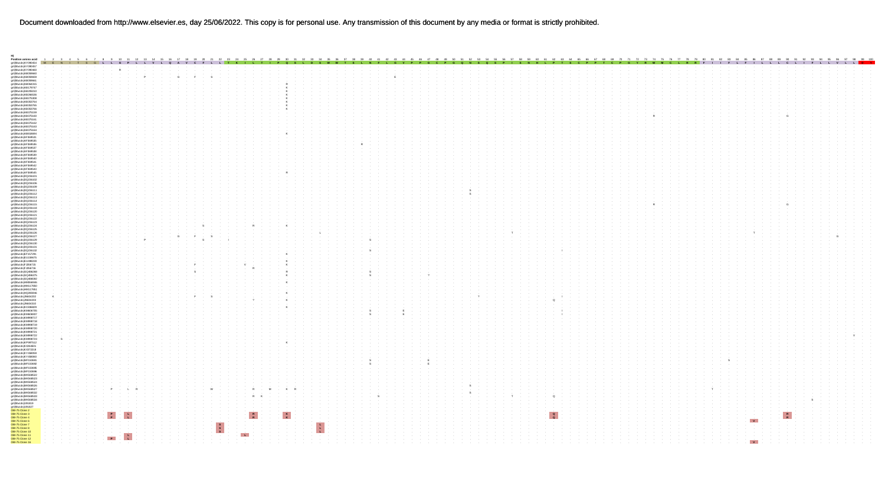a)

Position amino acid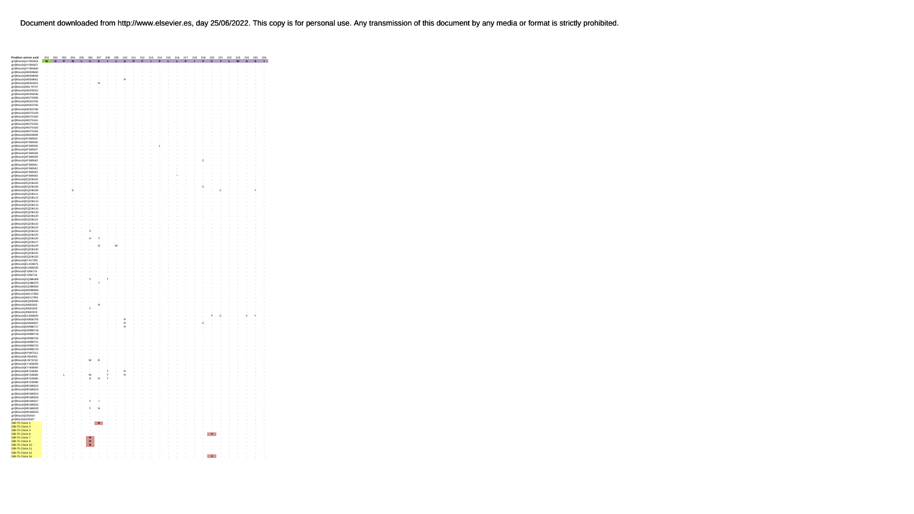| Position amino acid | 201 | 202 | 203 | 204 | 205 | 206 | 207 | 208 | 209 | 210 | 211 | 212 | 213 | 214 | 215 | 216 | 217 | 218 | 219 | 220 | 221 | 222 | 223 | 224 | 225 | 226 |
|---|---|---|---|---|---|---|---|---|---|---|---|---|---|---|---|---|---|---|---|---|---|---|---|---|---|---|
| gi|Blastclu|AY090454 | W | G | F | N | L | C | S | I | L | S | P | F | I | P | L | L | P | I | F | C | Y | L | W | A | S | I |
| gi|Blastclu|AY090457 | . | . | . | . | . | . | . | . | . | . | . | . | . | . | . | . | . | . | . | . | . | . | . | . | . | . |
| gi|Blastclu|AY090460 | . | . | . | . | . | . | . | . | . | . | . | . | . | . | . | . | . | . | . | . | . | . | . | . | . | . |
| gi|Blastclu|AB059660 | . | . | . | . | . | . | . | . | . | . | . | . | . | . | . | . | . | . | . | . | . | . | . | . | . | . |
| gi|Blastclu|AB059659 | . | . | . | . | . | . | . | . | . | . | . | . | . | . | . | . | . | . | . | . | . | . | . | . | . | . |
| gi|Blastclu|AB059661 | . | . | . | . | . | . | . | . | . | R | . | . | . | . | . | . | . | . | . | . | . | . | . | . | . | . |
| gi|Blastclu|AB064315 | . | . | . | . | . | . | N | . | . | . | . | . | . | . | . | . | . | . | . | . | . | . | . | . | . | . |
| gi|Blastclu|AB170747 | . | . | . | . | . | . | . | . | . | . | . | . | . | . | . | . | . | . | . | . | . | . | . | . | . | . |
| gi|Blastclu|AB205010 | . | . | . | . | . | . | . | . | . | . | . | . | . | . | . | . | . | . | . | . | . | . | . | . | . | . |
| gi|Blastclu|AB266536 | . | . | . | . | . | . | . | . | . | . | . | . | . | . | . | . | . | . | . | . | . | . | . | . | . | . |
| gi|Blastclu|AB275308 | . | . | . | . | . | . | . | . | . | . | . | . | . | . | . | . | . | . | . | . | . | . | . | . | . | . |
| gi|Blastclu|AB353764 | . | . | . | . | . | . | . | . | . | . | . | . | . | . | . | . | . | . | . | . | . | . | . | . | . | . |
| gi|Blastclu|AB353765 | . | . | . | . | . | . | . | . | . | . | . | . | . | . | . | . | . | . | . | . | . | . | . | . | . | . |
| gi|Blastclu|AB353766 | . | . | . | . | . | . | . | . | . | . | . | . | . | . | . | . | . | . | . | . | . | . | . | . | . | . |
| gi|Blastclu|AB375158 | . | . | . | . | . | . | . | . | . | . | . | . | . | . | . | . | . | . | . | . | . | . | . | . | . | . |
| gi|Blastclu|AB375160 | . | . | . | . | . | . | . | . | . | . | . | . | . | . | . | . | . | . | . | . | . | . | . | . | . | . |
| gi|Blastclu|AB375161 | . | . | . | . | . | . | . | . | . | . | . | . | . | . | . | . | . | . | . | . | . | . | . | . | . | . |
| gi|Blastclu|AB375162 | . | . | . | . | . | . | . | . | . | . | . | . | . | . | . | . | . | . | . | . | . | . | . | . | . | . |
| gi|Blastclu|AB375163 | . | . | . | . | . | . | . | . | . | . | . | . | . | . | . | . | . | . | . | . | . | . | . | . | . | . |
| gi|Blastclu|AB375164 | . | . | . | . | . | . | . | . | . | . | . | . | . | . | . | . | . | . | . | . | . | . | . | . | . | . |
| gi|Blastclu|AB819694 | . | . | . | . | . | . | . | . | . | . | . | . | . | . | . | . | . | . | . | . | . | . | . | . | . | . |
| gi|Blastclu|AF090834 | . | . | . | . | . | . | . | . | . | . | . | . | . | . | . | . | . | . | . | . | . | . | . | . | . | . |
| gi|Blastclu|AF090835 | . | . | . | . | . | . | . | . | . | . | . | . | . | . | . | . | . | . | . | . | . | . | . | . | . | . |
| gi|Blastclu|AF090836 | . | . | . | . | . | . | . | . | . | . | . | . | . | L | . | . | . | . | . | . | . | . | . | . | . | . |
| gi|Blastclu|AF090837 | . | . | . | . | . | . | . | . | . | . | . | . | . | . | . | . | . | . | . | . | . | . | . | . | . | . |
| gi|Blastclu|AF090838 | . | . | . | . | . | . | . | . | . | . | . | . | . | . | . | . | . | . | . | . | . | . | . | . | . | . |
| gi|Blastclu|AF090839 | . | . | . | . | . | . | . | . | . | . | . | . | . | . | . | . | . | . | . | . | . | . | . | . | . | . |
| gi|Blastclu|AF090840 | . | . | . | . | . | . | . | . | . | . | . | . | . | . | . | . | . | . | C | . | . | . | . | . | . | . |
| gi|Blastclu|AF090841 | . | . | . | . | . | . | . | . | . | . | . | . | . | . | . | . | . | . | . | . | . | . | . | . | . | . |
| gi|Blastclu|AF090842 | . | . | . | . | . | . | . | . | . | . | . | . | . | . | . | . | . | . | . | . | . | . | . | . | . | . |
| gi|Blastclu|AF090843 | . | . | . | . | . | . | . | . | . | . | . | . | . | . | . | * | . | . | . | . | . | . | . | . | . | . |
| gi|Blastclu|AF090845 | . | . | . | . | . | . | . | . | . | . | . | . | . | . | . | . | . | . | . | . | . | . | . | . | . | . |
| gi|Blastclu|DQ236101 | . | . | . | . | . | . | . | . | . | . | . | . | . | . | . | . | . | . | . | . | . | . | . | . | . | . |
| gi|Blastclu|DQ236102 | . | . | . | . | . | . | . | . | . | . | . | . | . | . | . | . | . | . | . | . | . | . | . | . | . | . |
| gi|Blastclu|DQ236108 | . | . | . | . | . | . | . | . | . | . | . | . | . | . | . | . | . | . | C | . | . | . | . | . | . | . |
| gi|Blastclu|DQ236109 | . | . | . | S | . | . | . | . | . | . | . | . | . | . | . | . | . | . | . | . | C | . | . | . | Y | . |
| gi|Blastclu|DQ236111 | . | . | . | . | . | . | . | . | . | . | . | . | . | . | . | . | . | . | . | . | . | . | . | . | . | . |
| gi|Blastclu|DQ236112 | . | . | . | . | . | . | . | . | . | . | . | . | . | . | . | . | . | . | . | . | . | . | . | . | . | . |
| gi|Blastclu|DQ236113 | . | . | . | . | . | . | . | . | . | . | . | . | . | . | . | . | . | . | . | . | . | . | . | . | . | . |
| gi|Blastclu|DQ236114 | . | . | . | . | . | . | . | . | . | . | . | . | . | . | . | . | . | . | . | . | . | . | . | . | . | . |
| gi|Blastclu|DQ236115 | . | . | . | . | . | . | . | . | . | . | . | . | . | . | . | . | . | . | . | . | . | . | . | . | . | . |
| gi|Blastclu|DQ236116 | . | . | . | . | . | . | . | . | . | . | . | . | . | . | . | . | . | . | . | . | . | . | . | . | . | . |
| gi|Blastclu|DQ236120 | . | . | . | . | . | . | . | . | . | . | . | . | . | . | . | . | . | . | . | . | . | . | . | . | . | . |
| gi|Blastclu|DQ236121 | . | . | . | . | . | . | . | . | . | . | . | . | . | . | . | . | . | . | . | . | . | . | . | . | . | . |
| gi|Blastclu|DQ236122 | . | . | . | . | . | . | . | . | . | . | . | . | . | . | . | . | . | . | . | . | . | . | . | . | . | . |
| gi|Blastclu|DQ236123 | . | . | . | . | . | . | . | . | . | . | . | . | . | . | . | . | . | . | . | . | . | . | . | . | . | . |
| gi|Blastclu|DQ236124 | . | . | . | . | . | F | . | . | . | . | . | . | . | . | . | . | . | . | . | . | . | . | . | . | . | . |
| gi|Blastclu|DQ236125 | . | . | . | . | . | . | . | . | . | . | . | . | . | . | . | . | . | . | . | . | . | . | . | . | . | . |
| gi|Blastclu|DQ236126 | . | . | . | . | . | H | T | . | . | . | . | . | . | . | . | . | . | . | . | . | . | . | . | . | . | . |
| gi|Blastclu|DQ236127 | . | . | . | . | . | . | . | . | . | . | . | . | . | . | . | . | . | . | . | . | . | . | . | . | . | . |
| gi|Blastclu|DQ236128 | . | . | . | . | . | . | N | . | W | . | . | . | . | . | . | . | . | . | . | . | . | . | . | . | . | . |
| gi|Blastclu|DQ236130 | . | . | . | . | . | . | . | . | . | . | . | . | . | . | . | . | . | . | . | . | . | . | . | . | . | . |
| gi|Blastclu|DQ236131 | . | . | . | . | . | . | . | . | . | . | . | . | . | . | . | . | . | . | . | . | . | . | . | . | . | . |
| gi|Blastclu|DQ236132 | . | . | . | . | . | . | . | . | . | . | . | . | . | . | . | . | . | . | . | . | . | . | . | . | . | . |
| gi|Blastclu|EF157291 | . | . | . | . | . | . | . | . | . | . | . | . | . | . | . | . | . | . | . | . | . | . | . | . | . | . |
| gi|Blastclu|EU155875 | . | . | . | . | . | . | . | . | . | . | . | . | . | . | . | . | . | . | . | . | . | . | . | . | . | . |
| gi|Blastclu|EU589228 | . | . | . | . | . | . | . | . | . | . | . | . | . | . | . | . | . | . | . | . | . | . | . | . | . | . |
| gi|Blastclu|FJ356715 | . | . | . | . | . | . | . | . | . | . | . | . | . | . | . | . | . | . | . | . | . | . | . | . | . | . |
| gi|Blastclu|FJ356716 | . | . | . | . | . | . | . | . | . | . | . | . | . | . | . | . | . | . | . | . | . | . | . | . | . | . |
| gi|Blastclu|GQ486268 | . | . | . | . | . | Y | . | T | . | . | . | . | . | . | . | . | . | . | . | . | . | . | . | . | . | . |
| gi|Blastclu|GQ486375 | . | . | . | . | . | . | Y | . | . | . | . | . | . | . | . | . | . | . | . | . | . | . | . | . | . | . |
| gi|Blastclu|GQ486393 | . | . | . | . | . | . | . | . | . | . | . | . | . | . | . | . | . | . | . | . | . | . | . | . | . | . |
| gi|Blastclu|HM590486 | . | . | . | . | . | . | . | . | . | . | . | . | . | . | . | . | . | . | . | . | . | . | . | . | . | . |
| gi|Blastclu|HM117850 | . | . | . | . | . | . | . | . | . | . | . | . | . | . | . | . | . | . | . | . | . | . | . | . | . | . |
| gi|Blastclu|HM117851 | . | . | . | . | . | . | . | . | . | . | . | . | . | . | . | . | . | . | . | . | . | . | . | . | . | . |
| gi|Blastclu|HQ259346 | . | . | . | . | . | . | . | . | . | . | . | . | . | . | . | . | . | . | . | . | . | . | . | . | . | . |
| gi|Blastclu|JN664202 | . | . | . | . | . | . | N | . | . | . | . | . | . | . | . | . | . | . | . | . | . | . | . | . | . | . |
| gi|Blastclu|JN664203 | . | . | . | . | . | Y | . | . | . | . | . | . | . | . | . | . | . | . | . | . | . | . | . | . | . | . |
| gi|Blastclu|JN664316 | . | . | . | . | . | . | . | . | . | . | . | . | . | . | . | . | . | . | . | . | . | . | . | . | . | . |
| gi|Blastclu|KC836808 | . | . | . | . | . | . | . | . | . | . | . | . | . | . | . | . | . | . | . | F | C | . | . | V | Y | . |
| gi|Blastclu|KM262705 | . | . | . | . | . | . | . | . | . | R | . | . | . | . | . | . | . | . | . | . | . | . | . | . | . | . |
| gi|Blastclu|KM262707 | . | . | . | . | . | . | . | . | . | R | . | . | . | . | . | . | . | . | C | . | . | . | . | . | . | . |
| gi|Blastclu|KM986717 | . | . | . | . | . | . | . | . | . | R | . | . | . | . | . | . | . | . | . | . | . | . | . | . | . | . |
| gi|Blastclu|KM986718 | . | . | . | . | . | . | . | . | . | . | . | . | . | . | . | . | . | . | . | . | . | . | . | . | . | . |
| gi|Blastclu|KM986719 | . | . | . | . | . | . | . | . | . | . | . | . | . | . | . | . | . | . | . | . | . | . | . | . | . | . |
| gi|Blastclu|KM986720 | . | . | . | . | . | . | . | . | . | . | . | . | . | . | . | . | . | . | . | . | . | . | . | . | . | . |
| gi|Blastclu|KM986721 | . | . | . | . | . | . | . | . | . | . | . | . | . | . | . | . | . | . | . | . | . | . | . | . | . | . |
| gi|Blastclu|KM986722 | . | . | . | . | . | . | . | . | . | . | . | . | . | . | . | . | . | . | . | . | . | . | . | . | . | . |
| gi|Blastclu|KM986723 | . | . | . | . | . | . | . | . | . | . | . | . | . | . | . | . | . | . | . | . | . | . | . | . | . | . |
| gi|Blastclu|KP997512 | . | . | . | . | . | . | . | . | . | . | . | . | . | . | . | . | . | . | . | . | . | . | . | . | . | . |
| gi|Blastclu|KX354581 | . | . | . | . | . | . | . | . | . | . | . | . | . | . | . | . | . | . | . | . | . | . | . | . | . | . |
| gi|Blastclu|KX772210 | . | . | . | . | . | W | R | . | . | . | . | . | . | . | . | . | . | . | . | . | . | . | . | . | . | . |
| gi|Blastclu|KY458059 | . | . | . | . | . | . | . | . | . | . | . | . | . | . | . | . | . | . | . | . | . | . | . | . | . | . |
| gi|Blastclu|KY458060 | . | . | . | . | . | . | . | . | . | . | . | . | . | . | . | . | . | . | . | . | . | . | . | . | . | . |
| gi|Blastclu|MF150681 | . | . | . | . | . | . | . | T | . | R | . | . | . | . | . | . | . | . | . | . | . | . | . | . | . | . |
| gi|Blastclu|MF150682 | . | . | L | . | . | W | . | T | . | R | . | . | . | . | . | . | . | . | . | . | . | . | . | . | . | . |
| gi|Blastclu|MF150685 | . | . | . | . | . | S | N | T | . | . | . | . | . | . | . | . | . | . | . | . | . | . | . | . | . | . |
| gi|Blastclu|MF150686 | . | . | . | . | . | . | . | . | . | . | . | . | . | . | . | . | . | . | . | . | . | . | . | . | . | . |
| gi|Blastclu|MK568522 | . | . | . | . | . | . | . | . | . | . | . | . | . | . | . | . | . | . | . | . | . | . | . | . | . | . |
| gi|Blastclu|MK568523 | . | . | . | . | . | . | . | . | . | . | . | . | . | . | . | . | . | . | . | . | . | . | . | . | . | . |
| gi|Blastclu|MK568524 | . | . | . | . | . | . | . | . | . | . | . | . | . | . | . | . | . | . | . | . | . | . | . | . | . | . |
| gi|Blastclu|MK568526 | . | . | . | . | . | . | . | . | . | . | . | . | . | . | . | . | . | . | . | . | . | . | . | . | . | . |
| gi|Blastclu|MK568527 | . | . | . | . | . | Y | I | . | . | . | . | . | . | . | . | . | . | . | . | . | . | . | . | . | . | . |
| gi|Blastclu|MK568532 | . | . | . | . | . | . | . | . | . | . | . | . | . | . | . | . | . | . | . | . | . | . | . | . | . | . |
| gi|Blastclu|MK568533 | . | . | . | . | . | Y | N | . | . | . | . | . | . | . | . | . | . | . | . | . | . | . | . | . | . | . |
| gi|Blastclu|MK568534 | . | . | . | . | . | . | . | . | . | . | . | . | . | . | . | . | . | . | . | . | . | . | . | . | . | . |
| gi|Blastclu|U91829 | . | . | . | . | . | . | . | . | . | . | . | . | . | . | . | . | . | . | . | . | . | . | . | . | . | . |
| gi|Blastclu|U91827 | . | . | . | . | . | . | . | . | . | . | . | . | . | . | . | . | . | . | . | . | . | . | . | . | . | . |
| OW-75 Clone 2 | . | . | . | . | . | . | G | . | . | . | . | . | . | . | . | . | . | . | . | . | . | . | . | . | . | . |
| OW-75 Clone 3 | . | . | . | . | . | . | . | . | . | . | . | . | . | . | . | . | . | . | . | . | . | . | . | . | . | . |
| OW-75 Clone 4 | . | . | . | . | . | . | . | . | . | . | . | . | . | . | . | . | . | . | . | . | . | . | . | . | . | . |
| OW-75 Clone 6 | . | . | . | . | . | . | . | . | . | . | . | . | . | . | . | . | . | . | . | Y | . | . | . | . | . | . |
| OW-75 Clone 7 | . | . | . | . | . | R | . | . | . | . | . | . | . | . | . | . | . | . | . | . | . | . | . | . | . | . |
| OW-75 Clone 8 | . | . | . | . | . | R | . | . | . | . | . | . | . | . | . | . | . | . | . | . | . | . | . | . | . | . |
| OW-75 Clone 10 | . | . | . | . | . | R | . | . | . | . | . | . | . | . | . | . | . | . | . | . | . | . | . | . | . | . |
| OW-75 Clone 11 | . | . | . | . | . | . | . | . | . | . | . | . | . | . | . | . | . | . | . | . | . | . | . | . | . | . |
| OW-75 Clone 12 | . | . | . | . | . | . | . | . | . | . | . | . | . | . | . | . | . | . | . | . | . | . | . | . | . | . |
| OW-75 Clone 16 | . | . | . | . | . | . | . | . | . | . | . | . | . | . | . | . | . | . | . | Y | . | . | . | . | . | . |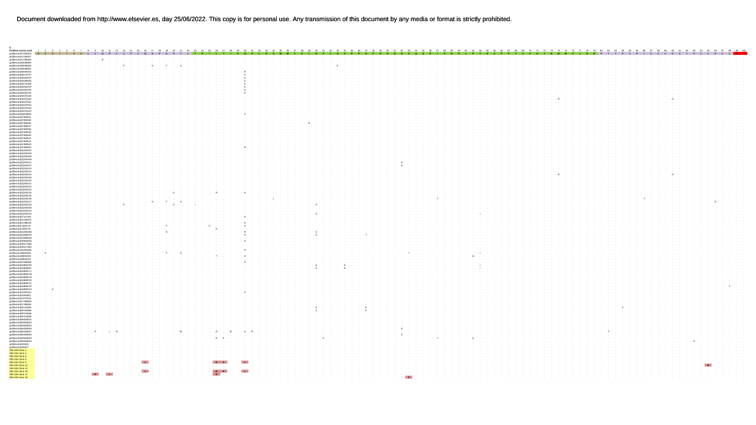B)

| Position amino acid | 1 | 2 | 3 | 4 | 5 | 6 | 7 | 8 | 9 | 10 | 11 | 12 | 13 | 14 | 15 | 16 | 17 | 18 | 19 | 20 | 21 | 22 | 23 | 24 | 25 | 26 | 27 | 28 | 29 | 30 | 31 | 32 | 33 | 34 | 35 | 36 | 37 | 38 | 39 | 40 | 41 | 42 | 43 | 44 | 45 | 46 | 47 | 48 | 49 | 50 | 51 | 52 | 53 | 54 | 55 | 56 | 57 | 58 | 59 | 60 | 61 | 62 | 63 | 64 | 65 | 66 | 67 | 68 | 69 | 70 | 71 | 72 | 73 | 74 | 75 | 76 | 77 | 78 | 79 | 80 | 81 | 82 | 83 | 84 | 85 | 86 | 87 | 88 | 89 | 90 | 91 | 92 | 93 | 94 | 95 | 96 | 97 | 98 | 99 | 100 |
|---|---|---|---|---|---|---|---|---|---|---|---|---|---|---|---|---|---|---|---|---|---|---|---|---|---|---|---|---|---|---|---|---|---|---|---|---|---|---|---|---|---|---|---|---|---|---|---|---|---|---|---|---|---|---|---|---|---|---|---|---|---|---|---|---|---|---|---|---|---|---|---|---|---|---|---|---|---|---|---|---|---|---|---|---|---|---|---|---|---|---|---|---|---|---|---|---|---|---|---|---|
| Reference | M | E | N | I | T | S | G | L | L | G | P | L | L | V | L | Q | A | V | C | F | L | L | T | K | I | L | T | I | P | Q | S | L | D | S | W | W | T | S | L | N | F | L | G | V | P | P | G | C | P | G | Q | N | S | Q | S | P | I | S | N | H | L | P | T | S | C | P | P | T | C | P | G | Y | R | W | M | C | L | R | R | F | I | I | F | L | F | I | L | L | L | C | L | I | F | L | L | V | L | L | | |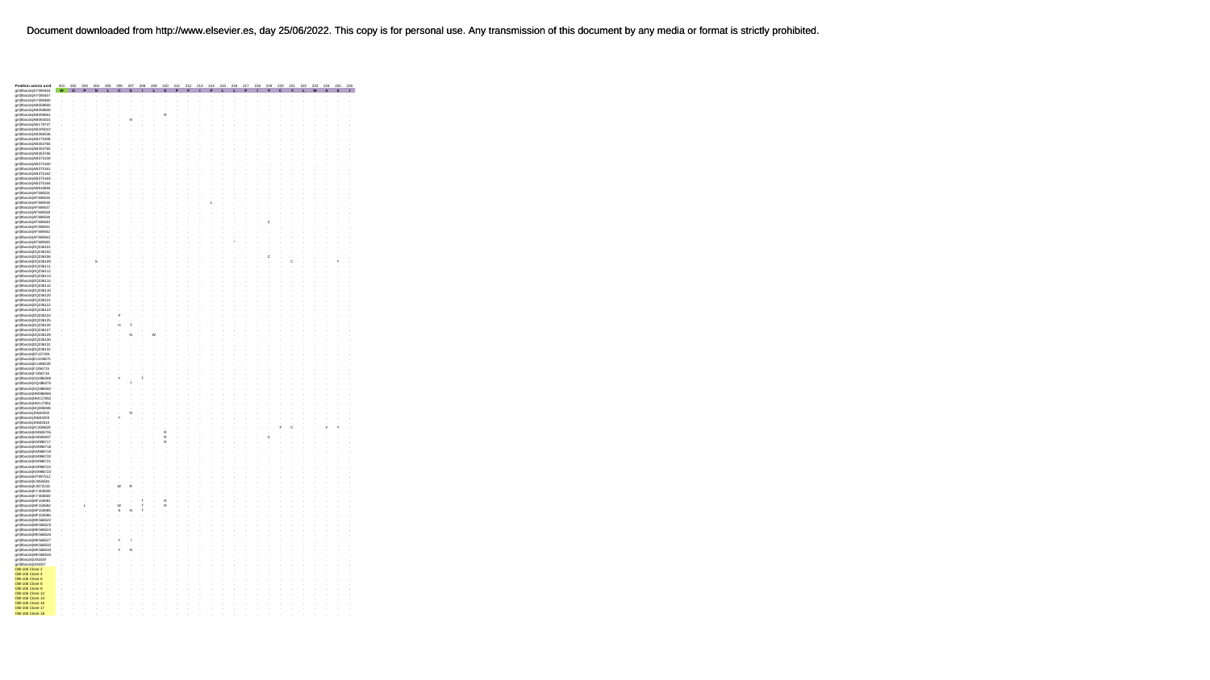| Position amino acid | 201 | 202 | 203 | 204 | 205 | 206 | 207 | 208 | 209 | 210 | 211 | 212 | 213 | 214 | 215 | 216 | 217 | 218 | 219 | 220 | 221 | 222 | 223 | 224 | 225 | 226 |
|---|---|---|---|---|---|---|---|---|---|---|---|---|---|---|---|---|---|---|---|---|---|---|---|---|---|---|
| gi\|Blastcls\|AY356454 | W | G | F | N | L | C | S | I | L | S | P | F | I | F | L | L | P | I | F | C | Y | L | W | A | S | I |
| gi\|Blastcls\|AY356457 | . | . | . | . | . | . | . | . | . | . | . | . | . | . | . | . | . | . | . | . | . | . | . | . | . | . |
| gi\|Blastcls\|AY356460 | . | . | . | . | . | . | . | . | . | . | . | . | . | . | . | . | . | . | . | . | . | . | . | . | . | . |
| gi\|Blastcls\|AB059660 | . | . | . | . | . | . | . | . | . | . | . | . | . | . | . | . | . | . | . | . | . | . | . | . | . | . |
| gi\|Blastcls\|AB059659 | . | . | . | . | . | . | . | . | . | . | . | . | . | . | . | . | . | . | . | . | . | . | . | . | . | . |
| gi\|Blastcls\|AB059661 | . | . | . | . | . | . | . | . | . | R | . | . | . | . | . | . | . | . | . | . | . | . | . | . | . | . |
| gi\|Blastcls\|AB064315 | . | . | . | . | . | . | N | . | . | . | . | . | . | . | . | . | . | . | . | . | . | . | . | . | . | . |
| gi\|Blastcls\|AB179747 | . | . | . | . | . | . | . | . | . | . | . | . | . | . | . | . | . | . | . | . | . | . | . | . | . | . |
| gi\|Blastcls\|AB256532 | . | . | . | . | . | . | . | . | . | . | . | . | . | . | . | . | . | . | . | . | . | . | . | . | . | . |
| gi\|Blastcls\|AB266536 | . | . | . | . | . | . | . | . | . | . | . | . | . | . | . | . | . | . | . | . | . | . | . | . | . | . |
| gi\|Blastcls\|AB275308 | . | . | . | . | . | . | . | . | . | . | . | . | . | . | . | . | . | . | . | . | . | . | . | . | . | . |
| gi\|Blastcls\|AB353764 | . | . | . | . | . | . | . | . | . | . | . | . | . | . | . | . | . | . | . | . | . | . | . | . | . | . |
| gi\|Blastcls\|AB353765 | . | . | . | . | . | . | . | . | . | . | . | . | . | . | . | . | . | . | . | . | . | . | . | . | . | . |
| gi\|Blastcls\|AB353766 | . | . | . | . | . | . | . | . | . | . | . | . | . | . | . | . | . | . | . | . | . | . | . | . | . | . |
| gi\|Blastcls\|AB375159 | . | . | . | . | . | . | . | . | . | . | . | . | . | . | . | . | . | . | . | . | . | . | . | . | . | . |
| gi\|Blastcls\|AB375160 | . | . | . | . | . | . | . | . | . | . | . | . | . | . | . | . | . | . | . | . | . | . | . | . | . | . |
| gi\|Blastcls\|AB375161 | . | . | . | . | . | . | . | . | . | . | . | . | . | . | . | . | . | . | . | . | . | . | . | . | . | . |
| gi\|Blastcls\|AB375162 | . | . | . | . | . | . | . | . | . | . | . | . | . | . | . | . | . | . | . | . | . | . | . | . | . | . |
| gi\|Blastcls\|AB375163 | . | . | . | . | . | . | . | . | . | . | . | . | . | . | . | . | . | . | . | . | . | . | . | . | . | . |
| gi\|Blastcls\|AB375164 | . | . | . | . | . | . | . | . | . | . | . | . | . | . | . | . | . | . | . | . | . | . | . | . | . | . |
| gi\|Blastcls\|AB818694 | . | . | . | . | . | . | . | . | . | . | . | . | . | . | . | . | . | . | . | . | . | . | . | . | . | . |
| gi\|Blastcls\|AF399531 | . | . | . | . | . | . | . | . | . | . | . | . | . | . | . | . | . | . | . | . | . | . | . | . | . | . |
| gi\|Blastcls\|AF399535 | . | . | . | . | . | . | . | . | . | . | . | . | . | . | . | . | . | . | . | . | . | . | . | . | . | . |
| gi\|Blastcls\|AF399536 | . | . | . | . | . | . | . | . | . | . | . | . | . | L | . | . | . | . | . | . | . | . | . | . | . | . |
| gi\|Blastcls\|AF399537 | . | . | . | . | . | . | . | . | . | . | . | . | . | . | . | . | . | . | . | . | . | . | . | . | . | . |
| gi\|Blastcls\|AF399538 | . | . | . | . | . | . | . | . | . | . | . | . | . | . | . | . | . | . | . | . | . | . | . | . | . | . |
| gi\|Blastcls\|AF399539 | . | . | . | . | . | . | . | . | . | . | . | . | . | . | . | . | . | . | . | . | . | . | . | . | . | . |
| gi\|Blastcls\|AF399540 | . | . | . | . | . | . | . | . | . | . | . | . | . | . | . | . | . | . | C | . | . | . | . | . | . | . |
| gi\|Blastcls\|AF399541 | . | . | . | . | . | . | . | . | . | . | . | . | . | . | . | . | . | . | . | . | . | . | . | . | . | . |
| gi\|Blastcls\|AF399542 | . | . | . | . | . | . | . | . | . | . | . | . | . | . | . | . | . | . | . | . | . | . | . | . | . | . |
| gi\|Blastcls\|AF399543 | . | . | . | . | . | . | . | . | . | . | . | . | . | . | . | . | . | . | . | . | . | . | . | . | . | . |
| gi\|Blastcls\|AF399545 | . | . | . | . | . | . | . | . | . | . | . | . | . | . | . | * | . | . | . | . | . | . | . | . | . | . |
| gi\|Blastcls\|DQ236101 | . | . | . | . | . | . | . | . | . | . | . | . | . | . | . | . | . | . | . | . | . | . | . | . | . | . |
| gi\|Blastcls\|DQ236102 | . | . | . | . | . | . | . | . | . | . | . | . | . | . | . | . | . | . | . | . | . | . | . | . | . | . |
| gi\|Blastcls\|DQ236106 | . | . | . | . | . | . | . | . | . | . | . | . | . | . | . | . | . | . | C | . | . | . | . | . | . | . |
| gi\|Blastcls\|DQ236109 | . | . | . | S | . | . | . | . | . | . | . | . | . | . | . | . | . | . | . | . | C | . | . | . | Y | . |
| gi\|Blastcls\|DQ236111 | . | . | . | . | . | . | . | . | . | . | . | . | . | . | . | . | . | . | . | . | . | . | . | . | . | . |
| gi\|Blastcls\|DQ236112 | . | . | . | . | . | . | . | . | . | . | . | . | . | . | . | . | . | . | . | . | . | . | . | . | . | . |
| gi\|Blastcls\|DQ236113 | . | . | . | . | . | . | . | . | . | . | . | . | . | . | . | . | . | . | . | . | . | . | . | . | . | . |
| gi\|Blastcls\|DQ236114 | . | . | . | . | . | . | . | . | . | . | . | . | . | . | . | . | . | . | . | . | . | . | . | . | . | . |
| gi\|Blastcls\|DQ236115 | . | . | . | . | . | . | . | . | . | . | . | . | . | . | . | . | . | . | . | . | . | . | . | . | . | . |
| gi\|Blastcls\|DQ236118 | . | . | . | . | . | . | . | . | . | . | . | . | . | . | . | . | . | . | . | . | . | . | . | . | . | . |
| gi\|Blastcls\|DQ236120 | . | . | . | . | . | . | . | . | . | . | . | . | . | . | . | . | . | . | . | . | . | . | . | . | . | . |
| gi\|Blastcls\|DQ236121 | . | . | . | . | . | . | . | . | . | . | . | . | . | . | . | . | . | . | . | . | . | . | . | . | . | . |
| gi\|Blastcls\|DQ236122 | . | . | . | . | . | . | . | . | . | . | . | . | . | . | . | . | . | . | . | . | . | . | . | . | . | . |
| gi\|Blastcls\|DQ236123 | . | . | . | . | . | . | . | . | . | . | . | . | . | . | . | . | . | . | . | . | . | . | . | . | . | . |
| gi\|Blastcls\|DQ236124 | . | . | . | . | . | F | . | . | . | . | . | . | . | . | . | . | . | . | . | . | . | . | . | . | . | . |
| gi\|Blastcls\|DQ236125 | . | . | . | . | . | . | . | . | . | . | . | . | . | . | . | . | . | . | . | . | . | . | . | . | . | . |
| gi\|Blastcls\|DQ236126 | . | . | . | . | . | H | T | . | . | . | . | . | . | . | . | . | . | . | . | . | . | . | . | . | . | . |
| gi\|Blastcls\|DQ236127 | . | . | . | . | . | . | . | . | . | . | . | . | . | . | . | . | . | . | . | . | . | . | . | . | . | . |
| gi\|Blastcls\|DQ236129 | . | . | . | . | . | . | N | . | W | . | . | . | . | . | . | . | . | . | . | . | . | . | . | . | . | . |
| gi\|Blastcls\|DQ236130 | . | . | . | . | . | . | . | . | . | . | . | . | . | . | . | . | . | . | . | . | . | . | . | . | . | . |
| gi\|Blastcls\|DQ236131 | . | . | . | . | . | . | . | . | . | . | . | . | . | . | . | . | . | . | . | . | . | . | . | . | . | . |
| gi\|Blastcls\|DQ236132 | . | . | . | . | . | . | . | . | . | . | . | . | . | . | . | . | . | . | . | . | . | . | . | . | . | . |
| gi\|Blastcls\|EF157291 | . | . | . | . | . | . | . | . | . | . | . | . | . | . | . | . | . | . | . | . | . | . | . | . | . | . |
| gi\|Blastcls\|EU159675 | . | . | . | . | . | . | . | . | . | . | . | . | . | . | . | . | . | . | . | . | . | . | . | . | . | . |
| gi\|Blastcls\|FJ499228 | . | . | . | . | . | . | . | . | . | . | . | . | . | . | . | . | . | . | . | . | . | . | . | . | . | . |
| gi\|Blastcls\|FJ356715 | . | . | . | . | . | . | . | . | . | . | . | . | . | . | . | . | . | . | . | . | . | . | . | . | . | . |
| gi\|Blastcls\|FJ356716 | . | . | . | . | . | . | . | . | . | . | . | . | . | . | . | . | . | . | . | . | . | . | . | . | . | . |
| gi\|Blastcls\|GQ486268 | . | . | . | . | . | Y | . | T | . | . | . | . | . | . | . | . | . | . | . | . | . | . | . | . | . | . |
| gi\|Blastcls\|GQ486270 | . | . | . | . | . | . | Y | . | . | . | . | . | . | . | . | . | . | . | . | . | . | . | . | . | . | . |
| gi\|Blastcls\|GQ486592 | . | . | . | . | . | . | . | . | . | . | . | . | . | . | . | . | . | . | . | . | . | . | . | . | . | . |
| gi\|Blastcls\|HM066946 | . | . | . | . | . | . | . | . | . | . | . | . | . | . | . | . | . | . | . | . | . | . | . | . | . | . |
| gi\|Blastcls\|HM117850 | . | . | . | . | . | . | . | . | . | . | . | . | . | . | . | . | . | . | . | . | . | . | . | . | . | . |
| gi\|Blastcls\|HM117851 | . | . | . | . | . | . | . | . | . | . | . | . | . | . | . | . | . | . | . | . | . | . | . | . | . | . |
| gi\|Blastcls\|HQ259595 | . | . | . | . | . | . | . | . | . | . | . | . | . | . | . | . | . | . | . | . | . | . | . | . | . | . |
| gi\|Blastcls\|JN664200 | . | . | . | . | . | . | N | . | . | . | . | . | . | . | . | . | . | . | . | . | . | . | . | . | . | . |
| gi\|Blastcls\|JN664203 | . | . | . | . | . | Y | . | . | . | . | . | . | . | . | . | . | . | . | . | . | . | . | . | . | . | . |
| gi\|Blastcls\|JN664310 | . | . | . | . | . | . | . | . | . | . | . | . | . | . | . | . | . | . | . | . | . | . | . | . | . | . |
| gi\|Blastcls\|KC836829 | . | . | . | . | . | . | . | . | . | . | . | . | . | . | . | . | . | . | . | F | C | . | . | V | Y | . |
| gi\|Blastcls\|KM606705 | . | . | . | . | . | . | . | . | . | R | . | . | . | . | . | . | . | . | . | . | . | . | . | . | . | . |
| gi\|Blastcls\|KM606707 | . | . | . | . | . | . | . | . | . | R | . | . | . | . | . | . | . | . | C | . | . | . | . | . | . | . |
| gi\|Blastcls\|KM998717 | . | . | . | . | . | . | . | . | . | R | . | . | . | . | . | . | . | . | . | . | . | . | . | . | . | . |
| gi\|Blastcls\|KM998718 | . | . | . | . | . | . | . | . | . | . | . | . | . | . | . | . | . | . | . | . | . | . | . | . | . | . |
| gi\|Blastcls\|KM998719 | . | . | . | . | . | . | . | . | . | . | . | . | . | . | . | . | . | . | . | . | . | . | . | . | . | . |
| gi\|Blastcls\|KM998720 | . | . | . | . | . | . | . | . | . | . | . | . | . | . | . | . | . | . | . | . | . | . | . | . | . | . |
| gi\|Blastcls\|KM998721 | . | . | . | . | . | . | . | . | . | . | . | . | . | . | . | . | . | . | . | . | . | . | . | . | . | . |
| gi\|Blastcls\|KM998722 | . | . | . | . | . | . | . | . | . | . | . | . | . | . | . | . | . | . | . | . | . | . | . | . | . | . |
| gi\|Blastcls\|KM998723 | . | . | . | . | . | . | . | . | . | . | . | . | . | . | . | . | . | . | . | . | . | . | . | . | . | . |
| gi\|Blastcls\|KP997512 | . | . | . | . | . | . | . | . | . | . | . | . | . | . | . | . | . | . | . | . | . | . | . | . | . | . |
| gi\|Blastcls\|KR045401 | . | . | . | . | . | . | . | . | . | . | . | . | . | . | . | . | . | . | . | . | . | . | . | . | . | . |
| gi\|Blastcls\|KT872150 | . | . | . | . | . | W | R | . | . | . | . | . | . | . | . | . | . | . | . | . | . | . | . | . | . | . |
| gi\|Blastcls\|KY458059 | . | . | . | . | . | . | . | . | . | . | . | . | . | . | . | . | . | . | . | . | . | . | . | . | . | . |
| gi\|Blastcls\|KY458060 | . | . | . | . | . | . | . | . | . | . | . | . | . | . | . | . | . | . | . | . | . | . | . | . | . | . |
| gi\|Blastcls\|MF150681 | . | . | . | . | . | . | . | T | . | R | . | . | . | . | . | . | . | . | . | . | . | . | . | . | . | . |
| gi\|Blastcls\|MF150682 | . | . | L | . | . | W | . | T | . | R | . | . | . | . | . | . | . | . | . | . | . | . | . | . | . | . |
| gi\|Blastcls\|MF150685 | . | . | . | . | . | S | N | T | . | . | . | . | . | . | . | . | . | . | . | . | . | . | . | . | . | . |
| gi\|Blastcls\|MF150686 | . | . | . | . | . | . | . | . | . | . | . | . | . | . | . | . | . | . | . | . | . | . | . | . | . | . |
| gi\|Blastcls\|MK568522 | . | . | . | . | . | . | . | . | . | . | . | . | . | . | . | . | . | . | . | . | . | . | . | . | . | . |
| gi\|Blastcls\|MK568523 | . | . | . | . | . | . | . | . | . | . | . | . | . | . | . | . | . | . | . | . | . | . | . | . | . | . |
| gi\|Blastcls\|MK568524 | . | . | . | . | . | . | . | . | . | . | . | . | . | . | . | . | . | . | . | . | . | . | . | . | . | . |
| gi\|Blastcls\|MK568526 | . | . | . | . | . | . | . | . | . | . | . | . | . | . | . | . | . | . | . | . | . | . | . | . | . | . |
| gi\|Blastcls\|MK568527 | . | . | . | . | . | Y | I | . | . | . | . | . | . | . | . | . | . | . | . | . | . | . | . | . | . | . |
| gi\|Blastcls\|MK568532 | . | . | . | . | . | . | . | . | . | . | . | . | . | . | . | . | . | . | . | . | . | . | . | . | . | . |
| gi\|Blastcls\|MK568533 | . | . | . | . | . | Y | N | . | . | . | . | . | . | . | . | . | . | . | . | . | . | . | . | . | . | . |
| gi\|Blastcls\|MK568534 | . | . | . | . | . | . | . | . | . | . | . | . | . | . | . | . | . | . | . | . | . | . | . | . | . | . |
| gi\|Blastcls\|U15020 | . | . | . | . | . | . | . | . | . | . | . | . | . | . | . | . | . | . | . | . | . | . | . | . | . | . |
| gi\|Blastcls\|U15027 | . | . | . | . | . | . | . | . | . | . | . | . | . | . | . | . | . | . | . | . | . | . | . | . | . | . |
| OB-106 Clone 2 | . | . | . | . | . | . | . | . | . | . | . | . | . | . | . | . | . | . | . | . | . | . | . | . | . | . |
| OB-106 Clone 4 | . | . | . | . | . | . | . | . | . | . | . | . | . | . | . | . | . | . | . | . | . | . | . | . | . | . |
| OB-106 Clone 6 | . | . | . | . | . | . | . | . | . | . | . | . | . | . | . | . | . | . | . | . | . | . | . | . | . | . |
| OB-106 Clone 8 | . | . | . | . | . | . | . | . | . | . | . | . | . | . | . | . | . | . | . | . | . | . | . | . | . | . |
| OB-106 Clone 9 | . | . | . | . | . | . | . | . | . | . | . | . | . | . | . | . | . | . | . | . | . | . | . | . | . | . |
| OB-106 Clone 12 | . | . | . | . | . | . | . | . | . | . | . | . | . | . | . | . | . | . | . | . | . | . | . | . | . | . |
| OB-106 Clone 13 | . | . | . | . | . | . | . | . | . | . | . | . | . | . | . | . | . | . | . | . | . | . | . | . | . | . |
| OB-106 Clone 16 | . | . | . | . | . | . | . | . | . | . | . | . | . | . | . | . | . | . | . | . | . | . | . | . | . | . |
| OB-106 Clone 17 | . | . | . | . | . | . | . | . | . | . | . | . | . | . | . | . | . | . | . | . | . | . | . | . | . | . |
| OB-106 Clone 18 | . | . | . | . | . | . | . | . | . | . | . | . | . | . | . | . | . | . | . | . | . | . | . | . | . | . |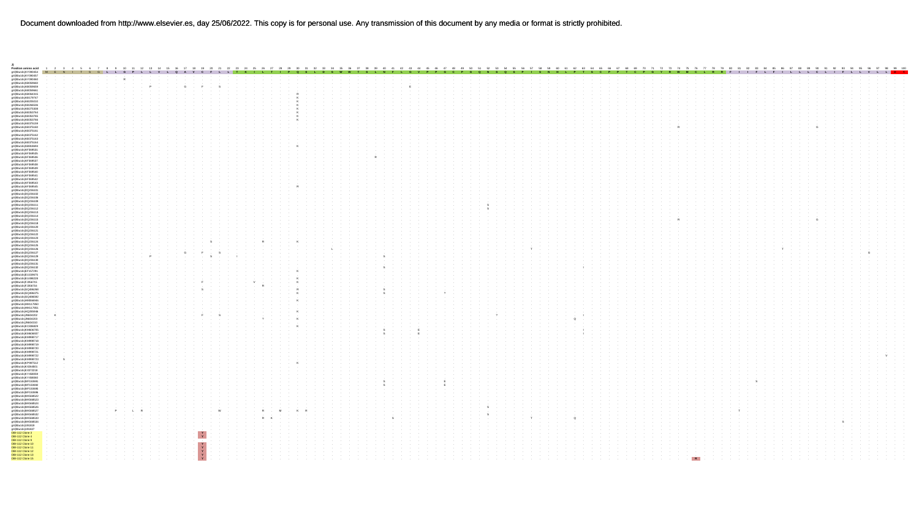J)

Position amino acid 1–100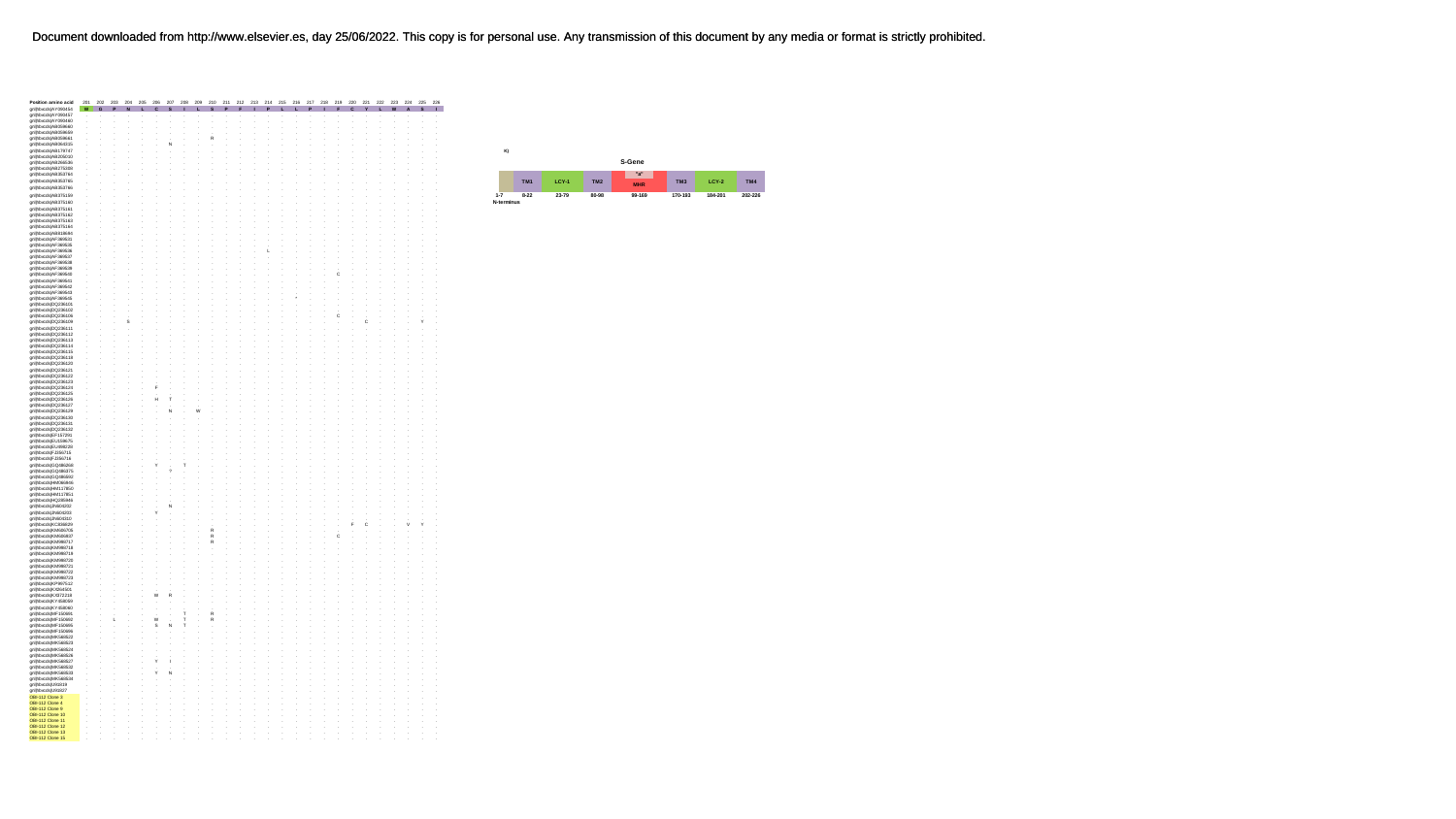| Position amino acid | 201 | 202 | 203 | 204 | 205 | 206 | 207 | 208 | 209 | 210 | 211 | 212 | 213 | 214 | 215 | 216 | 217 | 218 | 219 | 220 | 221 | 222 | 223 | 224 | 225 | 226 |
|---|---|---|---|---|---|---|---|---|---|---|---|---|---|---|---|---|---|---|---|---|---|---|---|---|---|---|
| gi\|hbvcds\|AY090454 | W | G | F | N | L | C | S | I | L | S | P | F | I | P | L | L | P | I | F | C | Y | L | W | A | S | I |
| gi\|hbvcds\|AY090457 | . | . | . | . | . | . | . | . | . | . | . | . | . | . | . | . | . | . | . | . | . | . | . | . | . | . |
| gi\|hbvcds\|AY090460 | . | . | . | . | . | . | . | . | . | . | . | . | . | . | . | . | . | . | . | . | . | . | . | . | . | . |
| gi\|hbvcds\|AB059660 | . | . | . | . | . | . | . | . | . | . | . | . | . | . | . | . | . | . | . | . | . | . | . | . | . | . |
| gi\|hbvcds\|AB059659 | . | . | . | . | . | . | . | . | . | . | . | . | . | . | . | . | . | . | . | . | . | . | . | . | . | . |
| gi\|hbvcds\|AB059661 | . | . | . | . | . | . | . | . | . | R | . | . | . | . | . | . | . | . | . | . | . | . | . | . | . | . |
| gi\|hbvcds\|AB064315 | . | . | . | . | . | . | N | . | . | . | . | . | . | . | . | . | . | . | . | . | . | . | . | . | . | . |
| gi\|hbvcds\|AB179747 | . | . | . | . | . | . | . | . | . | . | . | . | . | . | . | . | . | . | . | . | . | . | . | . | . | . |
| gi\|hbvcds\|AB205010 | . | . | . | . | . | . | . | . | . | . | . | . | . | . | . | . | . | . | . | . | . | . | . | . | . | . |
| gi\|hbvcds\|AB266536 | . | . | . | . | . | . | . | . | . | . | . | . | . | . | . | . | . | . | . | . | . | . | . | . | . | . |
| gi\|hbvcds\|AB275308 | . | . | . | . | . | . | . | . | . | . | . | . | . | . | . | . | . | . | . | . | . | . | . | . | . | . |
| gi\|hbvcds\|AB353764 | . | . | . | . | . | . | . | . | . | . | . | . | . | . | . | . | . | . | . | . | . | . | . | . | . | . |
| gi\|hbvcds\|AB353765 | . | . | . | . | . | . | . | . | . | . | . | . | . | . | . | . | . | . | . | . | . | . | . | . | . | . |
| gi\|hbvcds\|AB353766 | . | . | . | . | . | . | . | . | . | . | . | . | . | . | . | . | . | . | . | . | . | . | . | . | . | . |
| gi\|hbvcds\|AB375159 | . | . | . | . | . | . | . | . | . | . | . | . | . | . | . | . | . | . | . | . | . | . | . | . | . | . |
| gi\|hbvcds\|AB375160 | . | . | . | . | . | . | . | . | . | . | . | . | . | . | . | . | . | . | . | . | . | . | . | . | . | . |
| gi\|hbvcds\|AB375161 | . | . | . | . | . | . | . | . | . | . | . | . | . | . | . | . | . | . | . | . | . | . | . | . | . | . |
| gi\|hbvcds\|AB375162 | . | . | . | . | . | . | . | . | . | . | . | . | . | . | . | . | . | . | . | . | . | . | . | . | . | . |
| gi\|hbvcds\|AB375163 | . | . | . | . | . | . | . | . | . | . | . | . | . | . | . | . | . | . | . | . | . | . | . | . | . | . |
| gi\|hbvcds\|AB375164 | . | . | . | . | . | . | . | . | . | . | . | . | . | . | . | . | . | . | . | . | . | . | . | . | . | . |
| gi\|hbvcds\|AB818694 | . | . | . | . | . | . | . | . | . | . | . | . | . | . | . | . | . | . | . | . | . | . | . | . | . | . |
| gi\|hbvcds\|AF389531 | . | . | . | . | . | . | . | . | . | . | . | . | . | . | . | . | . | . | . | . | . | . | . | . | . | . |
| gi\|hbvcds\|AF389535 | . | . | . | . | . | . | . | . | . | . | . | . | . | . | . | . | . | . | . | . | . | . | . | . | . | . |
| gi\|hbvcds\|AF389536 | . | . | . | . | . | . | . | . | . | . | . | . | . | L | . | . | . | . | . | . | . | . | . | . | . | . |
| gi\|hbvcds\|AF389537 | . | . | . | . | . | . | . | . | . | . | . | . | . | . | . | . | . | . | . | . | . | . | . | . | . | . |
| gi\|hbvcds\|AF389538 | . | . | . | . | . | . | . | . | . | . | . | . | . | . | . | . | . | . | . | . | . | . | . | . | . | . |
| gi\|hbvcds\|AF389539 | . | . | . | . | . | . | . | . | . | . | . | . | . | . | . | . | . | . | . | . | . | . | . | . | . | . |
| gi\|hbvcds\|AF389540 | . | . | . | . | . | . | . | . | . | . | . | . | . | . | . | . | . | . | C | . | . | . | . | . | . | . |
| gi\|hbvcds\|AF389541 | . | . | . | . | . | . | . | . | . | . | . | . | . | . | . | . | . | . | . | . | . | . | . | . | . | . |
| gi\|hbvcds\|AF389542 | . | . | . | . | . | . | . | . | . | . | . | . | . | . | . | . | . | . | . | . | . | . | . | . | . | . |
| gi\|hbvcds\|AF389543 | . | . | . | . | . | . | . | . | . | . | . | . | . | . | . | * | . | . | . | . | . | . | . | . | . | . |
| gi\|hbvcds\|AF389555 | . | . | . | . | . | . | . | . | . | . | . | . | . | . | . | . | . | . | . | . | . | . | . | . | . | . |
| gi\|hbvcds\|DQ236101 | . | . | . | . | . | . | . | . | . | . | . | . | . | . | . | . | . | . | . | . | . | . | . | . | . | . |
| gi\|hbvcds\|DQ236102 | . | . | . | . | . | . | . | . | . | . | . | . | . | . | . | . | . | . | . | . | . | . | . | . | . | . |
| gi\|hbvcds\|DQ236106 | . | . | . | . | . | . | . | . | . | . | . | . | . | . | . | . | . | . | C | . | . | . | . | . | . | . |
| gi\|hbvcds\|DQ236109 | . | . | . | S | . | . | . | . | . | . | . | . | . | . | . | . | . | . | . | . | C | . | . | . | Y | . |
| gi\|hbvcds\|DQ236111 | . | . | . | . | . | . | . | . | . | . | . | . | . | . | . | . | . | . | . | . | . | . | . | . | . | . |
| gi\|hbvcds\|DQ236112 | . | . | . | . | . | . | . | . | . | . | . | . | . | . | . | . | . | . | . | . | . | . | . | . | . | . |
| gi\|hbvcds\|DQ236113 | . | . | . | . | . | . | . | . | . | . | . | . | . | . | . | . | . | . | . | . | . | . | . | . | . | . |
| gi\|hbvcds\|DQ236114 | . | . | . | . | . | . | . | . | . | . | . | . | . | . | . | . | . | . | . | . | . | . | . | . | . | . |
| gi\|hbvcds\|DQ236115 | . | . | . | . | . | . | . | . | . | . | . | . | . | . | . | . | . | . | . | . | . | . | . | . | . | . |
| gi\|hbvcds\|DQ236118 | . | . | . | . | . | . | . | . | . | . | . | . | . | . | . | . | . | . | . | . | . | . | . | . | . | . |
| gi\|hbvcds\|DQ236120 | . | . | . | . | . | . | . | . | . | . | . | . | . | . | . | . | . | . | . | . | . | . | . | . | . | . |
| gi\|hbvcds\|DQ236121 | . | . | . | . | . | . | . | . | . | . | . | . | . | . | . | . | . | . | . | . | . | . | . | . | . | . |
| gi\|hbvcds\|DQ236122 | . | . | . | . | . | . | . | . | . | . | . | . | . | . | . | . | . | . | . | . | . | . | . | . | . | . |
| gi\|hbvcds\|DQ236123 | . | . | . | . | . | . | . | . | . | . | . | . | . | . | . | . | . | . | . | . | . | . | . | . | . | . |
| gi\|hbvcds\|DQ236124 | . | . | . | . | . | F | . | . | . | . | . | . | . | . | . | . | . | . | . | . | . | . | . | . | . | . |
| gi\|hbvcds\|DQ236125 | . | . | . | . | . | . | . | . | . | . | . | . | . | . | . | . | . | . | . | . | . | . | . | . | . | . |
| gi\|hbvcds\|DQ236126 | . | . | . | . | . | H | T | . | . | . | . | . | . | . | . | . | . | . | . | . | . | . | . | . | . | . |
| gi\|hbvcds\|DQ236127 | . | . | . | . | . | . | . | . | . | . | . | . | . | . | . | . | . | . | . | . | . | . | . | . | . | . |
| gi\|hbvcds\|DQ236129 | . | . | . | . | . | . | N | . | W | . | . | . | . | . | . | . | . | . | . | . | . | . | . | . | . | . |
| gi\|hbvcds\|DQ236130 | . | . | . | . | . | . | . | . | . | . | . | . | . | . | . | . | . | . | . | . | . | . | . | . | . | . |
| gi\|hbvcds\|DQ236131 | . | . | . | . | . | . | . | . | . | . | . | . | . | . | . | . | . | . | . | . | . | . | . | . | . | . |
| gi\|hbvcds\|DQ236132 | . | . | . | . | . | . | . | . | . | . | . | . | . | . | . | . | . | . | . | . | . | . | . | . | . | . |
| gi\|hbvcds\|EF157291 | . | . | . | . | . | . | . | . | . | . | . | . | . | . | . | . | . | . | . | . | . | . | . | . | . | . |
| gi\|hbvcds\|EU159675 | . | . | . | . | . | . | . | . | . | . | . | . | . | . | . | . | . | . | . | . | . | . | . | . | . | . |
| gi\|hbvcds\|EU498228 | . | . | . | . | . | . | . | . | . | . | . | . | . | . | . | . | . | . | . | . | . | . | . | . | . | . |
| gi\|hbvcds\|FJ356715 | . | . | . | . | . | . | . | . | . | . | . | . | . | . | . | . | . | . | . | . | . | . | . | . | . | . |
| gi\|hbvcds\|FJ356716 | . | . | . | . | . | . | . | . | . | . | . | . | . | . | . | . | . | . | . | . | . | . | . | . | . | . |
| gi\|hbvcds\|GQ486268 | . | . | . | . | . | Y | . | T | . | . | . | . | . | . | . | . | . | . | . | . | . | . | . | . | . | . |
| gi\|hbvcds\|GQ486375 | . | . | . | . | . | . | ? | . | . | . | . | . | . | . | . | . | . | . | . | . | . | . | . | . | . | . |
| gi\|hbvcds\|GQ486592 | . | . | . | . | . | . | . | . | . | . | . | . | . | . | . | . | . | . | . | . | . | . | . | . | . | . |
| gi\|hbvcds\|HM066946 | . | . | . | . | . | . | . | . | . | . | . | . | . | . | . | . | . | . | . | . | . | . | . | . | . | . |
| gi\|hbvcds\|HM117850 | . | . | . | . | . | . | . | . | . | . | . | . | . | . | . | . | . | . | . | . | . | . | . | . | . | . |
| gi\|hbvcds\|HM117851 | . | . | . | . | . | . | . | . | . | . | . | . | . | . | . | . | . | . | . | . | . | . | . | . | . | . |
| gi\|hbvcds\|HQ285946 | . | . | . | . | . | . | . | . | . | . | . | . | . | . | . | . | . | . | . | . | . | . | . | . | . | . |
| gi\|hbvcds\|JN604222 | . | . | . | . | . | . | N | . | . | . | . | . | . | . | . | . | . | . | . | . | . | . | . | . | . | . |
| gi\|hbvcds\|JN604203 | . | . | . | . | . | Y | . | . | . | . | . | . | . | . | . | . | . | . | . | . | . | . | . | . | . | . |
| gi\|hbvcds\|JN604310 | . | . | . | . | . | . | . | . | . | . | . | . | . | . | . | . | . | . | . | . | . | . | . | . | . | . |
| gi\|hbvcds\|KC836829 | . | . | . | . | . | . | . | . | . | . | . | . | . | . | . | . | . | . | . | F | C | . | . | V | Y | . |
| gi\|hbvcds\|KM486705 | . | . | . | . | . | . | . | . | . | R | . | . | . | . | . | . | . | . | . | . | . | . | . | . | . | . |
| gi\|hbvcds\|KM486627 | . | . | . | . | . | . | . | . | . | R | . | . | . | . | . | . | . | . | C | . | . | . | . | . | . | . |
| gi\|hbvcds\|KM998717 | . | . | . | . | . | . | . | . | . | R | . | . | . | . | . | . | . | . | . | . | . | . | . | . | . | . |
| gi\|hbvcds\|KM998718 | . | . | . | . | . | . | . | . | . | . | . | . | . | . | . | . | . | . | . | . | . | . | . | . | . | . |
| gi\|hbvcds\|KM998719 | . | . | . | . | . | . | . | . | . | . | . | . | . | . | . | . | . | . | . | . | . | . | . | . | . | . |
| gi\|hbvcds\|KM998720 | . | . | . | . | . | . | . | . | . | . | . | . | . | . | . | . | . | . | . | . | . | . | . | . | . | . |
| gi\|hbvcds\|KM998721 | . | . | . | . | . | . | . | . | . | . | . | . | . | . | . | . | . | . | . | . | . | . | . | . | . | . |
| gi\|hbvcds\|KM998722 | . | . | . | . | . | . | . | . | . | . | . | . | . | . | . | . | . | . | . | . | . | . | . | . | . | . |
| gi\|hbvcds\|KM998723 | . | . | . | . | . | . | . | . | . | . | . | . | . | . | . | . | . | . | . | . | . | . | . | . | . | . |
| gi\|hbvcds\|KP997512 | . | . | . | . | . | . | . | . | . | . | . | . | . | . | . | . | . | . | . | . | . | . | . | . | . | . |
| gi\|hbvcds\|KX264501 | . | . | . | . | . | . | . | . | . | . | . | . | . | . | . | . | . | . | . | . | . | . | . | . | . | . |
| gi\|hbvcds\|KX272218 | . | . | . | . | . | M | R | . | . | . | . | . | . | . | . | . | . | . | . | . | . | . | . | . | . | . |
| gi\|hbvcds\|KY458059 | . | . | . | . | . | . | . | . | . | . | . | . | . | . | . | . | . | . | . | . | . | . | . | . | . | . |
| gi\|hbvcds\|KY458060 | . | . | . | . | . | . | . | . | . | . | . | . | . | . | . | . | . | . | . | . | . | . | . | . | . | . |
| gi\|hbvcds\|MF150691 | . | . | . | . | . | . | . | T | . | R | . | . | . | . | . | . | . | . | . | . | . | . | . | . | . | . |
| gi\|hbvcds\|MF150692 | . | . | L | . | . | M | . | T | . | R | . | . | . | . | . | . | . | . | . | . | . | . | . | . | . | . |
| gi\|hbvcds\|MF150695 | . | . | . | . | . | S | N | T | . | . | . | . | . | . | . | . | . | . | . | . | . | . | . | . | . | . |
| gi\|hbvcds\|MF150696 | . | . | . | . | . | . | . | . | . | . | . | . | . | . | . | . | . | . | . | . | . | . | . | . | . | . |
| gi\|hbvcds\|MK568522 | . | . | . | . | . | . | . | . | . | . | . | . | . | . | . | . | . | . | . | . | . | . | . | . | . | . |
| gi\|hbvcds\|MK568523 | . | . | . | . | . | . | . | . | . | . | . | . | . | . | . | . | . | . | . | . | . | . | . | . | . | . |
| gi\|hbvcds\|MK568524 | . | . | . | . | . | . | . | . | . | . | . | . | . | . | . | . | . | . | . | . | . | . | . | . | . | . |
| gi\|hbvcds\|MK568526 | . | . | . | . | . | . | . | . | . | . | . | . | . | . | . | . | . | . | . | . | . | . | . | . | . | . |
| gi\|hbvcds\|MK568527 | . | . | . | . | . | Y | I | . | . | . | . | . | . | . | . | . | . | . | . | . | . | . | . | . | . | . |
| gi\|hbvcds\|MK568532 | . | . | . | . | . | . | . | . | . | . | . | . | . | . | . | . | . | . | . | . | . | . | . | . | . | . |
| gi\|hbvcds\|MK568533 | . | . | . | . | . | Y | N | . | . | . | . | . | . | . | . | . | . | . | . | . | . | . | . | . | . | . |
| gi\|hbvcds\|MK568534 | . | . | . | . | . | . | . | . | . | . | . | . | . | . | . | . | . | . | . | . | . | . | . | . | . | . |
| gi\|hbvcds\|U91819 | . | . | . | . | . | . | . | . | . | . | . | . | . | . | . | . | . | . | . | . | . | . | . | . | . | . |
| gi\|hbvcds\|U91827 | . | . | . | . | . | . | . | . | . | . | . | . | . | . | . | . | . | . | . | . | . | . | . | . | . | . |
| ORI-112 Clone 3 | . | . | . | . | . | . | . | . | . | . | . | . | . | . | . | . | . | . | . | . | . | . | . | . | . | . |
| ORI-112 Clone 4 | . | . | . | . | . | . | . | . | . | . | . | . | . | . | . | . | . | . | . | . | . | . | . | . | . | . |
| ORI-112 Clone 9 | . | . | . | . | . | . | . | . | . | . | . | . | . | . | . | . | . | . | . | . | . | . | . | . | . | . |
| ORI-112 Clone 10 | . | . | . | . | . | . | . | . | . | . | . | . | . | . | . | . | . | . | . | . | . | . | . | . | . | . |
| ORI-112 Clone 11 | . | . | . | . | . | . | . | . | . | . | . | . | . | . | . | . | . | . | . | . | . | . | . | . | . | . |
| ORI-112 Clone 12 | . | . | . | . | . | . | . | . | . | . | . | . | . | . | . | . | . | . | . | . | . | . | . | . | . | . |
| ORI-112 Clone 13 | . | . | . | . | . | . | . | . | . | . | . | . | . | . | . | . | . | . | . | . | . | . | . | . | . | . |
| ORI-112 Clone 15 | . | . | . | . | . | . | . | . | . | . | . | . | . | . | . | . | . | . | . | . | . | . | . | . | . | . |

K)

S-Gene

TM1 LCY-1 TM2 "a" MHR TM3 LCY-2 TM4

1-7 N-terminus 8-22 23-79 80-98 99-169 170-183 184-201 202-226